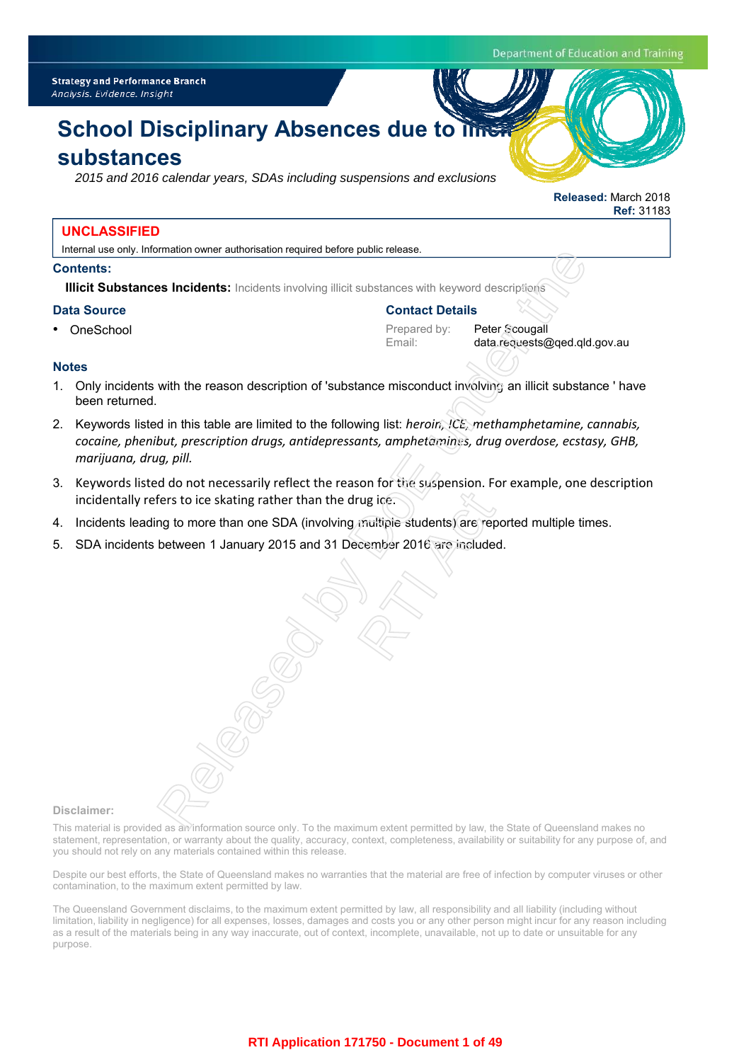Department of Education and Training

**Strategy and Performance Branch**
*Analysis. Evidence. Insight*

# School Disciplinary Absences due to illicit substances

*2015 and 2016 calendar years, SDAs including suspensions and exclusions*

**Released:** March 2018
**Ref:** 31183

**UNCLASSIFIED**

Internal use only. Information owner authorisation required before public release.

### Contents:

**Illicit Substances Incidents:** Incidents involving illicit substances with keyword descriptions

### Data Source

- OneSchool

### Contact Details

Prepared by: Peter Scougall
Email: data.requests@qed.qld.gov.au

### Notes

1. Only incidents with the reason description of 'substance misconduct involving an illicit substance ' have been returned.
2. Keywords listed in this table are limited to the following list: *heroin, ICE, methamphetamine, cannabis, cocaine, phenibut, prescription drugs, antidepressants, amphetamines, drug overdose, ecstasy, GHB, marijuana, drug, pill.*
3. Keywords listed do not necessarily reflect the reason for the suspension. For example, one description incidentally refers to ice skating rather than the drug ice.
4. Incidents leading to more than one SDA (involving multiple students) are reported multiple times.
5. SDA incidents between 1 January 2015 and 31 December 2016 are included.

**Disclaimer:**

This material is provided as an information source only. To the maximum extent permitted by law, the State of Queensland makes no statement, representation, or warranty about the quality, accuracy, context, completeness, availability or suitability for any purpose of, and you should not rely on any materials contained within this release.

Despite our best efforts, the State of Queensland makes no warranties that the material are free of infection by computer viruses or other contamination, to the maximum extent permitted by law.

The Queensland Government disclaims, to the maximum extent permitted by law, all responsibility and all liability (including without limitation, liability in negligence) for all expenses, losses, damages and costs you or any other person might incur for any reason including as a result of the materials being in any way inaccurate, out of context, incomplete, unavailable, not up to date or unsuitable for any purpose.

Released by DoE under the RTI Act

RTI Application 171750 - Document 1 of 49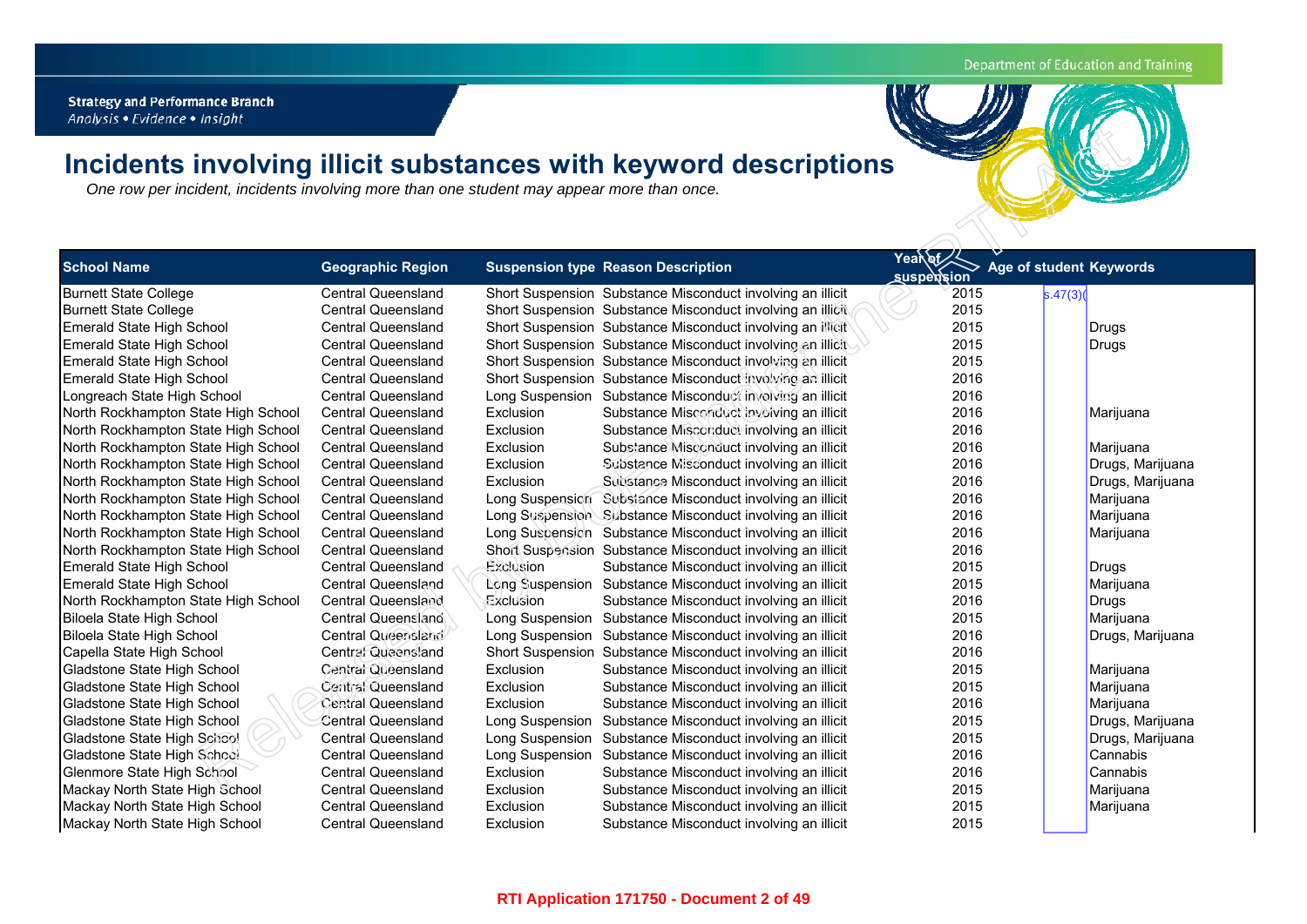Department of Education and Training

**Strategy and Performance Branch**
*Analysis • Evidence • Insight*

# Incidents involving illicit substances with keyword descriptions

*One row per incident, incidents involving more than one student may appear more than once.*

| School Name | Geographic Region | Suspension type | Reason Description | Year of suspension | Age of student | Keywords |
|---|---|---|---|---|---|---|
| Burnett State College | Central Queensland | Short Suspension | Substance Misconduct involving an illicit | 2015 | s.47(3)( | |
| Burnett State College | Central Queensland | Short Suspension | Substance Misconduct involving an illicit | 2015 | | |
| Emerald State High School | Central Queensland | Short Suspension | Substance Misconduct involving an illicit | 2015 | | Drugs |
| Emerald State High School | Central Queensland | Short Suspension | Substance Misconduct involving an illicit | 2015 | | Drugs |
| Emerald State High School | Central Queensland | Short Suspension | Substance Misconduct involving an illicit | 2015 | | |
| Emerald State High School | Central Queensland | Short Suspension | Substance Misconduct involving an illicit | 2016 | | |
| Longreach State High School | Central Queensland | Long Suspension | Substance Misconduct involving an illicit | 2016 | | |
| North Rockhampton State High School | Central Queensland | Exclusion | Substance Misconduct involving an illicit | 2016 | | Marijuana |
| North Rockhampton State High School | Central Queensland | Exclusion | Substance Misconduct involving an illicit | 2016 | | |
| North Rockhampton State High School | Central Queensland | Exclusion | Substance Misconduct involving an illicit | 2016 | | Marijuana |
| North Rockhampton State High School | Central Queensland | Exclusion | Substance Misconduct involving an illicit | 2016 | | Drugs, Marijuana |
| North Rockhampton State High School | Central Queensland | Exclusion | Substance Misconduct involving an illicit | 2016 | | Drugs, Marijuana |
| North Rockhampton State High School | Central Queensland | Long Suspension | Substance Misconduct involving an illicit | 2016 | | Marijuana |
| North Rockhampton State High School | Central Queensland | Long Suspension | Substance Misconduct involving an illicit | 2016 | | Marijuana |
| North Rockhampton State High School | Central Queensland | Long Suspension | Substance Misconduct involving an illicit | 2016 | | Marijuana |
| North Rockhampton State High School | Central Queensland | Short Suspension | Substance Misconduct involving an illicit | 2016 | | |
| Emerald State High School | Central Queensland | Exclusion | Substance Misconduct involving an illicit | 2015 | | Drugs |
| Emerald State High School | Central Queensland | Long Suspension | Substance Misconduct involving an illicit | 2015 | | Marijuana |
| North Rockhampton State High School | Central Queensland | Exclusion | Substance Misconduct involving an illicit | 2016 | | Drugs |
| Biloela State High School | Central Queensland | Long Suspension | Substance Misconduct involving an illicit | 2015 | | Marijuana |
| Biloela State High School | Central Queensland | Long Suspension | Substance Misconduct involving an illicit | 2016 | | Drugs, Marijuana |
| Capella State High School | Central Queensland | Short Suspension | Substance Misconduct involving an illicit | 2016 | | |
| Gladstone State High School | Central Queensland | Exclusion | Substance Misconduct involving an illicit | 2015 | | Marijuana |
| Gladstone State High School | Central Queensland | Exclusion | Substance Misconduct involving an illicit | 2015 | | Marijuana |
| Gladstone State High School | Central Queensland | Exclusion | Substance Misconduct involving an illicit | 2016 | | Marijuana |
| Gladstone State High School | Central Queensland | Long Suspension | Substance Misconduct involving an illicit | 2015 | | Drugs, Marijuana |
| Gladstone State High School | Central Queensland | Long Suspension | Substance Misconduct involving an illicit | 2015 | | Drugs, Marijuana |
| Gladstone State High School | Central Queensland | Long Suspension | Substance Misconduct involving an illicit | 2016 | | Cannabis |
| Glenmore State High School | Central Queensland | Exclusion | Substance Misconduct involving an illicit | 2016 | | Cannabis |
| Mackay North State High School | Central Queensland | Exclusion | Substance Misconduct involving an illicit | 2015 | | Marijuana |
| Mackay North State High School | Central Queensland | Exclusion | Substance Misconduct involving an illicit | 2015 | | Marijuana |
| Mackay North State High School | Central Queensland | Exclusion | Substance Misconduct involving an illicit | 2015 | | |

RTI Application 171750 - Document 2 of 49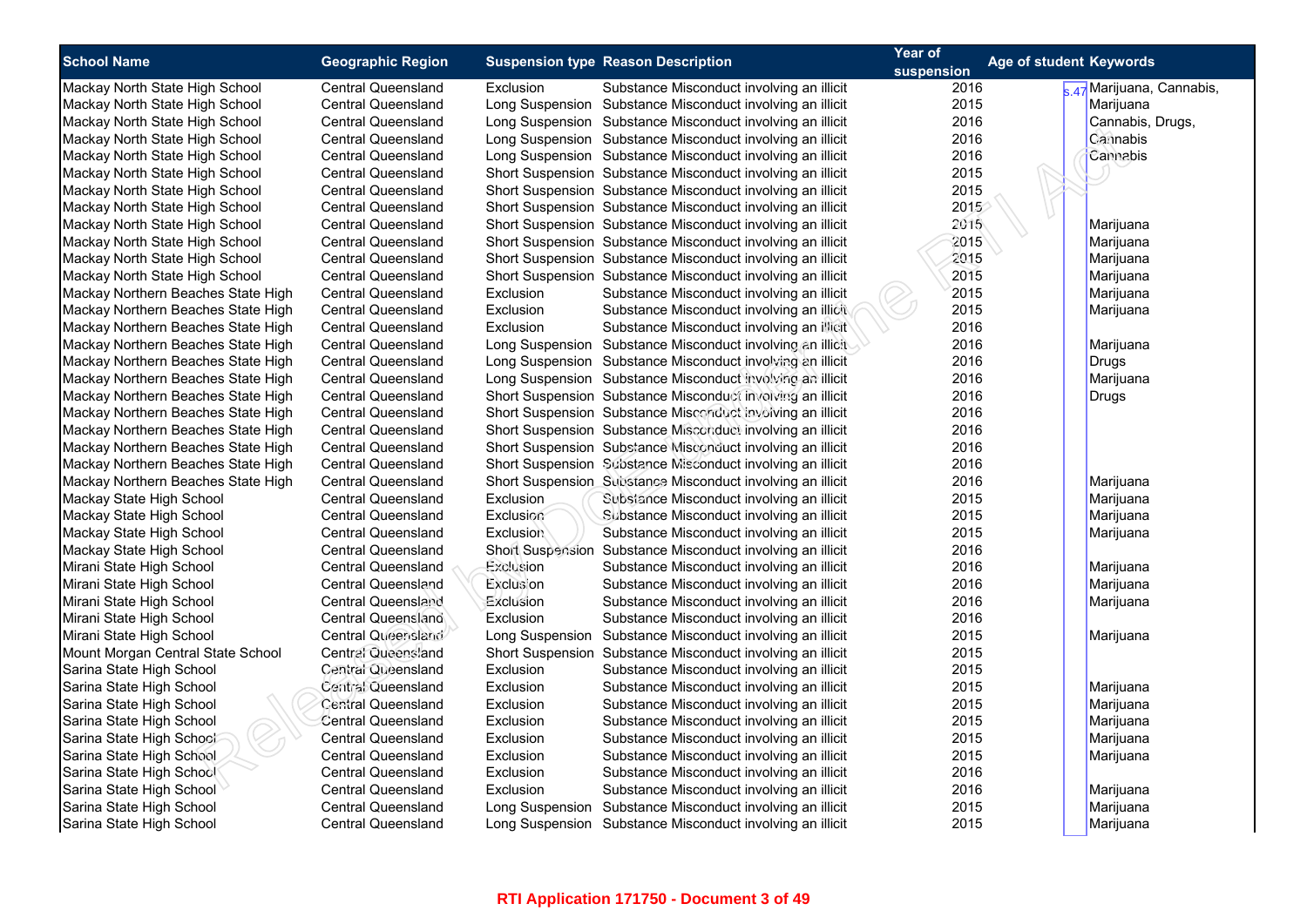| School Name | Geographic Region | Suspension type | Reason Description | Year of suspension | Age of student | Keywords |
|---|---|---|---|---|---|---|
| Mackay North State High School | Central Queensland | Exclusion | Substance Misconduct involving an illicit | 2016 | s.47 | Marijuana, Cannabis, |
| Mackay North State High School | Central Queensland | Long Suspension | Substance Misconduct involving an illicit | 2015 | | Marijuana |
| Mackay North State High School | Central Queensland | Long Suspension | Substance Misconduct involving an illicit | 2016 | | Cannabis, Drugs, |
| Mackay North State High School | Central Queensland | Long Suspension | Substance Misconduct involving an illicit | 2016 | | Cannabis |
| Mackay North State High School | Central Queensland | Long Suspension | Substance Misconduct involving an illicit | 2016 | | Cannabis |
| Mackay North State High School | Central Queensland | Short Suspension | Substance Misconduct involving an illicit | 2015 | | |
| Mackay North State High School | Central Queensland | Short Suspension | Substance Misconduct involving an illicit | 2015 | | |
| Mackay North State High School | Central Queensland | Short Suspension | Substance Misconduct involving an illicit | 2015 | | |
| Mackay North State High School | Central Queensland | Short Suspension | Substance Misconduct involving an illicit | 2015 | | Marijuana |
| Mackay North State High School | Central Queensland | Short Suspension | Substance Misconduct involving an illicit | 2015 | | Marijuana |
| Mackay North State High School | Central Queensland | Short Suspension | Substance Misconduct involving an illicit | 2015 | | Marijuana |
| Mackay North State High School | Central Queensland | Short Suspension | Substance Misconduct involving an illicit | 2015 | | Marijuana |
| Mackay Northern Beaches State High | Central Queensland | Exclusion | Substance Misconduct involving an illicit | 2015 | | Marijuana |
| Mackay Northern Beaches State High | Central Queensland | Exclusion | Substance Misconduct involving an illicit | 2015 | | Marijuana |
| Mackay Northern Beaches State High | Central Queensland | Exclusion | Substance Misconduct involving an illicit | 2016 | | |
| Mackay Northern Beaches State High | Central Queensland | Long Suspension | Substance Misconduct involving an illicit | 2016 | | Marijuana |
| Mackay Northern Beaches State High | Central Queensland | Long Suspension | Substance Misconduct involving an illicit | 2016 | | Drugs |
| Mackay Northern Beaches State High | Central Queensland | Long Suspension | Substance Misconduct involving an illicit | 2016 | | Marijuana |
| Mackay Northern Beaches State High | Central Queensland | Short Suspension | Substance Misconduct involving an illicit | 2016 | | Drugs |
| Mackay Northern Beaches State High | Central Queensland | Short Suspension | Substance Misconduct involving an illicit | 2016 | | |
| Mackay Northern Beaches State High | Central Queensland | Short Suspension | Substance Misconduct involving an illicit | 2016 | | |
| Mackay Northern Beaches State High | Central Queensland | Short Suspension | Substance Misconduct involving an illicit | 2016 | | |
| Mackay Northern Beaches State High | Central Queensland | Short Suspension | Substance Misconduct involving an illicit | 2016 | | |
| Mackay Northern Beaches State High | Central Queensland | Short Suspension | Substance Misconduct involving an illicit | 2016 | | Marijuana |
| Mackay State High School | Central Queensland | Exclusion | Substance Misconduct involving an illicit | 2015 | | Marijuana |
| Mackay State High School | Central Queensland | Exclusion | Substance Misconduct involving an illicit | 2015 | | Marijuana |
| Mackay State High School | Central Queensland | Exclusion | Substance Misconduct involving an illicit | 2015 | | Marijuana |
| Mackay State High School | Central Queensland | Short Suspension | Substance Misconduct involving an illicit | 2016 | | |
| Mirani State High School | Central Queensland | Exclusion | Substance Misconduct involving an illicit | 2016 | | Marijuana |
| Mirani State High School | Central Queensland | Exclusion | Substance Misconduct involving an illicit | 2016 | | Marijuana |
| Mirani State High School | Central Queensland | Exclusion | Substance Misconduct involving an illicit | 2016 | | Marijuana |
| Mirani State High School | Central Queensland | Exclusion | Substance Misconduct involving an illicit | 2016 | | |
| Mirani State High School | Central Queensland | Long Suspension | Substance Misconduct involving an illicit | 2015 | | Marijuana |
| Mount Morgan Central State School | Central Queensland | Short Suspension | Substance Misconduct involving an illicit | 2015 | | |
| Sarina State High School | Central Queensland | Exclusion | Substance Misconduct involving an illicit | 2015 | | |
| Sarina State High School | Central Queensland | Exclusion | Substance Misconduct involving an illicit | 2015 | | Marijuana |
| Sarina State High School | Central Queensland | Exclusion | Substance Misconduct involving an illicit | 2015 | | Marijuana |
| Sarina State High School | Central Queensland | Exclusion | Substance Misconduct involving an illicit | 2015 | | Marijuana |
| Sarina State High School | Central Queensland | Exclusion | Substance Misconduct involving an illicit | 2015 | | Marijuana |
| Sarina State High School | Central Queensland | Exclusion | Substance Misconduct involving an illicit | 2015 | | Marijuana |
| Sarina State High School | Central Queensland | Exclusion | Substance Misconduct involving an illicit | 2016 | | |
| Sarina State High School | Central Queensland | Exclusion | Substance Misconduct involving an illicit | 2016 | | Marijuana |
| Sarina State High School | Central Queensland | Long Suspension | Substance Misconduct involving an illicit | 2015 | | Marijuana |
| Sarina State High School | Central Queensland | Long Suspension | Substance Misconduct involving an illicit | 2015 | | Marijuana |

RTI Application 171750 - Document 3 of 49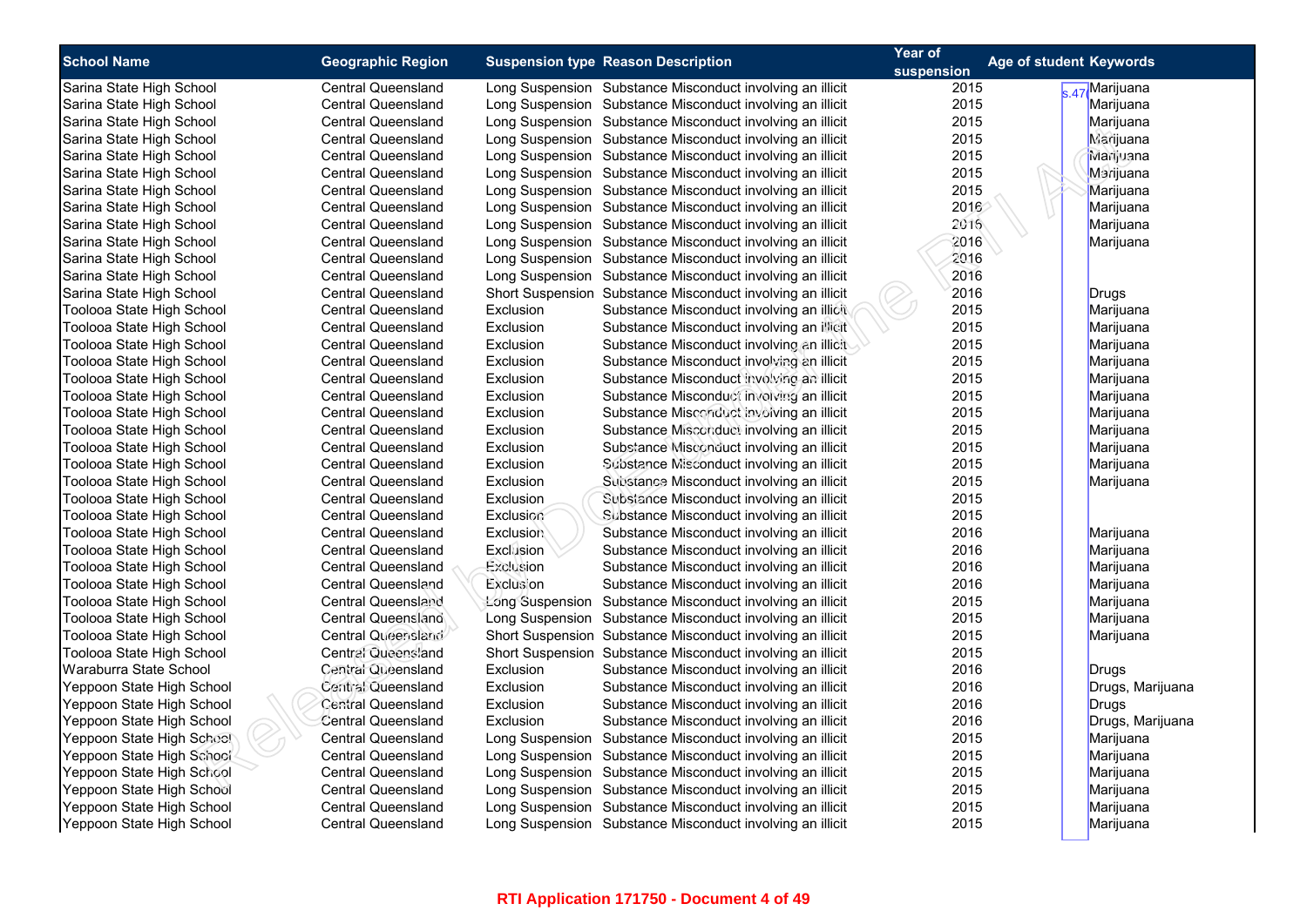| School Name | Geographic Region | Suspension type | Reason Description | Year of suspension | Age of student | Keywords |
|---|---|---|---|---|---|---|
| Sarina State High School | Central Queensland | Long Suspension | Substance Misconduct involving an illicit | 2015 | s.47 | Marijuana |
| Sarina State High School | Central Queensland | Long Suspension | Substance Misconduct involving an illicit | 2015 | | Marijuana |
| Sarina State High School | Central Queensland | Long Suspension | Substance Misconduct involving an illicit | 2015 | | Marijuana |
| Sarina State High School | Central Queensland | Long Suspension | Substance Misconduct involving an illicit | 2015 | | Marijuana |
| Sarina State High School | Central Queensland | Long Suspension | Substance Misconduct involving an illicit | 2015 | | Marijuana |
| Sarina State High School | Central Queensland | Long Suspension | Substance Misconduct involving an illicit | 2015 | | Marijuana |
| Sarina State High School | Central Queensland | Long Suspension | Substance Misconduct involving an illicit | 2015 | | Marijuana |
| Sarina State High School | Central Queensland | Long Suspension | Substance Misconduct involving an illicit | 2016 | | Marijuana |
| Sarina State High School | Central Queensland | Long Suspension | Substance Misconduct involving an illicit | 2016 | | Marijuana |
| Sarina State High School | Central Queensland | Long Suspension | Substance Misconduct involving an illicit | 2016 | | Marijuana |
| Sarina State High School | Central Queensland | Long Suspension | Substance Misconduct involving an illicit | 2016 | | |
| Sarina State High School | Central Queensland | Long Suspension | Substance Misconduct involving an illicit | 2016 | | |
| Sarina State High School | Central Queensland | Short Suspension | Substance Misconduct involving an illicit | 2016 | | Drugs |
| Toolooa State High School | Central Queensland | Exclusion | Substance Misconduct involving an illicit | 2015 | | Marijuana |
| Toolooa State High School | Central Queensland | Exclusion | Substance Misconduct involving an illicit | 2015 | | Marijuana |
| Toolooa State High School | Central Queensland | Exclusion | Substance Misconduct involving an illicit | 2015 | | Marijuana |
| Toolooa State High School | Central Queensland | Exclusion | Substance Misconduct involving an illicit | 2015 | | Marijuana |
| Toolooa State High School | Central Queensland | Exclusion | Substance Misconduct involving an illicit | 2015 | | Marijuana |
| Toolooa State High School | Central Queensland | Exclusion | Substance Misconduct involving an illicit | 2015 | | Marijuana |
| Toolooa State High School | Central Queensland | Exclusion | Substance Misconduct involving an illicit | 2015 | | Marijuana |
| Toolooa State High School | Central Queensland | Exclusion | Substance Misconduct involving an illicit | 2015 | | Marijuana |
| Toolooa State High School | Central Queensland | Exclusion | Substance Misconduct involving an illicit | 2015 | | Marijuana |
| Toolooa State High School | Central Queensland | Exclusion | Substance Misconduct involving an illicit | 2015 | | Marijuana |
| Toolooa State High School | Central Queensland | Exclusion | Substance Misconduct involving an illicit | 2015 | | Marijuana |
| Toolooa State High School | Central Queensland | Exclusion | Substance Misconduct involving an illicit | 2015 | | |
| Toolooa State High School | Central Queensland | Exclusion | Substance Misconduct involving an illicit | 2015 | | |
| Toolooa State High School | Central Queensland | Exclusion | Substance Misconduct involving an illicit | 2016 | | Marijuana |
| Toolooa State High School | Central Queensland | Exclusion | Substance Misconduct involving an illicit | 2016 | | Marijuana |
| Toolooa State High School | Central Queensland | Exclusion | Substance Misconduct involving an illicit | 2016 | | Marijuana |
| Toolooa State High School | Central Queensland | Exclusion | Substance Misconduct involving an illicit | 2016 | | Marijuana |
| Toolooa State High School | Central Queensland | Long Suspension | Substance Misconduct involving an illicit | 2015 | | Marijuana |
| Toolooa State High School | Central Queensland | Long Suspension | Substance Misconduct involving an illicit | 2015 | | Marijuana |
| Toolooa State High School | Central Queensland | Short Suspension | Substance Misconduct involving an illicit | 2015 | | Marijuana |
| Toolooa State High School | Central Queensland | Short Suspension | Substance Misconduct involving an illicit | 2015 | | |
| Waraburra State School | Central Queensland | Exclusion | Substance Misconduct involving an illicit | 2016 | | Drugs |
| Yeppoon State High School | Central Queensland | Exclusion | Substance Misconduct involving an illicit | 2016 | | Drugs, Marijuana |
| Yeppoon State High School | Central Queensland | Exclusion | Substance Misconduct involving an illicit | 2016 | | Drugs |
| Yeppoon State High School | Central Queensland | Exclusion | Substance Misconduct involving an illicit | 2016 | | Drugs, Marijuana |
| Yeppoon State High School | Central Queensland | Long Suspension | Substance Misconduct involving an illicit | 2015 | | Marijuana |
| Yeppoon State High School | Central Queensland | Long Suspension | Substance Misconduct involving an illicit | 2015 | | Marijuana |
| Yeppoon State High School | Central Queensland | Long Suspension | Substance Misconduct involving an illicit | 2015 | | Marijuana |
| Yeppoon State High School | Central Queensland | Long Suspension | Substance Misconduct involving an illicit | 2015 | | Marijuana |
| Yeppoon State High School | Central Queensland | Long Suspension | Substance Misconduct involving an illicit | 2015 | | Marijuana |
| Yeppoon State High School | Central Queensland | Long Suspension | Substance Misconduct involving an illicit | 2015 | | Marijuana |

**RTI Application 171750 - Document 4 of 49**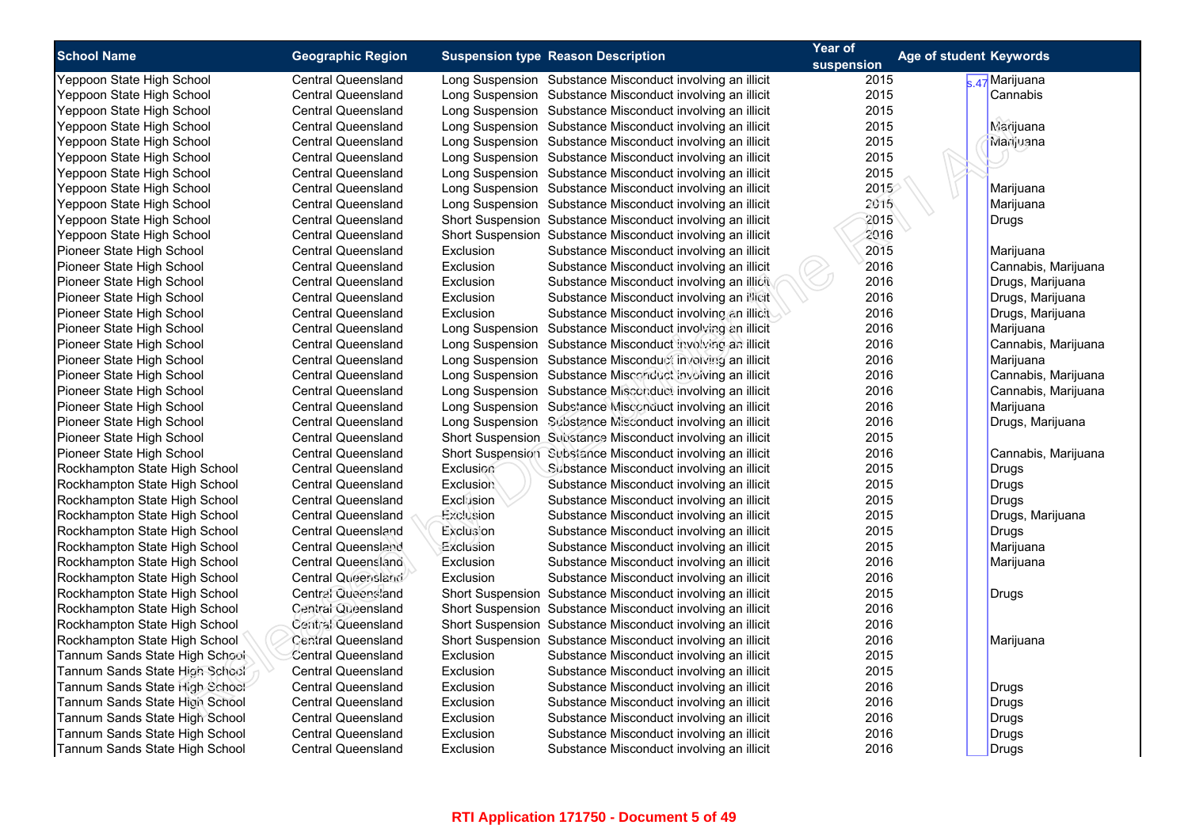| School Name | Geographic Region | Suspension type | Reason Description | Year of suspension | Age of student | Keywords |
|---|---|---|---|---|---|---|
| Yeppoon State High School | Central Queensland | Long Suspension | Substance Misconduct involving an illicit | 2015 | s.47 | Marijuana |
| Yeppoon State High School | Central Queensland | Long Suspension | Substance Misconduct involving an illicit | 2015 | | Cannabis |
| Yeppoon State High School | Central Queensland | Long Suspension | Substance Misconduct involving an illicit | 2015 | | |
| Yeppoon State High School | Central Queensland | Long Suspension | Substance Misconduct involving an illicit | 2015 | | Marijuana |
| Yeppoon State High School | Central Queensland | Long Suspension | Substance Misconduct involving an illicit | 2015 | | Marijuana |
| Yeppoon State High School | Central Queensland | Long Suspension | Substance Misconduct involving an illicit | 2015 | | |
| Yeppoon State High School | Central Queensland | Long Suspension | Substance Misconduct involving an illicit | 2015 | | |
| Yeppoon State High School | Central Queensland | Long Suspension | Substance Misconduct involving an illicit | 2015 | | Marijuana |
| Yeppoon State High School | Central Queensland | Long Suspension | Substance Misconduct involving an illicit | 2015 | | Marijuana |
| Yeppoon State High School | Central Queensland | Short Suspension | Substance Misconduct involving an illicit | 2015 | | Drugs |
| Yeppoon State High School | Central Queensland | Short Suspension | Substance Misconduct involving an illicit | 2016 | | |
| Pioneer State High School | Central Queensland | Exclusion | Substance Misconduct involving an illicit | 2015 | | Marijuana |
| Pioneer State High School | Central Queensland | Exclusion | Substance Misconduct involving an illicit | 2016 | | Cannabis, Marijuana |
| Pioneer State High School | Central Queensland | Exclusion | Substance Misconduct involving an illicit | 2016 | | Drugs, Marijuana |
| Pioneer State High School | Central Queensland | Exclusion | Substance Misconduct involving an illicit | 2016 | | Drugs, Marijuana |
| Pioneer State High School | Central Queensland | Exclusion | Substance Misconduct involving an illicit | 2016 | | Drugs, Marijuana |
| Pioneer State High School | Central Queensland | Long Suspension | Substance Misconduct involving an illicit | 2016 | | Marijuana |
| Pioneer State High School | Central Queensland | Long Suspension | Substance Misconduct involving an illicit | 2016 | | Cannabis, Marijuana |
| Pioneer State High School | Central Queensland | Long Suspension | Substance Misconduct involving an illicit | 2016 | | Marijuana |
| Pioneer State High School | Central Queensland | Long Suspension | Substance Misconduct involving an illicit | 2016 | | Cannabis, Marijuana |
| Pioneer State High School | Central Queensland | Long Suspension | Substance Misconduct involving an illicit | 2016 | | Cannabis, Marijuana |
| Pioneer State High School | Central Queensland | Long Suspension | Substance Misconduct involving an illicit | 2016 | | Marijuana |
| Pioneer State High School | Central Queensland | Long Suspension | Substance Misconduct involving an illicit | 2016 | | Drugs, Marijuana |
| Pioneer State High School | Central Queensland | Short Suspension | Substance Misconduct involving an illicit | 2015 | | |
| Pioneer State High School | Central Queensland | Short Suspension | Substance Misconduct involving an illicit | 2016 | | Cannabis, Marijuana |
| Rockhampton State High School | Central Queensland | Exclusion | Substance Misconduct involving an illicit | 2015 | | Drugs |
| Rockhampton State High School | Central Queensland | Exclusion | Substance Misconduct involving an illicit | 2015 | | Drugs |
| Rockhampton State High School | Central Queensland | Exclusion | Substance Misconduct involving an illicit | 2015 | | Drugs |
| Rockhampton State High School | Central Queensland | Exclusion | Substance Misconduct involving an illicit | 2015 | | Drugs, Marijuana |
| Rockhampton State High School | Central Queensland | Exclusion | Substance Misconduct involving an illicit | 2015 | | Drugs |
| Rockhampton State High School | Central Queensland | Exclusion | Substance Misconduct involving an illicit | 2015 | | Marijuana |
| Rockhampton State High School | Central Queensland | Exclusion | Substance Misconduct involving an illicit | 2016 | | Marijuana |
| Rockhampton State High School | Central Queensland | Exclusion | Substance Misconduct involving an illicit | 2016 | | |
| Rockhampton State High School | Central Queensland | Short Suspension | Substance Misconduct involving an illicit | 2015 | | Drugs |
| Rockhampton State High School | Central Queensland | Short Suspension | Substance Misconduct involving an illicit | 2016 | | |
| Rockhampton State High School | Central Queensland | Short Suspension | Substance Misconduct involving an illicit | 2016 | | |
| Rockhampton State High School | Central Queensland | Short Suspension | Substance Misconduct involving an illicit | 2016 | | Marijuana |
| Tannum Sands State High School | Central Queensland | Exclusion | Substance Misconduct involving an illicit | 2015 | | |
| Tannum Sands State High School | Central Queensland | Exclusion | Substance Misconduct involving an illicit | 2015 | | |
| Tannum Sands State High School | Central Queensland | Exclusion | Substance Misconduct involving an illicit | 2016 | | Drugs |
| Tannum Sands State High School | Central Queensland | Exclusion | Substance Misconduct involving an illicit | 2016 | | Drugs |
| Tannum Sands State High School | Central Queensland | Exclusion | Substance Misconduct involving an illicit | 2016 | | Drugs |
| Tannum Sands State High School | Central Queensland | Exclusion | Substance Misconduct involving an illicit | 2016 | | Drugs |
| Tannum Sands State High School | Central Queensland | Exclusion | Substance Misconduct involving an illicit | 2016 | | Drugs |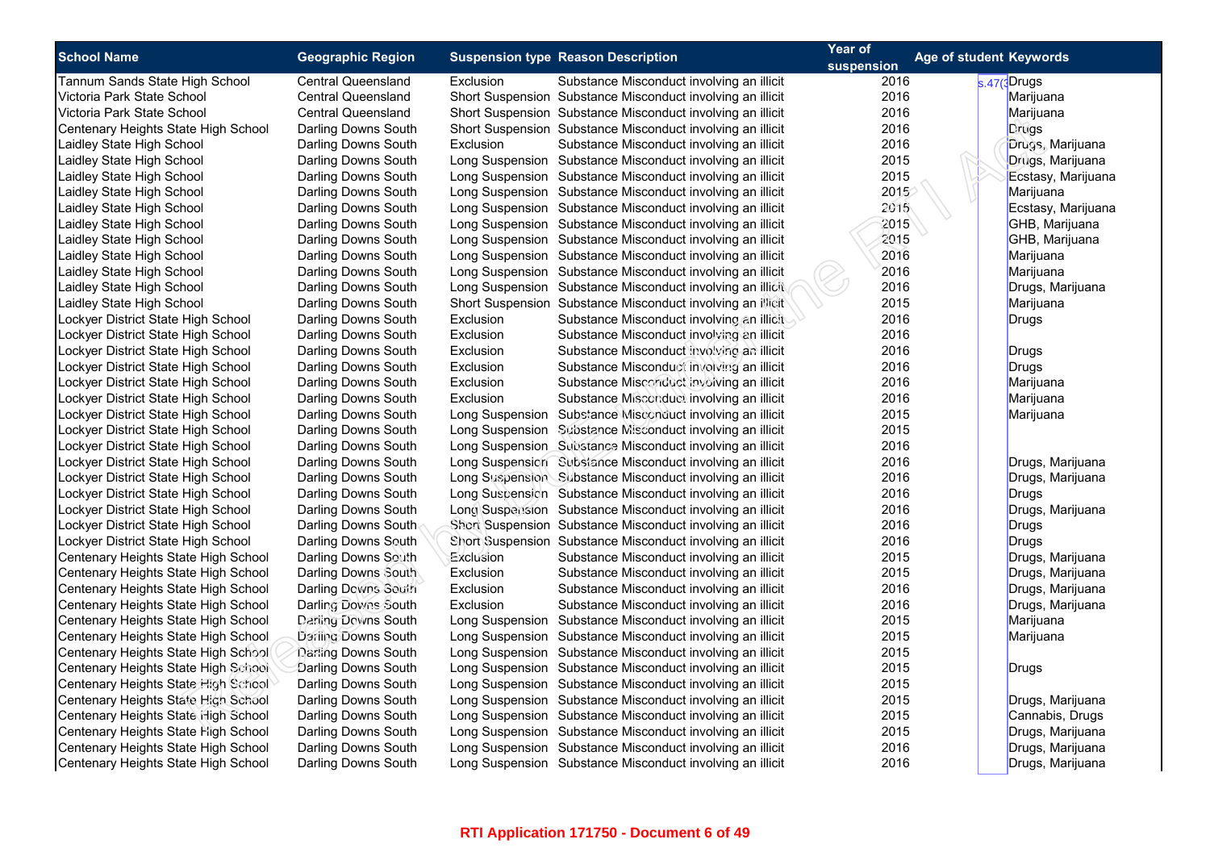| School Name | Geographic Region | Suspension type | Reason Description | Year of suspension | Age of student | Keywords |
|---|---|---|---|---|---|---|
| Tannum Sands State High School | Central Queensland | Exclusion | Substance Misconduct involving an illicit | 2016 | s.47(3 | Drugs |
| Victoria Park State School | Central Queensland | Short Suspension | Substance Misconduct involving an illicit | 2016 | | Marijuana |
| Victoria Park State School | Central Queensland | Short Suspension | Substance Misconduct involving an illicit | 2016 | | Marijuana |
| Centenary Heights State High School | Darling Downs South | Short Suspension | Substance Misconduct involving an illicit | 2016 | | Drugs |
| Laidley State High School | Darling Downs South | Exclusion | Substance Misconduct involving an illicit | 2016 | | Drugs, Marijuana |
| Laidley State High School | Darling Downs South | Long Suspension | Substance Misconduct involving an illicit | 2015 | | Drugs, Marijuana |
| Laidley State High School | Darling Downs South | Long Suspension | Substance Misconduct involving an illicit | 2015 | | Ecstasy, Marijuana |
| Laidley State High School | Darling Downs South | Long Suspension | Substance Misconduct involving an illicit | 2015 | | Marijuana |
| Laidley State High School | Darling Downs South | Long Suspension | Substance Misconduct involving an illicit | 2015 | | Ecstasy, Marijuana |
| Laidley State High School | Darling Downs South | Long Suspension | Substance Misconduct involving an illicit | 2015 | | GHB, Marijuana |
| Laidley State High School | Darling Downs South | Long Suspension | Substance Misconduct involving an illicit | 2015 | | GHB, Marijuana |
| Laidley State High School | Darling Downs South | Long Suspension | Substance Misconduct involving an illicit | 2016 | | Marijuana |
| Laidley State High School | Darling Downs South | Long Suspension | Substance Misconduct involving an illicit | 2016 | | Marijuana |
| Laidley State High School | Darling Downs South | Long Suspension | Substance Misconduct involving an illicit | 2016 | | Drugs, Marijuana |
| Laidley State High School | Darling Downs South | Short Suspension | Substance Misconduct involving an illicit | 2015 | | Marijuana |
| Lockyer District State High School | Darling Downs South | Exclusion | Substance Misconduct involving an illicit | 2016 | | Drugs |
| Lockyer District State High School | Darling Downs South | Exclusion | Substance Misconduct involving an illicit | 2016 | | |
| Lockyer District State High School | Darling Downs South | Exclusion | Substance Misconduct involving an illicit | 2016 | | Drugs |
| Lockyer District State High School | Darling Downs South | Exclusion | Substance Misconduct involving an illicit | 2016 | | Drugs |
| Lockyer District State High School | Darling Downs South | Exclusion | Substance Misconduct involving an illicit | 2016 | | Marijuana |
| Lockyer District State High School | Darling Downs South | Exclusion | Substance Misconduct involving an illicit | 2016 | | Marijuana |
| Lockyer District State High School | Darling Downs South | Long Suspension | Substance Misconduct involving an illicit | 2015 | | Marijuana |
| Lockyer District State High School | Darling Downs South | Long Suspension | Substance Misconduct involving an illicit | 2015 | | |
| Lockyer District State High School | Darling Downs South | Long Suspension | Substance Misconduct involving an illicit | 2016 | | |
| Lockyer District State High School | Darling Downs South | Long Suspension | Substance Misconduct involving an illicit | 2016 | | Drugs, Marijuana |
| Lockyer District State High School | Darling Downs South | Long Suspension | Substance Misconduct involving an illicit | 2016 | | Drugs, Marijuana |
| Lockyer District State High School | Darling Downs South | Long Suspension | Substance Misconduct involving an illicit | 2016 | | Drugs |
| Lockyer District State High School | Darling Downs South | Long Suspension | Substance Misconduct involving an illicit | 2016 | | Drugs, Marijuana |
| Lockyer District State High School | Darling Downs South | Short Suspension | Substance Misconduct involving an illicit | 2016 | | Drugs |
| Lockyer District State High School | Darling Downs South | Short Suspension | Substance Misconduct involving an illicit | 2016 | | Drugs |
| Centenary Heights State High School | Darling Downs South | Exclusion | Substance Misconduct involving an illicit | 2015 | | Drugs, Marijuana |
| Centenary Heights State High School | Darling Downs South | Exclusion | Substance Misconduct involving an illicit | 2015 | | Drugs, Marijuana |
| Centenary Heights State High School | Darling Downs South | Exclusion | Substance Misconduct involving an illicit | 2016 | | Drugs, Marijuana |
| Centenary Heights State High School | Darling Downs South | Exclusion | Substance Misconduct involving an illicit | 2016 | | Drugs, Marijuana |
| Centenary Heights State High School | Darling Downs South | Long Suspension | Substance Misconduct involving an illicit | 2015 | | Marijuana |
| Centenary Heights State High School | Darling Downs South | Long Suspension | Substance Misconduct involving an illicit | 2015 | | Marijuana |
| Centenary Heights State High School | Darling Downs South | Long Suspension | Substance Misconduct involving an illicit | 2015 | | |
| Centenary Heights State High School | Darling Downs South | Long Suspension | Substance Misconduct involving an illicit | 2015 | | Drugs |
| Centenary Heights State High School | Darling Downs South | Long Suspension | Substance Misconduct involving an illicit | 2015 | | |
| Centenary Heights State High School | Darling Downs South | Long Suspension | Substance Misconduct involving an illicit | 2015 | | Drugs, Marijuana |
| Centenary Heights State High School | Darling Downs South | Long Suspension | Substance Misconduct involving an illicit | 2015 | | Cannabis, Drugs |
| Centenary Heights State High School | Darling Downs South | Long Suspension | Substance Misconduct involving an illicit | 2015 | | Drugs, Marijuana |
| Centenary Heights State High School | Darling Downs South | Long Suspension | Substance Misconduct involving an illicit | 2016 | | Drugs, Marijuana |
| Centenary Heights State High School | Darling Downs South | Long Suspension | Substance Misconduct involving an illicit | 2016 | | Drugs, Marijuana |

RTI Application 171750 - Document 6 of 49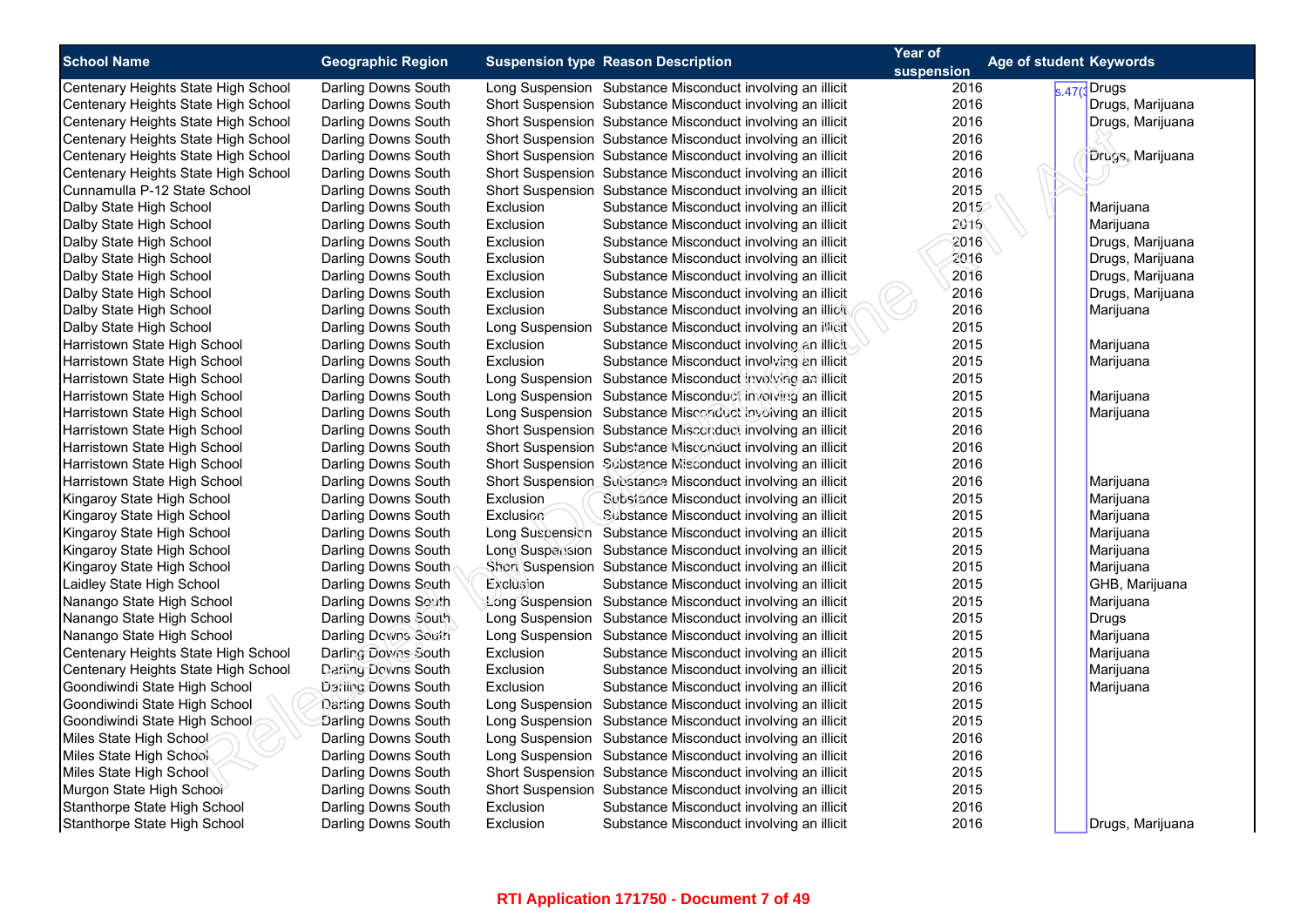| School Name | Geographic Region | Suspension type | Reason Description | Year of suspension | Age of student | Keywords |
|---|---|---|---|---|---|---|
| Centenary Heights State High School | Darling Downs South | Long Suspension | Substance Misconduct involving an illicit | 2016 | s.47(3 | Drugs |
| Centenary Heights State High School | Darling Downs South | Short Suspension | Substance Misconduct involving an illicit | 2016 | | Drugs, Marijuana |
| Centenary Heights State High School | Darling Downs South | Short Suspension | Substance Misconduct involving an illicit | 2016 | | Drugs, Marijuana |
| Centenary Heights State High School | Darling Downs South | Short Suspension | Substance Misconduct involving an illicit | 2016 | | |
| Centenary Heights State High School | Darling Downs South | Short Suspension | Substance Misconduct involving an illicit | 2016 | | Drugs, Marijuana |
| Centenary Heights State High School | Darling Downs South | Short Suspension | Substance Misconduct involving an illicit | 2016 | | |
| Cunnamulla P-12 State School | Darling Downs South | Short Suspension | Substance Misconduct involving an illicit | 2015 | | |
| Dalby State High School | Darling Downs South | Exclusion | Substance Misconduct involving an illicit | 2015 | | Marijuana |
| Dalby State High School | Darling Downs South | Exclusion | Substance Misconduct involving an illicit | 2016 | | Marijuana |
| Dalby State High School | Darling Downs South | Exclusion | Substance Misconduct involving an illicit | 2016 | | Drugs, Marijuana |
| Dalby State High School | Darling Downs South | Exclusion | Substance Misconduct involving an illicit | 2016 | | Drugs, Marijuana |
| Dalby State High School | Darling Downs South | Exclusion | Substance Misconduct involving an illicit | 2016 | | Drugs, Marijuana |
| Dalby State High School | Darling Downs South | Exclusion | Substance Misconduct involving an illicit | 2016 | | Drugs, Marijuana |
| Dalby State High School | Darling Downs South | Exclusion | Substance Misconduct involving an illicit | 2016 | | Marijuana |
| Dalby State High School | Darling Downs South | Long Suspension | Substance Misconduct involving an illicit | 2015 | | |
| Harristown State High School | Darling Downs South | Exclusion | Substance Misconduct involving an illicit | 2015 | | Marijuana |
| Harristown State High School | Darling Downs South | Exclusion | Substance Misconduct involving an illicit | 2015 | | Marijuana |
| Harristown State High School | Darling Downs South | Long Suspension | Substance Misconduct involving an illicit | 2015 | | |
| Harristown State High School | Darling Downs South | Long Suspension | Substance Misconduct involving an illicit | 2015 | | Marijuana |
| Harristown State High School | Darling Downs South | Long Suspension | Substance Misconduct involving an illicit | 2015 | | Marijuana |
| Harristown State High School | Darling Downs South | Short Suspension | Substance Misconduct involving an illicit | 2016 | | |
| Harristown State High School | Darling Downs South | Short Suspension | Substance Misconduct involving an illicit | 2016 | | |
| Harristown State High School | Darling Downs South | Short Suspension | Substance Misconduct involving an illicit | 2016 | | |
| Harristown State High School | Darling Downs South | Short Suspension | Substance Misconduct involving an illicit | 2016 | | Marijuana |
| Kingaroy State High School | Darling Downs South | Exclusion | Substance Misconduct involving an illicit | 2015 | | Marijuana |
| Kingaroy State High School | Darling Downs South | Exclusion | Substance Misconduct involving an illicit | 2015 | | Marijuana |
| Kingaroy State High School | Darling Downs South | Long Suspension | Substance Misconduct involving an illicit | 2015 | | Marijuana |
| Kingaroy State High School | Darling Downs South | Long Suspension | Substance Misconduct involving an illicit | 2015 | | Marijuana |
| Kingaroy State High School | Darling Downs South | Short Suspension | Substance Misconduct involving an illicit | 2015 | | Marijuana |
| Laidley State High School | Darling Downs South | Exclusion | Substance Misconduct involving an illicit | 2015 | | GHB, Marijuana |
| Nanango State High School | Darling Downs South | Long Suspension | Substance Misconduct involving an illicit | 2015 | | Marijuana |
| Nanango State High School | Darling Downs South | Long Suspension | Substance Misconduct involving an illicit | 2015 | | Drugs |
| Nanango State High School | Darling Downs South | Long Suspension | Substance Misconduct involving an illicit | 2015 | | Marijuana |
| Centenary Heights State High School | Darling Downs South | Exclusion | Substance Misconduct involving an illicit | 2015 | | Marijuana |
| Centenary Heights State High School | Darling Downs South | Exclusion | Substance Misconduct involving an illicit | 2015 | | Marijuana |
| Goondiwindi State High School | Darling Downs South | Exclusion | Substance Misconduct involving an illicit | 2016 | | Marijuana |
| Goondiwindi State High School | Darling Downs South | Long Suspension | Substance Misconduct involving an illicit | 2015 | | |
| Goondiwindi State High School | Darling Downs South | Long Suspension | Substance Misconduct involving an illicit | 2015 | | |
| Miles State High School | Darling Downs South | Long Suspension | Substance Misconduct involving an illicit | 2016 | | |
| Miles State High School | Darling Downs South | Long Suspension | Substance Misconduct involving an illicit | 2016 | | |
| Miles State High School | Darling Downs South | Short Suspension | Substance Misconduct involving an illicit | 2015 | | |
| Murgon State High School | Darling Downs South | Short Suspension | Substance Misconduct involving an illicit | 2015 | | |
| Stanthorpe State High School | Darling Downs South | Exclusion | Substance Misconduct involving an illicit | 2016 | | |
| Stanthorpe State High School | Darling Downs South | Exclusion | Substance Misconduct involving an illicit | 2016 | | Drugs, Marijuana |

RTI Application 171750 - Document 7 of 49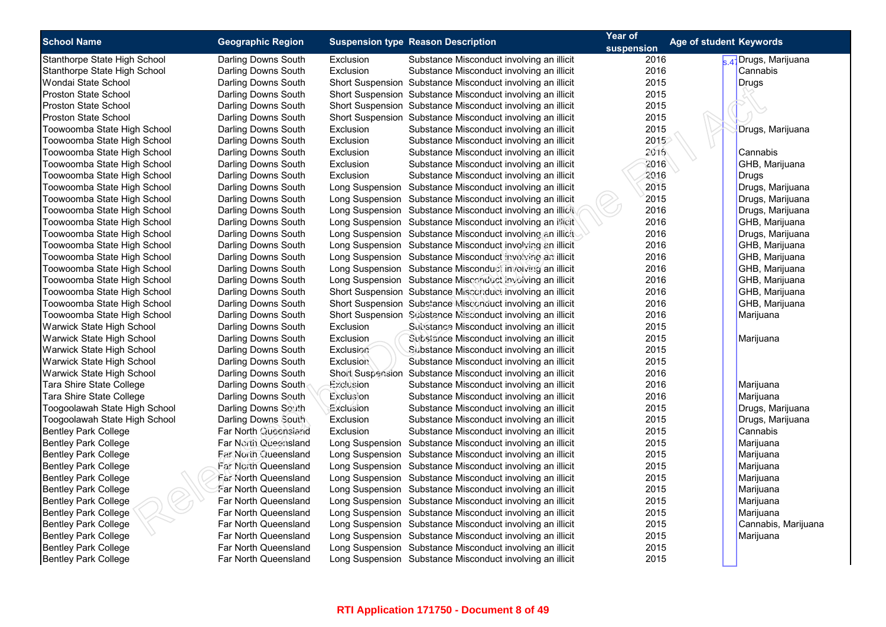| School Name | Geographic Region | Suspension type | Reason Description | Year of suspension | Age of student | Keywords |
|---|---|---|---|---|---|---|
| Stanthorpe State High School | Darling Downs South | Exclusion | Substance Misconduct involving an illicit | 2016 | s.47 | Drugs, Marijuana |
| Stanthorpe State High School | Darling Downs South | Exclusion | Substance Misconduct involving an illicit | 2016 | | Cannabis |
| Wondai State School | Darling Downs South | Short Suspension | Substance Misconduct involving an illicit | 2015 | | Drugs |
| Proston State School | Darling Downs South | Short Suspension | Substance Misconduct involving an illicit | 2015 | | |
| Proston State School | Darling Downs South | Short Suspension | Substance Misconduct involving an illicit | 2015 | | |
| Proston State School | Darling Downs South | Short Suspension | Substance Misconduct involving an illicit | 2015 | | |
| Toowoomba State High School | Darling Downs South | Exclusion | Substance Misconduct involving an illicit | 2015 | | Drugs, Marijuana |
| Toowoomba State High School | Darling Downs South | Exclusion | Substance Misconduct involving an illicit | 2015 | | |
| Toowoomba State High School | Darling Downs South | Exclusion | Substance Misconduct involving an illicit | 2016 | | Cannabis |
| Toowoomba State High School | Darling Downs South | Exclusion | Substance Misconduct involving an illicit | 2016 | | GHB, Marijuana |
| Toowoomba State High School | Darling Downs South | Exclusion | Substance Misconduct involving an illicit | 2016 | | Drugs |
| Toowoomba State High School | Darling Downs South | Long Suspension | Substance Misconduct involving an illicit | 2015 | | Drugs, Marijuana |
| Toowoomba State High School | Darling Downs South | Long Suspension | Substance Misconduct involving an illicit | 2015 | | Drugs, Marijuana |
| Toowoomba State High School | Darling Downs South | Long Suspension | Substance Misconduct involving an illicit | 2016 | | Drugs, Marijuana |
| Toowoomba State High School | Darling Downs South | Long Suspension | Substance Misconduct involving an illicit | 2016 | | GHB, Marijuana |
| Toowoomba State High School | Darling Downs South | Long Suspension | Substance Misconduct involving an illicit | 2016 | | Drugs, Marijuana |
| Toowoomba State High School | Darling Downs South | Long Suspension | Substance Misconduct involving an illicit | 2016 | | GHB, Marijuana |
| Toowoomba State High School | Darling Downs South | Long Suspension | Substance Misconduct involving an illicit | 2016 | | GHB, Marijuana |
| Toowoomba State High School | Darling Downs South | Long Suspension | Substance Misconduct involving an illicit | 2016 | | GHB, Marijuana |
| Toowoomba State High School | Darling Downs South | Long Suspension | Substance Misconduct involving an illicit | 2016 | | GHB, Marijuana |
| Toowoomba State High School | Darling Downs South | Short Suspension | Substance Misconduct involving an illicit | 2016 | | GHB, Marijuana |
| Toowoomba State High School | Darling Downs South | Short Suspension | Substance Misconduct involving an illicit | 2016 | | GHB, Marijuana |
| Toowoomba State High School | Darling Downs South | Short Suspension | Substance Misconduct involving an illicit | 2016 | | Marijuana |
| Warwick State High School | Darling Downs South | Exclusion | Substance Misconduct involving an illicit | 2015 | | |
| Warwick State High School | Darling Downs South | Exclusion | Substance Misconduct involving an illicit | 2015 | | Marijuana |
| Warwick State High School | Darling Downs South | Exclusion | Substance Misconduct involving an illicit | 2015 | | |
| Warwick State High School | Darling Downs South | Exclusion | Substance Misconduct involving an illicit | 2015 | | |
| Warwick State High School | Darling Downs South | Short Suspension | Substance Misconduct involving an illicit | 2016 | | |
| Tara Shire State College | Darling Downs South | Exclusion | Substance Misconduct involving an illicit | 2016 | | Marijuana |
| Tara Shire State College | Darling Downs South | Exclusion | Substance Misconduct involving an illicit | 2016 | | Marijuana |
| Toogoolawah State High School | Darling Downs South | Exclusion | Substance Misconduct involving an illicit | 2015 | | Drugs, Marijuana |
| Toogoolawah State High School | Darling Downs South | Exclusion | Substance Misconduct involving an illicit | 2015 | | Drugs, Marijuana |
| Bentley Park College | Far North Queensland | Exclusion | Substance Misconduct involving an illicit | 2015 | | Cannabis |
| Bentley Park College | Far North Queensland | Long Suspension | Substance Misconduct involving an illicit | 2015 | | Marijuana |
| Bentley Park College | Far North Queensland | Long Suspension | Substance Misconduct involving an illicit | 2015 | | Marijuana |
| Bentley Park College | Far North Queensland | Long Suspension | Substance Misconduct involving an illicit | 2015 | | Marijuana |
| Bentley Park College | Far North Queensland | Long Suspension | Substance Misconduct involving an illicit | 2015 | | Marijuana |
| Bentley Park College | Far North Queensland | Long Suspension | Substance Misconduct involving an illicit | 2015 | | Marijuana |
| Bentley Park College | Far North Queensland | Long Suspension | Substance Misconduct involving an illicit | 2015 | | Marijuana |
| Bentley Park College | Far North Queensland | Long Suspension | Substance Misconduct involving an illicit | 2015 | | Marijuana |
| Bentley Park College | Far North Queensland | Long Suspension | Substance Misconduct involving an illicit | 2015 | | Cannabis, Marijuana |
| Bentley Park College | Far North Queensland | Long Suspension | Substance Misconduct involving an illicit | 2015 | | Marijuana |
| Bentley Park College | Far North Queensland | Long Suspension | Substance Misconduct involving an illicit | 2015 | | |
| Bentley Park College | Far North Queensland | Long Suspension | Substance Misconduct involving an illicit | 2015 | | |

RTI Application 171750 - Document 8 of 49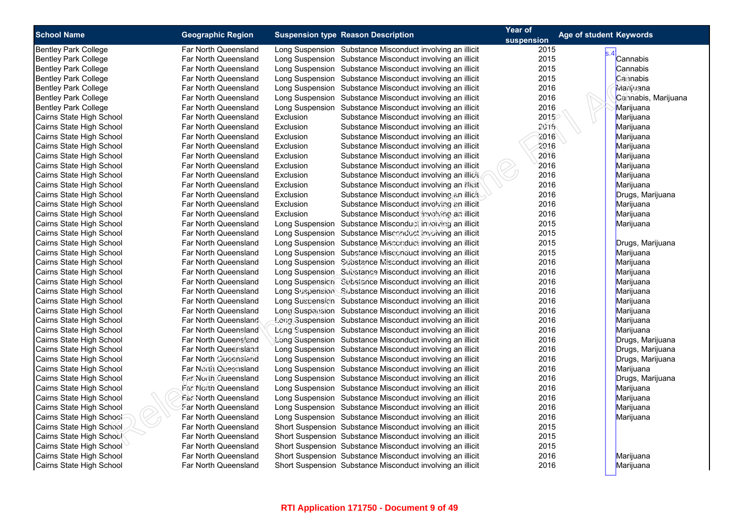| School Name | Geographic Region | Suspension type | Reason Description | Year of suspension | Age of student | Keywords |
|---|---|---|---|---|---|---|
| Bentley Park College | Far North Queensland | Long Suspension | Substance Misconduct involving an illicit | 2015 | s.47 | |
| Bentley Park College | Far North Queensland | Long Suspension | Substance Misconduct involving an illicit | 2015 | | Cannabis |
| Bentley Park College | Far North Queensland | Long Suspension | Substance Misconduct involving an illicit | 2015 | | Cannabis |
| Bentley Park College | Far North Queensland | Long Suspension | Substance Misconduct involving an illicit | 2015 | | Cannabis |
| Bentley Park College | Far North Queensland | Long Suspension | Substance Misconduct involving an illicit | 2016 | | Marijuana |
| Bentley Park College | Far North Queensland | Long Suspension | Substance Misconduct involving an illicit | 2016 | | Cannabis, Marijuana |
| Bentley Park College | Far North Queensland | Long Suspension | Substance Misconduct involving an illicit | 2016 | | Marijuana |
| Cairns State High School | Far North Queensland | Exclusion | Substance Misconduct involving an illicit | 2015 | | Marijuana |
| Cairns State High School | Far North Queensland | Exclusion | Substance Misconduct involving an illicit | 2016 | | Marijuana |
| Cairns State High School | Far North Queensland | Exclusion | Substance Misconduct involving an illicit | 2016 | | Marijuana |
| Cairns State High School | Far North Queensland | Exclusion | Substance Misconduct involving an illicit | 2016 | | Marijuana |
| Cairns State High School | Far North Queensland | Exclusion | Substance Misconduct involving an illicit | 2016 | | Marijuana |
| Cairns State High School | Far North Queensland | Exclusion | Substance Misconduct involving an illicit | 2016 | | Marijuana |
| Cairns State High School | Far North Queensland | Exclusion | Substance Misconduct involving an illicit | 2016 | | Marijuana |
| Cairns State High School | Far North Queensland | Exclusion | Substance Misconduct involving an illicit | 2016 | | Marijuana |
| Cairns State High School | Far North Queensland | Exclusion | Substance Misconduct involving an illicit | 2016 | | Drugs, Marijuana |
| Cairns State High School | Far North Queensland | Exclusion | Substance Misconduct involving an illicit | 2016 | | Marijuana |
| Cairns State High School | Far North Queensland | Exclusion | Substance Misconduct involving an illicit | 2016 | | Marijuana |
| Cairns State High School | Far North Queensland | Long Suspension | Substance Misconduct involving an illicit | 2015 | | Marijuana |
| Cairns State High School | Far North Queensland | Long Suspension | Substance Misconduct involving an illicit | 2015 | | |
| Cairns State High School | Far North Queensland | Long Suspension | Substance Misconduct involving an illicit | 2015 | | Drugs, Marijuana |
| Cairns State High School | Far North Queensland | Long Suspension | Substance Misconduct involving an illicit | 2015 | | Marijuana |
| Cairns State High School | Far North Queensland | Long Suspension | Substance Misconduct involving an illicit | 2016 | | Marijuana |
| Cairns State High School | Far North Queensland | Long Suspension | Substance Misconduct involving an illicit | 2016 | | Marijuana |
| Cairns State High School | Far North Queensland | Long Suspension | Substance Misconduct involving an illicit | 2016 | | Marijuana |
| Cairns State High School | Far North Queensland | Long Suspension | Substance Misconduct involving an illicit | 2016 | | Marijuana |
| Cairns State High School | Far North Queensland | Long Suspension | Substance Misconduct involving an illicit | 2016 | | Marijuana |
| Cairns State High School | Far North Queensland | Long Suspension | Substance Misconduct involving an illicit | 2016 | | Marijuana |
| Cairns State High School | Far North Queensland | Long Suspension | Substance Misconduct involving an illicit | 2016 | | Marijuana |
| Cairns State High School | Far North Queensland | Long Suspension | Substance Misconduct involving an illicit | 2016 | | Marijuana |
| Cairns State High School | Far North Queensland | Long Suspension | Substance Misconduct involving an illicit | 2016 | | Drugs, Marijuana |
| Cairns State High School | Far North Queensland | Long Suspension | Substance Misconduct involving an illicit | 2016 | | Drugs, Marijuana |
| Cairns State High School | Far North Queensland | Long Suspension | Substance Misconduct involving an illicit | 2016 | | Drugs, Marijuana |
| Cairns State High School | Far North Queensland | Long Suspension | Substance Misconduct involving an illicit | 2016 | | Marijuana |
| Cairns State High School | Far North Queensland | Long Suspension | Substance Misconduct involving an illicit | 2016 | | Drugs, Marijuana |
| Cairns State High School | Far North Queensland | Long Suspension | Substance Misconduct involving an illicit | 2016 | | Marijuana |
| Cairns State High School | Far North Queensland | Long Suspension | Substance Misconduct involving an illicit | 2016 | | Marijuana |
| Cairns State High School | Far North Queensland | Long Suspension | Substance Misconduct involving an illicit | 2016 | | Marijuana |
| Cairns State High School | Far North Queensland | Long Suspension | Substance Misconduct involving an illicit | 2016 | | Marijuana |
| Cairns State High School | Far North Queensland | Short Suspension | Substance Misconduct involving an illicit | 2015 | | |
| Cairns State High School | Far North Queensland | Short Suspension | Substance Misconduct involving an illicit | 2015 | | |
| Cairns State High School | Far North Queensland | Short Suspension | Substance Misconduct involving an illicit | 2015 | | |
| Cairns State High School | Far North Queensland | Short Suspension | Substance Misconduct involving an illicit | 2016 | | Marijuana |
| Cairns State High School | Far North Queensland | Short Suspension | Substance Misconduct involving an illicit | 2016 | | Marijuana |

RTI Application 171750 - Document 9 of 49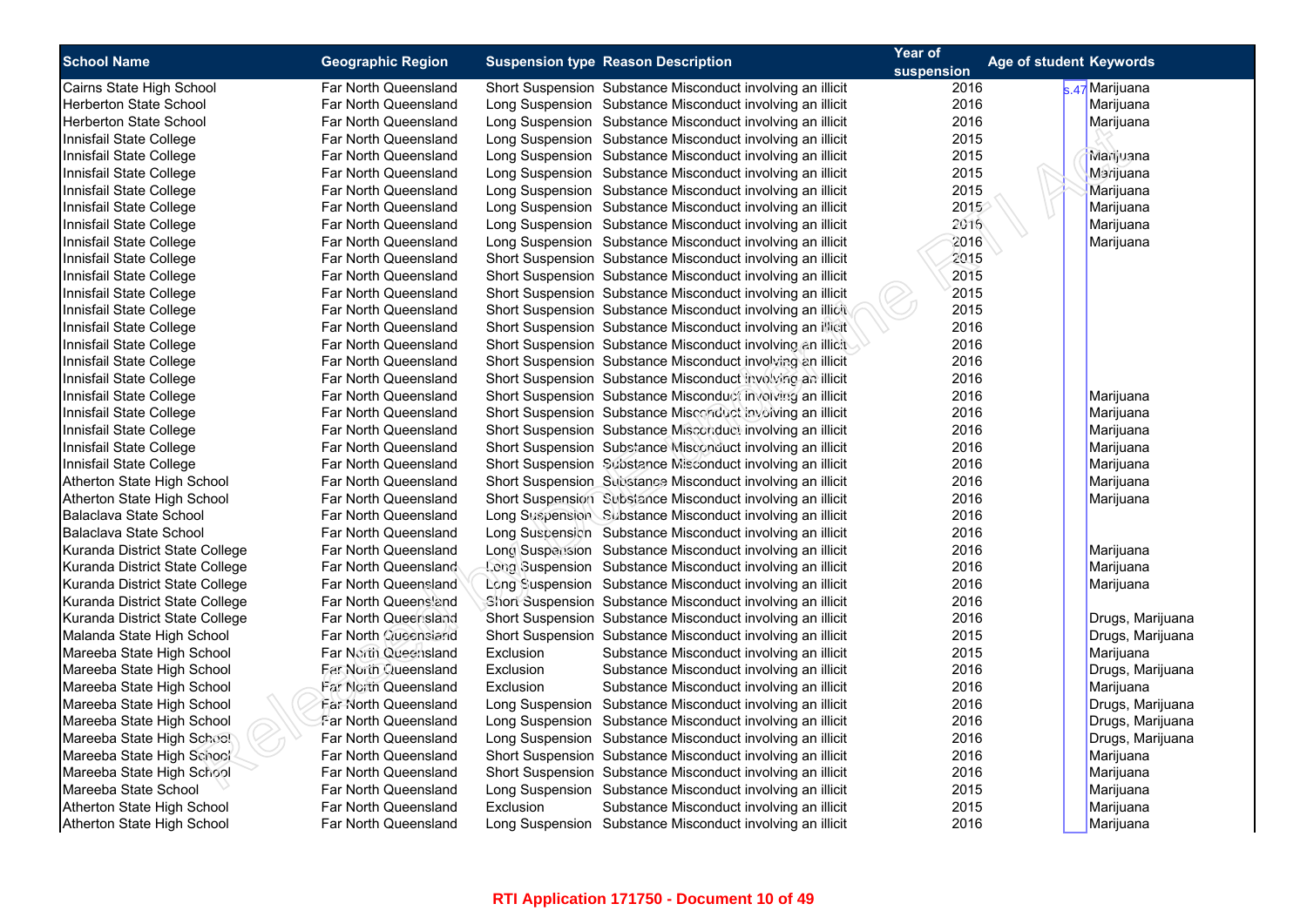| School Name | Geographic Region | Suspension type | Reason Description | Year of suspension | Age of student | Keywords |
|---|---|---|---|---|---|---|
| Cairns State High School | Far North Queensland | Short Suspension | Substance Misconduct involving an illicit | 2016 | s.47 | Marijuana |
| Herberton State School | Far North Queensland | Long Suspension | Substance Misconduct involving an illicit | 2016 | | Marijuana |
| Herberton State School | Far North Queensland | Long Suspension | Substance Misconduct involving an illicit | 2016 | | Marijuana |
| Innisfail State College | Far North Queensland | Long Suspension | Substance Misconduct involving an illicit | 2015 | | |
| Innisfail State College | Far North Queensland | Long Suspension | Substance Misconduct involving an illicit | 2015 | | Marijuana |
| Innisfail State College | Far North Queensland | Long Suspension | Substance Misconduct involving an illicit | 2015 | | Marijuana |
| Innisfail State College | Far North Queensland | Long Suspension | Substance Misconduct involving an illicit | 2015 | | Marijuana |
| Innisfail State College | Far North Queensland | Long Suspension | Substance Misconduct involving an illicit | 2015 | | Marijuana |
| Innisfail State College | Far North Queensland | Long Suspension | Substance Misconduct involving an illicit | 2016 | | Marijuana |
| Innisfail State College | Far North Queensland | Long Suspension | Substance Misconduct involving an illicit | 2016 | | Marijuana |
| Innisfail State College | Far North Queensland | Short Suspension | Substance Misconduct involving an illicit | 2015 | | |
| Innisfail State College | Far North Queensland | Short Suspension | Substance Misconduct involving an illicit | 2015 | | |
| Innisfail State College | Far North Queensland | Short Suspension | Substance Misconduct involving an illicit | 2015 | | |
| Innisfail State College | Far North Queensland | Short Suspension | Substance Misconduct involving an illicit | 2015 | | |
| Innisfail State College | Far North Queensland | Short Suspension | Substance Misconduct involving an illicit | 2016 | | |
| Innisfail State College | Far North Queensland | Short Suspension | Substance Misconduct involving an illicit | 2016 | | |
| Innisfail State College | Far North Queensland | Short Suspension | Substance Misconduct involving an illicit | 2016 | | |
| Innisfail State College | Far North Queensland | Short Suspension | Substance Misconduct involving an illicit | 2016 | | |
| Innisfail State College | Far North Queensland | Short Suspension | Substance Misconduct involving an illicit | 2016 | | Marijuana |
| Innisfail State College | Far North Queensland | Short Suspension | Substance Misconduct involving an illicit | 2016 | | Marijuana |
| Innisfail State College | Far North Queensland | Short Suspension | Substance Misconduct involving an illicit | 2016 | | Marijuana |
| Innisfail State College | Far North Queensland | Short Suspension | Substance Misconduct involving an illicit | 2016 | | Marijuana |
| Innisfail State College | Far North Queensland | Short Suspension | Substance Misconduct involving an illicit | 2016 | | Marijuana |
| Atherton State High School | Far North Queensland | Short Suspension | Substance Misconduct involving an illicit | 2016 | | Marijuana |
| Atherton State High School | Far North Queensland | Short Suspension | Substance Misconduct involving an illicit | 2016 | | Marijuana |
| Balaclava State School | Far North Queensland | Long Suspension | Substance Misconduct involving an illicit | 2016 | | |
| Balaclava State School | Far North Queensland | Long Suspension | Substance Misconduct involving an illicit | 2016 | | |
| Kuranda District State College | Far North Queensland | Long Suspension | Substance Misconduct involving an illicit | 2016 | | Marijuana |
| Kuranda District State College | Far North Queensland | Long Suspension | Substance Misconduct involving an illicit | 2016 | | Marijuana |
| Kuranda District State College | Far North Queensland | Long Suspension | Substance Misconduct involving an illicit | 2016 | | Marijuana |
| Kuranda District State College | Far North Queensland | Short Suspension | Substance Misconduct involving an illicit | 2016 | | |
| Kuranda District State College | Far North Queensland | Short Suspension | Substance Misconduct involving an illicit | 2016 | | Drugs, Marijuana |
| Malanda State High School | Far North Queensland | Short Suspension | Substance Misconduct involving an illicit | 2015 | | Drugs, Marijuana |
| Mareeba State High School | Far North Queensland | Exclusion | Substance Misconduct involving an illicit | 2015 | | Marijuana |
| Mareeba State High School | Far North Queensland | Exclusion | Substance Misconduct involving an illicit | 2016 | | Drugs, Marijuana |
| Mareeba State High School | Far North Queensland | Exclusion | Substance Misconduct involving an illicit | 2016 | | Marijuana |
| Mareeba State High School | Far North Queensland | Long Suspension | Substance Misconduct involving an illicit | 2016 | | Drugs, Marijuana |
| Mareeba State High School | Far North Queensland | Long Suspension | Substance Misconduct involving an illicit | 2016 | | Drugs, Marijuana |
| Mareeba State High School | Far North Queensland | Long Suspension | Substance Misconduct involving an illicit | 2016 | | Drugs, Marijuana |
| Mareeba State High School | Far North Queensland | Short Suspension | Substance Misconduct involving an illicit | 2016 | | Marijuana |
| Mareeba State High School | Far North Queensland | Short Suspension | Substance Misconduct involving an illicit | 2016 | | Marijuana |
| Mareeba State School | Far North Queensland | Long Suspension | Substance Misconduct involving an illicit | 2015 | | Marijuana |
| Atherton State High School | Far North Queensland | Exclusion | Substance Misconduct involving an illicit | 2015 | | Marijuana |
| Atherton State High School | Far North Queensland | Long Suspension | Substance Misconduct involving an illicit | 2016 | | Marijuana |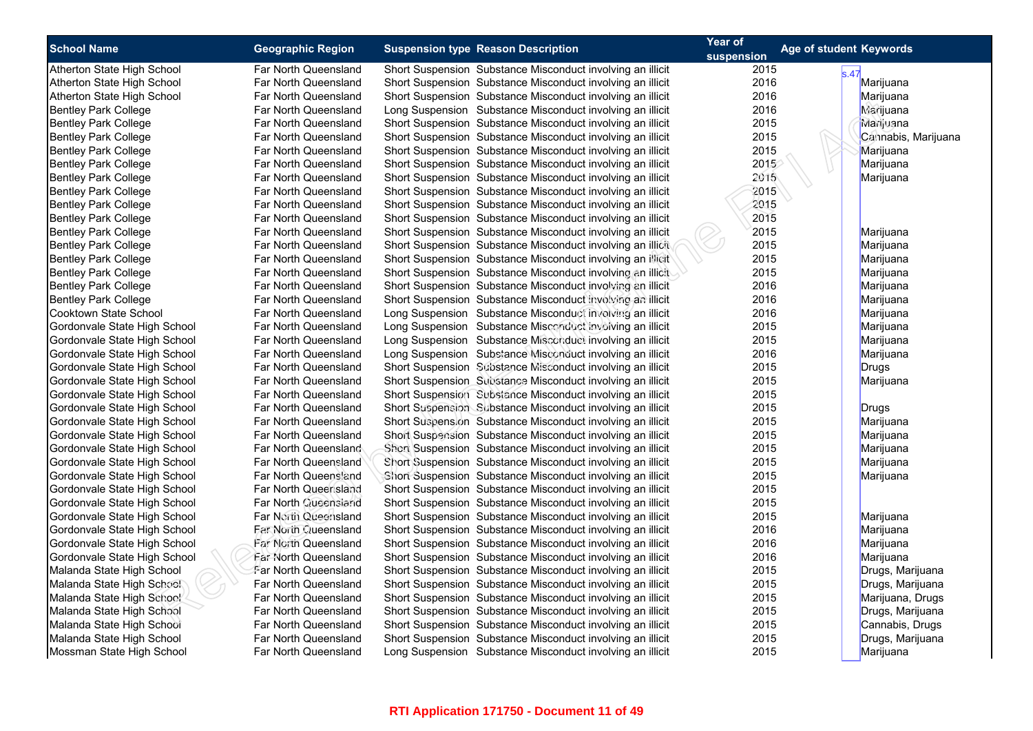| School Name | Geographic Region | Suspension type | Reason Description | Year of suspension | Age of student | Keywords |
|---|---|---|---|---|---|---|
| Atherton State High School | Far North Queensland | Short Suspension | Substance Misconduct involving an illicit | 2015 | s.47 | |
| Atherton State High School | Far North Queensland | Short Suspension | Substance Misconduct involving an illicit | 2016 | | Marijuana |
| Atherton State High School | Far North Queensland | Short Suspension | Substance Misconduct involving an illicit | 2016 | | Marijuana |
| Bentley Park College | Far North Queensland | Long Suspension | Substance Misconduct involving an illicit | 2016 | | Marijuana |
| Bentley Park College | Far North Queensland | Short Suspension | Substance Misconduct involving an illicit | 2015 | | Marijuana |
| Bentley Park College | Far North Queensland | Short Suspension | Substance Misconduct involving an illicit | 2015 | | Cannabis, Marijuana |
| Bentley Park College | Far North Queensland | Short Suspension | Substance Misconduct involving an illicit | 2015 | | Marijuana |
| Bentley Park College | Far North Queensland | Short Suspension | Substance Misconduct involving an illicit | 2015 | | Marijuana |
| Bentley Park College | Far North Queensland | Short Suspension | Substance Misconduct involving an illicit | 2015 | | Marijuana |
| Bentley Park College | Far North Queensland | Short Suspension | Substance Misconduct involving an illicit | 2015 | | |
| Bentley Park College | Far North Queensland | Short Suspension | Substance Misconduct involving an illicit | 2015 | | |
| Bentley Park College | Far North Queensland | Short Suspension | Substance Misconduct involving an illicit | 2015 | | |
| Bentley Park College | Far North Queensland | Short Suspension | Substance Misconduct involving an illicit | 2015 | | Marijuana |
| Bentley Park College | Far North Queensland | Short Suspension | Substance Misconduct involving an illicit | 2015 | | Marijuana |
| Bentley Park College | Far North Queensland | Short Suspension | Substance Misconduct involving an illicit | 2015 | | Marijuana |
| Bentley Park College | Far North Queensland | Short Suspension | Substance Misconduct involving an illicit | 2015 | | Marijuana |
| Bentley Park College | Far North Queensland | Short Suspension | Substance Misconduct involving an illicit | 2016 | | Marijuana |
| Bentley Park College | Far North Queensland | Short Suspension | Substance Misconduct involving an illicit | 2016 | | Marijuana |
| Cooktown State School | Far North Queensland | Long Suspension | Substance Misconduct involving an illicit | 2016 | | Marijuana |
| Gordonvale State High School | Far North Queensland | Long Suspension | Substance Misconduct involving an illicit | 2015 | | Marijuana |
| Gordonvale State High School | Far North Queensland | Long Suspension | Substance Misconduct involving an illicit | 2015 | | Marijuana |
| Gordonvale State High School | Far North Queensland | Long Suspension | Substance Misconduct involving an illicit | 2016 | | Marijuana |
| Gordonvale State High School | Far North Queensland | Short Suspension | Substance Misconduct involving an illicit | 2015 | | Drugs |
| Gordonvale State High School | Far North Queensland | Short Suspension | Substance Misconduct involving an illicit | 2015 | | Marijuana |
| Gordonvale State High School | Far North Queensland | Short Suspension | Substance Misconduct involving an illicit | 2015 | | |
| Gordonvale State High School | Far North Queensland | Short Suspension | Substance Misconduct involving an illicit | 2015 | | Drugs |
| Gordonvale State High School | Far North Queensland | Short Suspension | Substance Misconduct involving an illicit | 2015 | | Marijuana |
| Gordonvale State High School | Far North Queensland | Short Suspension | Substance Misconduct involving an illicit | 2015 | | Marijuana |
| Gordonvale State High School | Far North Queensland | Short Suspension | Substance Misconduct involving an illicit | 2015 | | Marijuana |
| Gordonvale State High School | Far North Queensland | Short Suspension | Substance Misconduct involving an illicit | 2015 | | Marijuana |
| Gordonvale State High School | Far North Queensland | Short Suspension | Substance Misconduct involving an illicit | 2015 | | Marijuana |
| Gordonvale State High School | Far North Queensland | Short Suspension | Substance Misconduct involving an illicit | 2015 | | |
| Gordonvale State High School | Far North Queensland | Short Suspension | Substance Misconduct involving an illicit | 2015 | | |
| Gordonvale State High School | Far North Queensland | Short Suspension | Substance Misconduct involving an illicit | 2015 | | Marijuana |
| Gordonvale State High School | Far North Queensland | Short Suspension | Substance Misconduct involving an illicit | 2016 | | Marijuana |
| Gordonvale State High School | Far North Queensland | Short Suspension | Substance Misconduct involving an illicit | 2016 | | Marijuana |
| Gordonvale State High School | Far North Queensland | Short Suspension | Substance Misconduct involving an illicit | 2016 | | Marijuana |
| Malanda State High School | Far North Queensland | Short Suspension | Substance Misconduct involving an illicit | 2015 | | Drugs, Marijuana |
| Malanda State High School | Far North Queensland | Short Suspension | Substance Misconduct involving an illicit | 2015 | | Drugs, Marijuana |
| Malanda State High School | Far North Queensland | Short Suspension | Substance Misconduct involving an illicit | 2015 | | Marijuana, Drugs |
| Malanda State High School | Far North Queensland | Short Suspension | Substance Misconduct involving an illicit | 2015 | | Drugs, Marijuana |
| Malanda State High School | Far North Queensland | Short Suspension | Substance Misconduct involving an illicit | 2015 | | Cannabis, Drugs |
| Malanda State High School | Far North Queensland | Short Suspension | Substance Misconduct involving an illicit | 2015 | | Drugs, Marijuana |
| Mossman State High School | Far North Queensland | Long Suspension | Substance Misconduct involving an illicit | 2015 | | Marijuana |

RTI Application 171750 - Document 11 of 49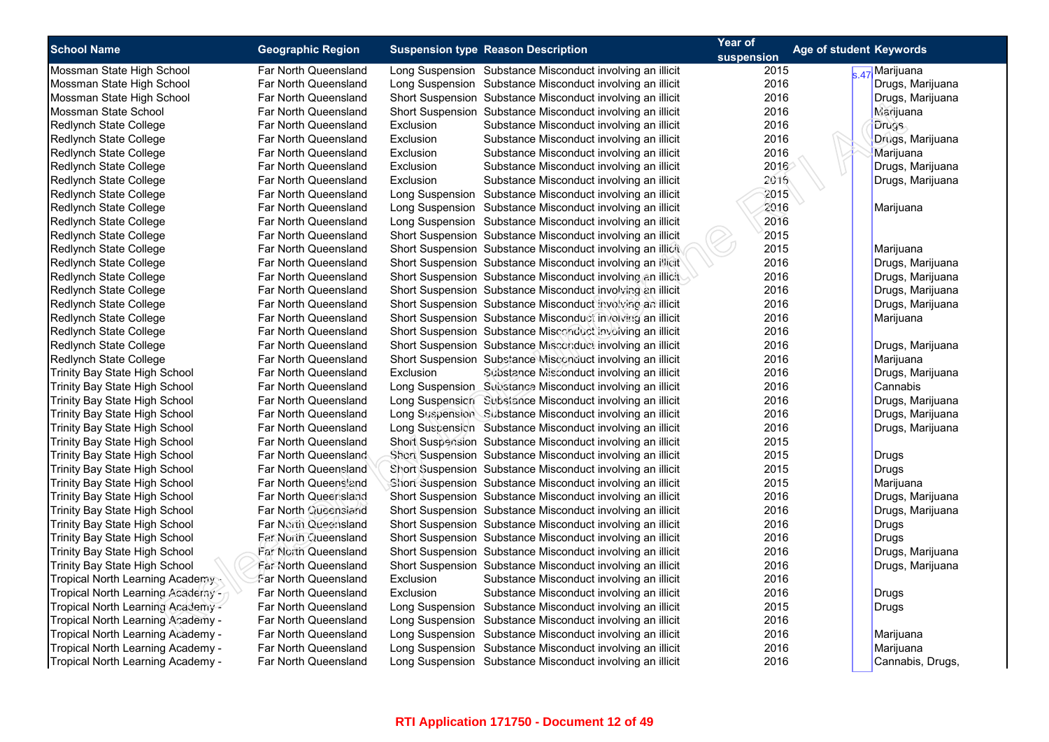| School Name | Geographic Region | Suspension type | Reason Description | Year of suspension | Age of student | Keywords |
|---|---|---|---|---|---|---|
| Mossman State High School | Far North Queensland | Long Suspension | Substance Misconduct involving an illicit | 2015 | s.47 | Marijuana |
| Mossman State High School | Far North Queensland | Long Suspension | Substance Misconduct involving an illicit | 2016 | | Drugs, Marijuana |
| Mossman State High School | Far North Queensland | Short Suspension | Substance Misconduct involving an illicit | 2016 | | Drugs, Marijuana |
| Mossman State School | Far North Queensland | Short Suspension | Substance Misconduct involving an illicit | 2016 | | Marijuana |
| Redlynch State College | Far North Queensland | Exclusion | Substance Misconduct involving an illicit | 2016 | | Drugs |
| Redlynch State College | Far North Queensland | Exclusion | Substance Misconduct involving an illicit | 2016 | | Drugs, Marijuana |
| Redlynch State College | Far North Queensland | Exclusion | Substance Misconduct involving an illicit | 2016 | | Marijuana |
| Redlynch State College | Far North Queensland | Exclusion | Substance Misconduct involving an illicit | 2016 | | Drugs, Marijuana |
| Redlynch State College | Far North Queensland | Exclusion | Substance Misconduct involving an illicit | 2016 | | Drugs, Marijuana |
| Redlynch State College | Far North Queensland | Long Suspension | Substance Misconduct involving an illicit | 2015 | | |
| Redlynch State College | Far North Queensland | Long Suspension | Substance Misconduct involving an illicit | 2016 | | Marijuana |
| Redlynch State College | Far North Queensland | Long Suspension | Substance Misconduct involving an illicit | 2016 | | |
| Redlynch State College | Far North Queensland | Short Suspension | Substance Misconduct involving an illicit | 2015 | | |
| Redlynch State College | Far North Queensland | Short Suspension | Substance Misconduct involving an illicit | 2015 | | Marijuana |
| Redlynch State College | Far North Queensland | Short Suspension | Substance Misconduct involving an illicit | 2016 | | Drugs, Marijuana |
| Redlynch State College | Far North Queensland | Short Suspension | Substance Misconduct involving an illicit | 2016 | | Drugs, Marijuana |
| Redlynch State College | Far North Queensland | Short Suspension | Substance Misconduct involving an illicit | 2016 | | Drugs, Marijuana |
| Redlynch State College | Far North Queensland | Short Suspension | Substance Misconduct involving an illicit | 2016 | | Drugs, Marijuana |
| Redlynch State College | Far North Queensland | Short Suspension | Substance Misconduct involving an illicit | 2016 | | Marijuana |
| Redlynch State College | Far North Queensland | Short Suspension | Substance Misconduct involving an illicit | 2016 | | |
| Redlynch State College | Far North Queensland | Short Suspension | Substance Misconduct involving an illicit | 2016 | | Drugs, Marijuana |
| Redlynch State College | Far North Queensland | Short Suspension | Substance Misconduct involving an illicit | 2016 | | Marijuana |
| Trinity Bay State High School | Far North Queensland | Exclusion | Substance Misconduct involving an illicit | 2016 | | Drugs, Marijuana |
| Trinity Bay State High School | Far North Queensland | Long Suspension | Substance Misconduct involving an illicit | 2016 | | Cannabis |
| Trinity Bay State High School | Far North Queensland | Long Suspension | Substance Misconduct involving an illicit | 2016 | | Drugs, Marijuana |
| Trinity Bay State High School | Far North Queensland | Long Suspension | Substance Misconduct involving an illicit | 2016 | | Drugs, Marijuana |
| Trinity Bay State High School | Far North Queensland | Long Suspension | Substance Misconduct involving an illicit | 2016 | | Drugs, Marijuana |
| Trinity Bay State High School | Far North Queensland | Short Suspension | Substance Misconduct involving an illicit | 2015 | | |
| Trinity Bay State High School | Far North Queensland | Short Suspension | Substance Misconduct involving an illicit | 2015 | | Drugs |
| Trinity Bay State High School | Far North Queensland | Short Suspension | Substance Misconduct involving an illicit | 2015 | | Drugs |
| Trinity Bay State High School | Far North Queensland | Short Suspension | Substance Misconduct involving an illicit | 2015 | | Marijuana |
| Trinity Bay State High School | Far North Queensland | Short Suspension | Substance Misconduct involving an illicit | 2016 | | Drugs, Marijuana |
| Trinity Bay State High School | Far North Queensland | Short Suspension | Substance Misconduct involving an illicit | 2016 | | Drugs, Marijuana |
| Trinity Bay State High School | Far North Queensland | Short Suspension | Substance Misconduct involving an illicit | 2016 | | Drugs |
| Trinity Bay State High School | Far North Queensland | Short Suspension | Substance Misconduct involving an illicit | 2016 | | Drugs |
| Trinity Bay State High School | Far North Queensland | Short Suspension | Substance Misconduct involving an illicit | 2016 | | Drugs, Marijuana |
| Trinity Bay State High School | Far North Queensland | Short Suspension | Substance Misconduct involving an illicit | 2016 | | Drugs, Marijuana |
| Tropical North Learning Academy - | Far North Queensland | Exclusion | Substance Misconduct involving an illicit | 2016 | | |
| Tropical North Learning Academy - | Far North Queensland | Exclusion | Substance Misconduct involving an illicit | 2016 | | Drugs |
| Tropical North Learning Academy - | Far North Queensland | Long Suspension | Substance Misconduct involving an illicit | 2015 | | Drugs |
| Tropical North Learning Academy - | Far North Queensland | Long Suspension | Substance Misconduct involving an illicit | 2016 | | |
| Tropical North Learning Academy - | Far North Queensland | Long Suspension | Substance Misconduct involving an illicit | 2016 | | Marijuana |
| Tropical North Learning Academy - | Far North Queensland | Long Suspension | Substance Misconduct involving an illicit | 2016 | | Marijuana |
| Tropical North Learning Academy - | Far North Queensland | Long Suspension | Substance Misconduct involving an illicit | 2016 | | Cannabis, Drugs, |

RTI Application 171750 - Document 12 of 49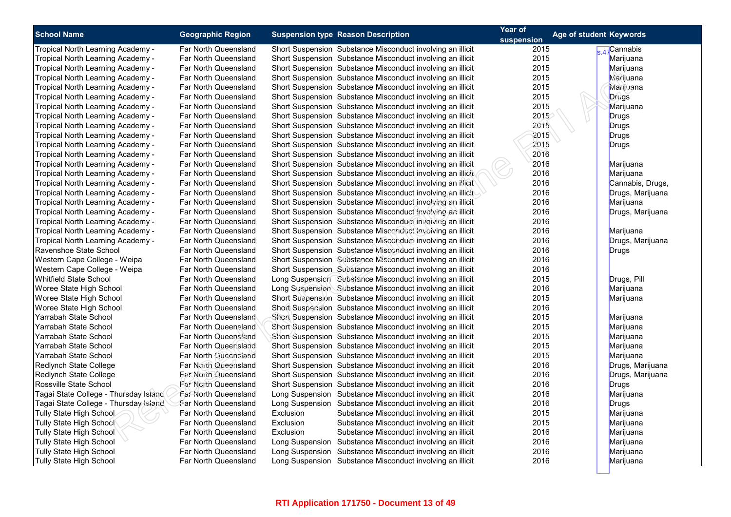| School Name | Geographic Region | Suspension type | Reason Description | Year of suspension | Age of student | Keywords |
|---|---|---|---|---|---|---|
| Tropical North Learning Academy - | Far North Queensland | Short Suspension | Substance Misconduct involving an illicit | 2015 | s.47 | Cannabis |
| Tropical North Learning Academy - | Far North Queensland | Short Suspension | Substance Misconduct involving an illicit | 2015 | | Marijuana |
| Tropical North Learning Academy - | Far North Queensland | Short Suspension | Substance Misconduct involving an illicit | 2015 | | Marijuana |
| Tropical North Learning Academy - | Far North Queensland | Short Suspension | Substance Misconduct involving an illicit | 2015 | | Marijuana |
| Tropical North Learning Academy - | Far North Queensland | Short Suspension | Substance Misconduct involving an illicit | 2015 | | Marijuana |
| Tropical North Learning Academy - | Far North Queensland | Short Suspension | Substance Misconduct involving an illicit | 2015 | | Drugs |
| Tropical North Learning Academy - | Far North Queensland | Short Suspension | Substance Misconduct involving an illicit | 2015 | | Marijuana |
| Tropical North Learning Academy - | Far North Queensland | Short Suspension | Substance Misconduct involving an illicit | 2015 | | Drugs |
| Tropical North Learning Academy - | Far North Queensland | Short Suspension | Substance Misconduct involving an illicit | 2015 | | Drugs |
| Tropical North Learning Academy - | Far North Queensland | Short Suspension | Substance Misconduct involving an illicit | 2015 | | Drugs |
| Tropical North Learning Academy - | Far North Queensland | Short Suspension | Substance Misconduct involving an illicit | 2015 | | Drugs |
| Tropical North Learning Academy - | Far North Queensland | Short Suspension | Substance Misconduct involving an illicit | 2016 | | |
| Tropical North Learning Academy - | Far North Queensland | Short Suspension | Substance Misconduct involving an illicit | 2016 | | Marijuana |
| Tropical North Learning Academy - | Far North Queensland | Short Suspension | Substance Misconduct involving an illicit | 2016 | | Marijuana |
| Tropical North Learning Academy - | Far North Queensland | Short Suspension | Substance Misconduct involving an illicit | 2016 | | Cannabis, Drugs, |
| Tropical North Learning Academy - | Far North Queensland | Short Suspension | Substance Misconduct involving an illicit | 2016 | | Drugs, Marijuana |
| Tropical North Learning Academy - | Far North Queensland | Short Suspension | Substance Misconduct involving an illicit | 2016 | | Marijuana |
| Tropical North Learning Academy - | Far North Queensland | Short Suspension | Substance Misconduct involving an illicit | 2016 | | Drugs, Marijuana |
| Tropical North Learning Academy - | Far North Queensland | Short Suspension | Substance Misconduct involving an illicit | 2016 | | |
| Tropical North Learning Academy - | Far North Queensland | Short Suspension | Substance Misconduct involving an illicit | 2016 | | Marijuana |
| Tropical North Learning Academy - | Far North Queensland | Short Suspension | Substance Misconduct involving an illicit | 2016 | | Drugs, Marijuana |
| Ravenshoe State School | Far North Queensland | Short Suspension | Substance Misconduct involving an illicit | 2016 | | Drugs |
| Western Cape College - Weipa | Far North Queensland | Short Suspension | Substance Misconduct involving an illicit | 2016 | | |
| Western Cape College - Weipa | Far North Queensland | Short Suspension | Substance Misconduct involving an illicit | 2016 | | |
| Whitfield State School | Far North Queensland | Long Suspension | Substance Misconduct involving an illicit | 2015 | | Drugs, Pill |
| Woree State High School | Far North Queensland | Long Suspension | Substance Misconduct involving an illicit | 2016 | | Marijuana |
| Woree State High School | Far North Queensland | Short Suspension | Substance Misconduct involving an illicit | 2015 | | Marijuana |
| Woree State High School | Far North Queensland | Short Suspension | Substance Misconduct involving an illicit | 2016 | | |
| Yarrabah State School | Far North Queensland | Short Suspension | Substance Misconduct involving an illicit | 2015 | | Marijuana |
| Yarrabah State School | Far North Queensland | Short Suspension | Substance Misconduct involving an illicit | 2015 | | Marijuana |
| Yarrabah State School | Far North Queensland | Short Suspension | Substance Misconduct involving an illicit | 2015 | | Marijuana |
| Yarrabah State School | Far North Queensland | Short Suspension | Substance Misconduct involving an illicit | 2015 | | Marijuana |
| Yarrabah State School | Far North Queensland | Short Suspension | Substance Misconduct involving an illicit | 2015 | | Marijuana |
| Redlynch State College | Far North Queensland | Short Suspension | Substance Misconduct involving an illicit | 2016 | | Drugs, Marijuana |
| Redlynch State College | Far North Queensland | Short Suspension | Substance Misconduct involving an illicit | 2016 | | Drugs, Marijuana |
| Rossville State School | Far North Queensland | Short Suspension | Substance Misconduct involving an illicit | 2016 | | Drugs |
| Tagai State College - Thursday Island | Far North Queensland | Long Suspension | Substance Misconduct involving an illicit | 2016 | | Marijuana |
| Tagai State College - Thursday Island | Far North Queensland | Long Suspension | Substance Misconduct involving an illicit | 2016 | | Drugs |
| Tully State High School | Far North Queensland | Exclusion | Substance Misconduct involving an illicit | 2015 | | Marijuana |
| Tully State High School | Far North Queensland | Exclusion | Substance Misconduct involving an illicit | 2015 | | Marijuana |
| Tully State High School | Far North Queensland | Exclusion | Substance Misconduct involving an illicit | 2016 | | Marijuana |
| Tully State High School | Far North Queensland | Long Suspension | Substance Misconduct involving an illicit | 2016 | | Marijuana |
| Tully State High School | Far North Queensland | Long Suspension | Substance Misconduct involving an illicit | 2016 | | Marijuana |
| Tully State High School | Far North Queensland | Long Suspension | Substance Misconduct involving an illicit | 2016 | | Marijuana |

**RTI Application 171750 - Document 13 of 49**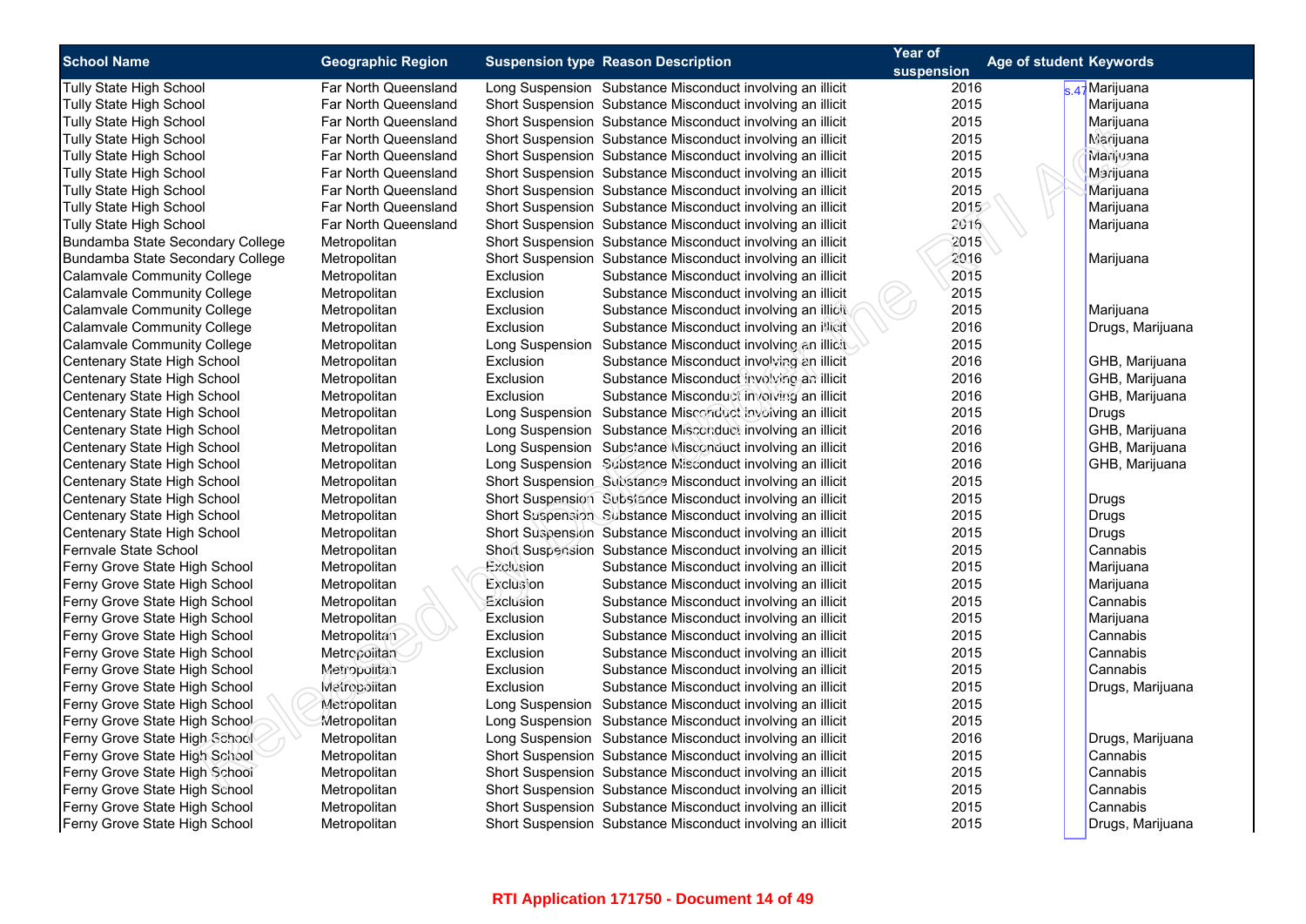| School Name | Geographic Region | Suspension type | Reason Description | Year of suspension | Age of student | Keywords |
|---|---|---|---|---|---|---|
| Tully State High School | Far North Queensland | Long Suspension | Substance Misconduct involving an illicit | 2016 | s.47 | Marijuana |
| Tully State High School | Far North Queensland | Short Suspension | Substance Misconduct involving an illicit | 2015 | | Marijuana |
| Tully State High School | Far North Queensland | Short Suspension | Substance Misconduct involving an illicit | 2015 | | Marijuana |
| Tully State High School | Far North Queensland | Short Suspension | Substance Misconduct involving an illicit | 2015 | | Marijuana |
| Tully State High School | Far North Queensland | Short Suspension | Substance Misconduct involving an illicit | 2015 | | Marijuana |
| Tully State High School | Far North Queensland | Short Suspension | Substance Misconduct involving an illicit | 2015 | | Marijuana |
| Tully State High School | Far North Queensland | Short Suspension | Substance Misconduct involving an illicit | 2015 | | Marijuana |
| Tully State High School | Far North Queensland | Short Suspension | Substance Misconduct involving an illicit | 2015 | | Marijuana |
| Tully State High School | Far North Queensland | Short Suspension | Substance Misconduct involving an illicit | 2016 | | Marijuana |
| Bundamba State Secondary College | Metropolitan | Short Suspension | Substance Misconduct involving an illicit | 2015 | | |
| Bundamba State Secondary College | Metropolitan | Short Suspension | Substance Misconduct involving an illicit | 2016 | | Marijuana |
| Calamvale Community College | Metropolitan | Exclusion | Substance Misconduct involving an illicit | 2015 | | |
| Calamvale Community College | Metropolitan | Exclusion | Substance Misconduct involving an illicit | 2015 | | |
| Calamvale Community College | Metropolitan | Exclusion | Substance Misconduct involving an illicit | 2015 | | Marijuana |
| Calamvale Community College | Metropolitan | Exclusion | Substance Misconduct involving an illicit | 2016 | | Drugs, Marijuana |
| Calamvale Community College | Metropolitan | Long Suspension | Substance Misconduct involving an illicit | 2015 | | |
| Centenary State High School | Metropolitan | Exclusion | Substance Misconduct involving an illicit | 2016 | | GHB, Marijuana |
| Centenary State High School | Metropolitan | Exclusion | Substance Misconduct involving an illicit | 2016 | | GHB, Marijuana |
| Centenary State High School | Metropolitan | Exclusion | Substance Misconduct involving an illicit | 2016 | | GHB, Marijuana |
| Centenary State High School | Metropolitan | Long Suspension | Substance Misconduct involving an illicit | 2015 | | Drugs |
| Centenary State High School | Metropolitan | Long Suspension | Substance Misconduct involving an illicit | 2016 | | GHB, Marijuana |
| Centenary State High School | Metropolitan | Long Suspension | Substance Misconduct involving an illicit | 2016 | | GHB, Marijuana |
| Centenary State High School | Metropolitan | Long Suspension | Substance Misconduct involving an illicit | 2016 | | GHB, Marijuana |
| Centenary State High School | Metropolitan | Short Suspension | Substance Misconduct involving an illicit | 2015 | | |
| Centenary State High School | Metropolitan | Short Suspension | Substance Misconduct involving an illicit | 2015 | | Drugs |
| Centenary State High School | Metropolitan | Short Suspension | Substance Misconduct involving an illicit | 2015 | | Drugs |
| Centenary State High School | Metropolitan | Short Suspension | Substance Misconduct involving an illicit | 2015 | | Drugs |
| Fernvale State School | Metropolitan | Short Suspension | Substance Misconduct involving an illicit | 2015 | | Cannabis |
| Ferny Grove State High School | Metropolitan | Exclusion | Substance Misconduct involving an illicit | 2015 | | Marijuana |
| Ferny Grove State High School | Metropolitan | Exclusion | Substance Misconduct involving an illicit | 2015 | | Marijuana |
| Ferny Grove State High School | Metropolitan | Exclusion | Substance Misconduct involving an illicit | 2015 | | Cannabis |
| Ferny Grove State High School | Metropolitan | Exclusion | Substance Misconduct involving an illicit | 2015 | | Marijuana |
| Ferny Grove State High School | Metropolitan | Exclusion | Substance Misconduct involving an illicit | 2015 | | Cannabis |
| Ferny Grove State High School | Metropolitan | Exclusion | Substance Misconduct involving an illicit | 2015 | | Cannabis |
| Ferny Grove State High School | Metropolitan | Exclusion | Substance Misconduct involving an illicit | 2015 | | Cannabis |
| Ferny Grove State High School | Metropolitan | Exclusion | Substance Misconduct involving an illicit | 2015 | | Drugs, Marijuana |
| Ferny Grove State High School | Metropolitan | Long Suspension | Substance Misconduct involving an illicit | 2015 | | |
| Ferny Grove State High School | Metropolitan | Long Suspension | Substance Misconduct involving an illicit | 2015 | | |
| Ferny Grove State High School | Metropolitan | Long Suspension | Substance Misconduct involving an illicit | 2016 | | Drugs, Marijuana |
| Ferny Grove State High School | Metropolitan | Short Suspension | Substance Misconduct involving an illicit | 2015 | | Cannabis |
| Ferny Grove State High School | Metropolitan | Short Suspension | Substance Misconduct involving an illicit | 2015 | | Cannabis |
| Ferny Grove State High School | Metropolitan | Short Suspension | Substance Misconduct involving an illicit | 2015 | | Cannabis |
| Ferny Grove State High School | Metropolitan | Short Suspension | Substance Misconduct involving an illicit | 2015 | | Cannabis |
| Ferny Grove State High School | Metropolitan | Short Suspension | Substance Misconduct involving an illicit | 2015 | | Drugs, Marijuana |

RTI Application 171750 - Document 14 of 49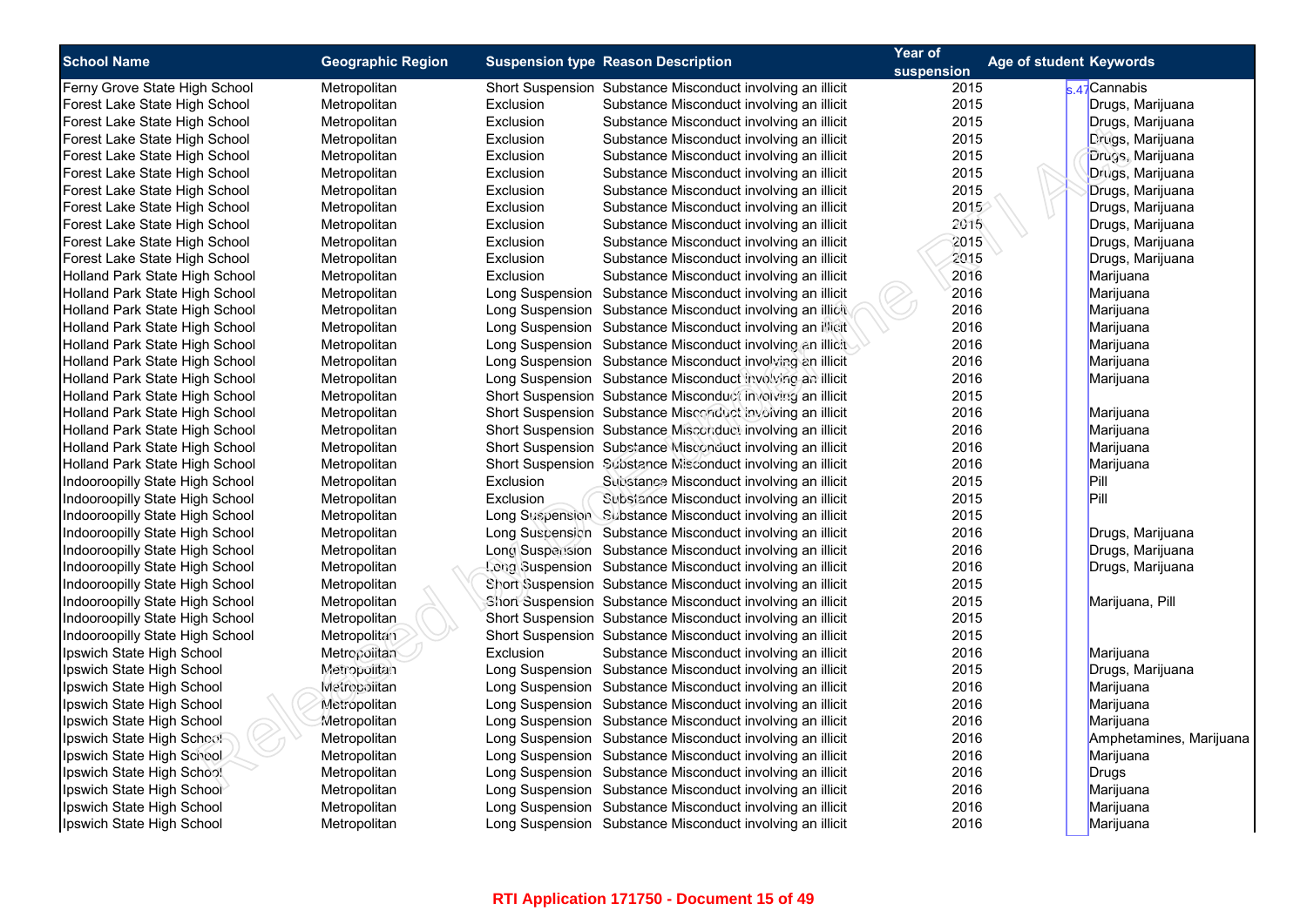| School Name | Geographic Region | Suspension type | Reason Description | Year of suspension | Age of student | Keywords |
|---|---|---|---|---|---|---|
| Ferny Grove State High School | Metropolitan | Short Suspension | Substance Misconduct involving an illicit | 2015 | s.47 | Cannabis |
| Forest Lake State High School | Metropolitan | Exclusion | Substance Misconduct involving an illicit | 2015 | | Drugs, Marijuana |
| Forest Lake State High School | Metropolitan | Exclusion | Substance Misconduct involving an illicit | 2015 | | Drugs, Marijuana |
| Forest Lake State High School | Metropolitan | Exclusion | Substance Misconduct involving an illicit | 2015 | | Drugs, Marijuana |
| Forest Lake State High School | Metropolitan | Exclusion | Substance Misconduct involving an illicit | 2015 | | Drugs, Marijuana |
| Forest Lake State High School | Metropolitan | Exclusion | Substance Misconduct involving an illicit | 2015 | | Drugs, Marijuana |
| Forest Lake State High School | Metropolitan | Exclusion | Substance Misconduct involving an illicit | 2015 | | Drugs, Marijuana |
| Forest Lake State High School | Metropolitan | Exclusion | Substance Misconduct involving an illicit | 2015 | | Drugs, Marijuana |
| Forest Lake State High School | Metropolitan | Exclusion | Substance Misconduct involving an illicit | 2015 | | Drugs, Marijuana |
| Forest Lake State High School | Metropolitan | Exclusion | Substance Misconduct involving an illicit | 2015 | | Drugs, Marijuana |
| Forest Lake State High School | Metropolitan | Exclusion | Substance Misconduct involving an illicit | 2015 | | Drugs, Marijuana |
| Holland Park State High School | Metropolitan | Exclusion | Substance Misconduct involving an illicit | 2016 | | Marijuana |
| Holland Park State High School | Metropolitan | Long Suspension | Substance Misconduct involving an illicit | 2016 | | Marijuana |
| Holland Park State High School | Metropolitan | Long Suspension | Substance Misconduct involving an illicit | 2016 | | Marijuana |
| Holland Park State High School | Metropolitan | Long Suspension | Substance Misconduct involving an illicit | 2016 | | Marijuana |
| Holland Park State High School | Metropolitan | Long Suspension | Substance Misconduct involving an illicit | 2016 | | Marijuana |
| Holland Park State High School | Metropolitan | Long Suspension | Substance Misconduct involving an illicit | 2016 | | Marijuana |
| Holland Park State High School | Metropolitan | Long Suspension | Substance Misconduct involving an illicit | 2016 | | Marijuana |
| Holland Park State High School | Metropolitan | Short Suspension | Substance Misconduct involving an illicit | 2015 | | |
| Holland Park State High School | Metropolitan | Short Suspension | Substance Misconduct involving an illicit | 2016 | | Marijuana |
| Holland Park State High School | Metropolitan | Short Suspension | Substance Misconduct involving an illicit | 2016 | | Marijuana |
| Holland Park State High School | Metropolitan | Short Suspension | Substance Misconduct involving an illicit | 2016 | | Marijuana |
| Holland Park State High School | Metropolitan | Short Suspension | Substance Misconduct involving an illicit | 2016 | | Marijuana |
| Indooroopilly State High School | Metropolitan | Exclusion | Substance Misconduct involving an illicit | 2015 | | Pill |
| Indooroopilly State High School | Metropolitan | Exclusion | Substance Misconduct involving an illicit | 2015 | | Pill |
| Indooroopilly State High School | Metropolitan | Long Suspension | Substance Misconduct involving an illicit | 2015 | | |
| Indooroopilly State High School | Metropolitan | Long Suspension | Substance Misconduct involving an illicit | 2016 | | Drugs, Marijuana |
| Indooroopilly State High School | Metropolitan | Long Suspension | Substance Misconduct involving an illicit | 2016 | | Drugs, Marijuana |
| Indooroopilly State High School | Metropolitan | Long Suspension | Substance Misconduct involving an illicit | 2016 | | Drugs, Marijuana |
| Indooroopilly State High School | Metropolitan | Short Suspension | Substance Misconduct involving an illicit | 2015 | | |
| Indooroopilly State High School | Metropolitan | Short Suspension | Substance Misconduct involving an illicit | 2015 | | Marijuana, Pill |
| Indooroopilly State High School | Metropolitan | Short Suspension | Substance Misconduct involving an illicit | 2015 | | |
| Indooroopilly State High School | Metropolitan | Short Suspension | Substance Misconduct involving an illicit | 2015 | | |
| Ipswich State High School | Metropolitan | Exclusion | Substance Misconduct involving an illicit | 2016 | | Marijuana |
| Ipswich State High School | Metropolitan | Long Suspension | Substance Misconduct involving an illicit | 2015 | | Drugs, Marijuana |
| Ipswich State High School | Metropolitan | Long Suspension | Substance Misconduct involving an illicit | 2016 | | Marijuana |
| Ipswich State High School | Metropolitan | Long Suspension | Substance Misconduct involving an illicit | 2016 | | Marijuana |
| Ipswich State High School | Metropolitan | Long Suspension | Substance Misconduct involving an illicit | 2016 | | Marijuana |
| Ipswich State High School | Metropolitan | Long Suspension | Substance Misconduct involving an illicit | 2016 | | Amphetamines, Marijuana |
| Ipswich State High School | Metropolitan | Long Suspension | Substance Misconduct involving an illicit | 2016 | | Marijuana |
| Ipswich State High School | Metropolitan | Long Suspension | Substance Misconduct involving an illicit | 2016 | | Drugs |
| Ipswich State High School | Metropolitan | Long Suspension | Substance Misconduct involving an illicit | 2016 | | Marijuana |
| Ipswich State High School | Metropolitan | Long Suspension | Substance Misconduct involving an illicit | 2016 | | Marijuana |
| Ipswich State High School | Metropolitan | Long Suspension | Substance Misconduct involving an illicit | 2016 | | Marijuana |

**RTI Application 171750 - Document 15 of 49**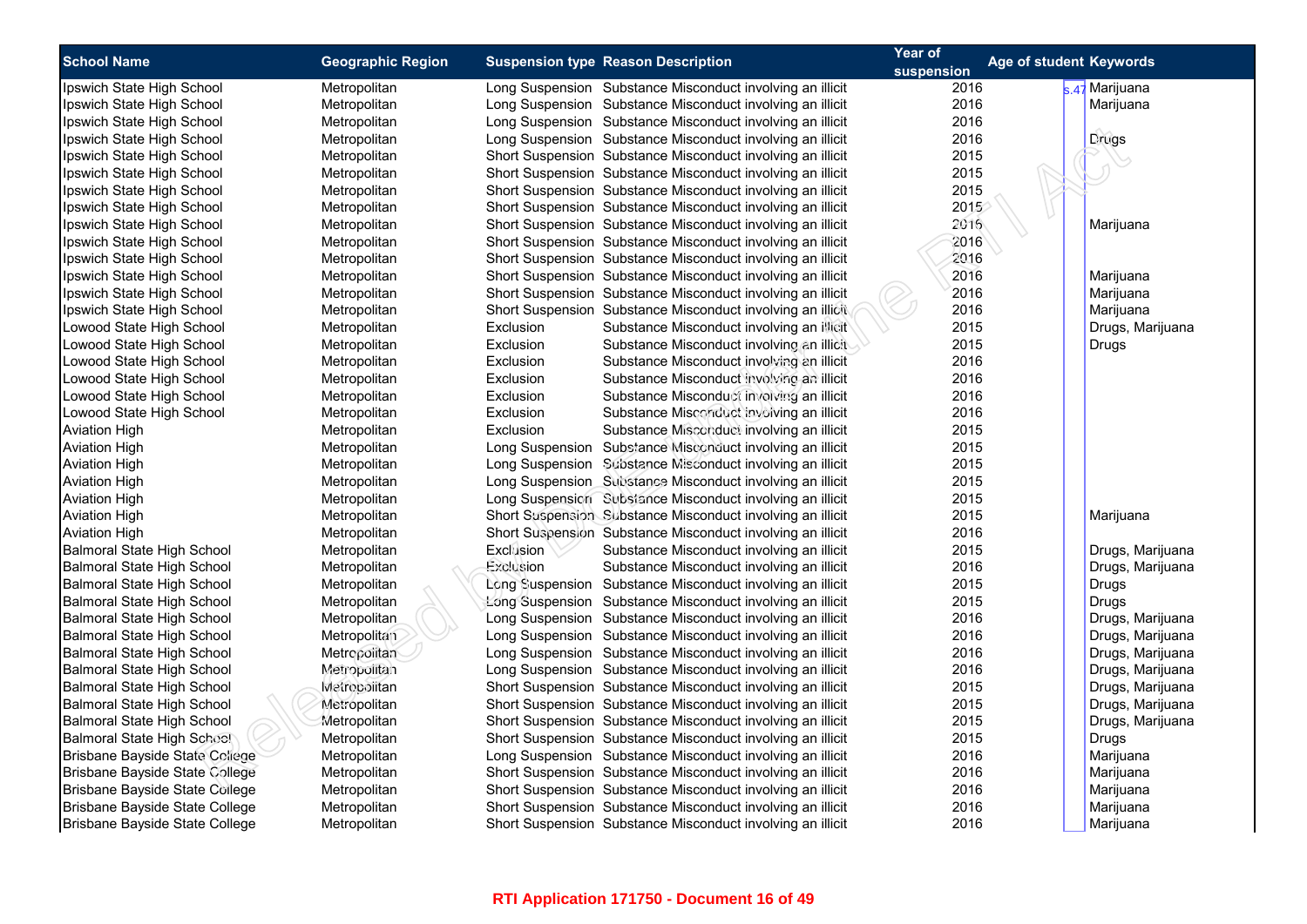| School Name | Geographic Region | Suspension type | Reason Description | Year of suspension | Age of student | Keywords |
|---|---|---|---|---|---|---|
| Ipswich State High School | Metropolitan | Long Suspension | Substance Misconduct involving an illicit | 2016 | s.47 | Marijuana |
| Ipswich State High School | Metropolitan | Long Suspension | Substance Misconduct involving an illicit | 2016 | | Marijuana |
| Ipswich State High School | Metropolitan | Long Suspension | Substance Misconduct involving an illicit | 2016 | | |
| Ipswich State High School | Metropolitan | Long Suspension | Substance Misconduct involving an illicit | 2016 | | Drugs |
| Ipswich State High School | Metropolitan | Short Suspension | Substance Misconduct involving an illicit | 2015 | | |
| Ipswich State High School | Metropolitan | Short Suspension | Substance Misconduct involving an illicit | 2015 | | |
| Ipswich State High School | Metropolitan | Short Suspension | Substance Misconduct involving an illicit | 2015 | | |
| Ipswich State High School | Metropolitan | Short Suspension | Substance Misconduct involving an illicit | 2015 | | |
| Ipswich State High School | Metropolitan | Short Suspension | Substance Misconduct involving an illicit | 2016 | | Marijuana |
| Ipswich State High School | Metropolitan | Short Suspension | Substance Misconduct involving an illicit | 2016 | | |
| Ipswich State High School | Metropolitan | Short Suspension | Substance Misconduct involving an illicit | 2016 | | |
| Ipswich State High School | Metropolitan | Short Suspension | Substance Misconduct involving an illicit | 2016 | | Marijuana |
| Ipswich State High School | Metropolitan | Short Suspension | Substance Misconduct involving an illicit | 2016 | | Marijuana |
| Ipswich State High School | Metropolitan | Short Suspension | Substance Misconduct involving an illicit | 2016 | | Marijuana |
| Lowood State High School | Metropolitan | Exclusion | Substance Misconduct involving an illicit | 2015 | | Drugs, Marijuana |
| Lowood State High School | Metropolitan | Exclusion | Substance Misconduct involving an illicit | 2015 | | Drugs |
| Lowood State High School | Metropolitan | Exclusion | Substance Misconduct involving an illicit | 2016 | | |
| Lowood State High School | Metropolitan | Exclusion | Substance Misconduct involving an illicit | 2016 | | |
| Lowood State High School | Metropolitan | Exclusion | Substance Misconduct involving an illicit | 2016 | | |
| Lowood State High School | Metropolitan | Exclusion | Substance Misconduct involving an illicit | 2016 | | |
| Aviation High | Metropolitan | Exclusion | Substance Misconduct involving an illicit | 2015 | | |
| Aviation High | Metropolitan | Long Suspension | Substance Misconduct involving an illicit | 2015 | | |
| Aviation High | Metropolitan | Long Suspension | Substance Misconduct involving an illicit | 2015 | | |
| Aviation High | Metropolitan | Long Suspension | Substance Misconduct involving an illicit | 2015 | | |
| Aviation High | Metropolitan | Long Suspension | Substance Misconduct involving an illicit | 2015 | | |
| Aviation High | Metropolitan | Short Suspension | Substance Misconduct involving an illicit | 2015 | | Marijuana |
| Aviation High | Metropolitan | Short Suspension | Substance Misconduct involving an illicit | 2016 | | |
| Balmoral State High School | Metropolitan | Exclusion | Substance Misconduct involving an illicit | 2015 | | Drugs, Marijuana |
| Balmoral State High School | Metropolitan | Exclusion | Substance Misconduct involving an illicit | 2016 | | Drugs, Marijuana |
| Balmoral State High School | Metropolitan | Long Suspension | Substance Misconduct involving an illicit | 2015 | | Drugs |
| Balmoral State High School | Metropolitan | Long Suspension | Substance Misconduct involving an illicit | 2015 | | Drugs |
| Balmoral State High School | Metropolitan | Long Suspension | Substance Misconduct involving an illicit | 2016 | | Drugs, Marijuana |
| Balmoral State High School | Metropolitan | Long Suspension | Substance Misconduct involving an illicit | 2016 | | Drugs, Marijuana |
| Balmoral State High School | Metropolitan | Long Suspension | Substance Misconduct involving an illicit | 2016 | | Drugs, Marijuana |
| Balmoral State High School | Metropolitan | Long Suspension | Substance Misconduct involving an illicit | 2016 | | Drugs, Marijuana |
| Balmoral State High School | Metropolitan | Short Suspension | Substance Misconduct involving an illicit | 2015 | | Drugs, Marijuana |
| Balmoral State High School | Metropolitan | Short Suspension | Substance Misconduct involving an illicit | 2015 | | Drugs, Marijuana |
| Balmoral State High School | Metropolitan | Short Suspension | Substance Misconduct involving an illicit | 2015 | | Drugs, Marijuana |
| Balmoral State High School | Metropolitan | Short Suspension | Substance Misconduct involving an illicit | 2015 | | Drugs |
| Brisbane Bayside State College | Metropolitan | Long Suspension | Substance Misconduct involving an illicit | 2016 | | Marijuana |
| Brisbane Bayside State College | Metropolitan | Short Suspension | Substance Misconduct involving an illicit | 2016 | | Marijuana |
| Brisbane Bayside State College | Metropolitan | Short Suspension | Substance Misconduct involving an illicit | 2016 | | Marijuana |
| Brisbane Bayside State College | Metropolitan | Short Suspension | Substance Misconduct involving an illicit | 2016 | | Marijuana |
| Brisbane Bayside State College | Metropolitan | Short Suspension | Substance Misconduct involving an illicit | 2016 | | Marijuana |

RTI Application 171750 - Document 16 of 49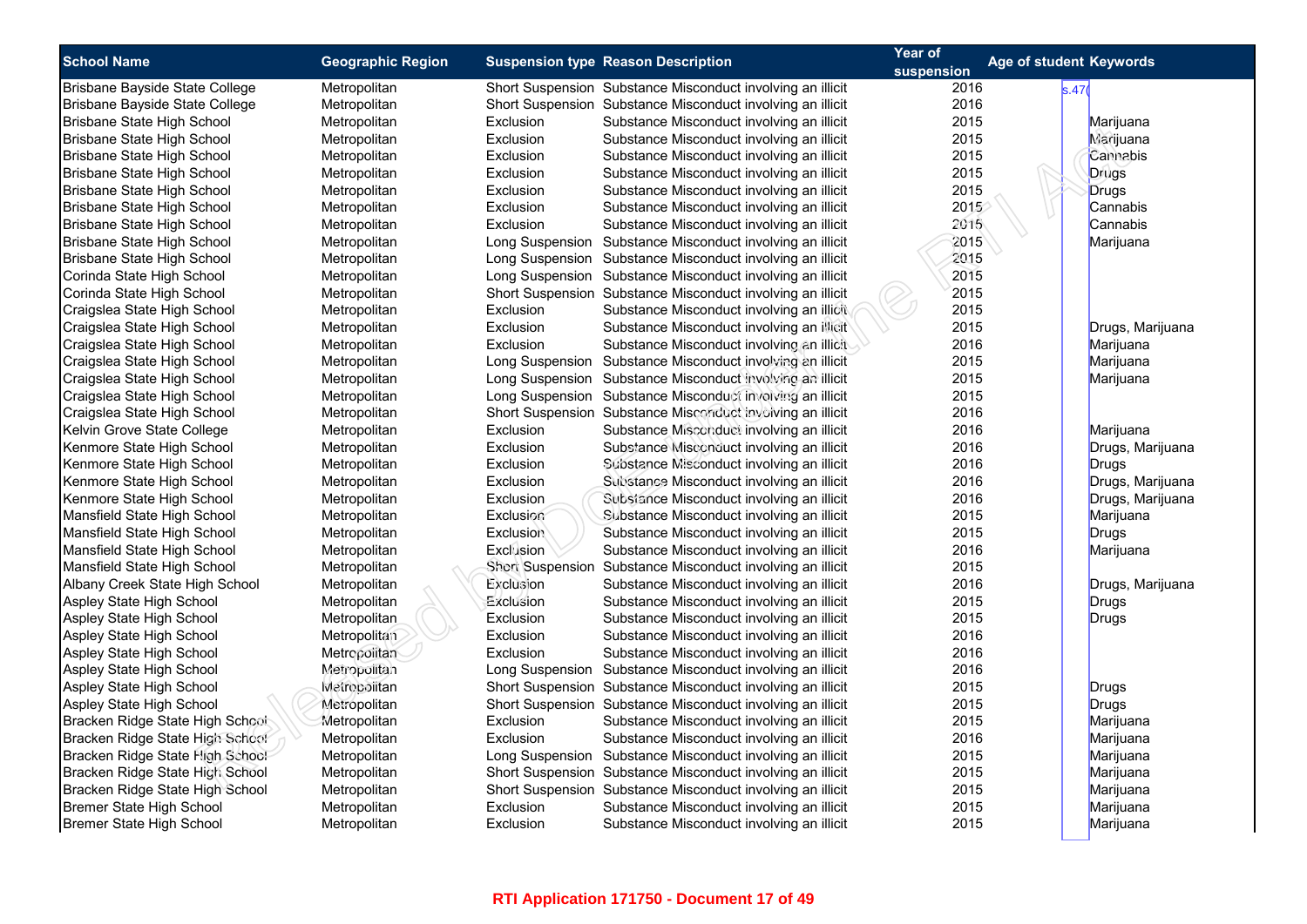| School Name | Geographic Region | Suspension type | Reason Description | Year of suspension | Age of student | Keywords |
|---|---|---|---|---|---|---|
| Brisbane Bayside State College | Metropolitan | Short Suspension | Substance Misconduct involving an illicit | 2016 | s.47( | |
| Brisbane Bayside State College | Metropolitan | Short Suspension | Substance Misconduct involving an illicit | 2016 | | |
| Brisbane State High School | Metropolitan | Exclusion | Substance Misconduct involving an illicit | 2015 | | Marijuana |
| Brisbane State High School | Metropolitan | Exclusion | Substance Misconduct involving an illicit | 2015 | | Marijuana |
| Brisbane State High School | Metropolitan | Exclusion | Substance Misconduct involving an illicit | 2015 | | Cannabis |
| Brisbane State High School | Metropolitan | Exclusion | Substance Misconduct involving an illicit | 2015 | | Drugs |
| Brisbane State High School | Metropolitan | Exclusion | Substance Misconduct involving an illicit | 2015 | | Drugs |
| Brisbane State High School | Metropolitan | Exclusion | Substance Misconduct involving an illicit | 2015 | | Cannabis |
| Brisbane State High School | Metropolitan | Exclusion | Substance Misconduct involving an illicit | 2015 | | Cannabis |
| Brisbane State High School | Metropolitan | Long Suspension | Substance Misconduct involving an illicit | 2015 | | Marijuana |
| Brisbane State High School | Metropolitan | Long Suspension | Substance Misconduct involving an illicit | 2015 | | |
| Corinda State High School | Metropolitan | Long Suspension | Substance Misconduct involving an illicit | 2015 | | |
| Corinda State High School | Metropolitan | Short Suspension | Substance Misconduct involving an illicit | 2015 | | |
| Craigslea State High School | Metropolitan | Exclusion | Substance Misconduct involving an illicit | 2015 | | |
| Craigslea State High School | Metropolitan | Exclusion | Substance Misconduct involving an illicit | 2015 | | Drugs, Marijuana |
| Craigslea State High School | Metropolitan | Exclusion | Substance Misconduct involving an illicit | 2016 | | Marijuana |
| Craigslea State High School | Metropolitan | Long Suspension | Substance Misconduct involving an illicit | 2015 | | Marijuana |
| Craigslea State High School | Metropolitan | Long Suspension | Substance Misconduct involving an illicit | 2015 | | Marijuana |
| Craigslea State High School | Metropolitan | Long Suspension | Substance Misconduct involving an illicit | 2015 | | |
| Craigslea State High School | Metropolitan | Short Suspension | Substance Misconduct involving an illicit | 2016 | | |
| Kelvin Grove State College | Metropolitan | Exclusion | Substance Misconduct involving an illicit | 2016 | | Marijuana |
| Kenmore State High School | Metropolitan | Exclusion | Substance Misconduct involving an illicit | 2016 | | Drugs, Marijuana |
| Kenmore State High School | Metropolitan | Exclusion | Substance Misconduct involving an illicit | 2016 | | Drugs |
| Kenmore State High School | Metropolitan | Exclusion | Substance Misconduct involving an illicit | 2016 | | Drugs, Marijuana |
| Kenmore State High School | Metropolitan | Exclusion | Substance Misconduct involving an illicit | 2016 | | Drugs, Marijuana |
| Mansfield State High School | Metropolitan | Exclusion | Substance Misconduct involving an illicit | 2015 | | Marijuana |
| Mansfield State High School | Metropolitan | Exclusion | Substance Misconduct involving an illicit | 2015 | | Drugs |
| Mansfield State High School | Metropolitan | Exclusion | Substance Misconduct involving an illicit | 2016 | | Marijuana |
| Mansfield State High School | Metropolitan | Short Suspension | Substance Misconduct involving an illicit | 2015 | | |
| Albany Creek State High School | Metropolitan | Exclusion | Substance Misconduct involving an illicit | 2016 | | Drugs, Marijuana |
| Aspley State High School | Metropolitan | Exclusion | Substance Misconduct involving an illicit | 2015 | | Drugs |
| Aspley State High School | Metropolitan | Exclusion | Substance Misconduct involving an illicit | 2015 | | Drugs |
| Aspley State High School | Metropolitan | Exclusion | Substance Misconduct involving an illicit | 2016 | | |
| Aspley State High School | Metropolitan | Exclusion | Substance Misconduct involving an illicit | 2016 | | |
| Aspley State High School | Metropolitan | Long Suspension | Substance Misconduct involving an illicit | 2016 | | |
| Aspley State High School | Metropolitan | Short Suspension | Substance Misconduct involving an illicit | 2015 | | Drugs |
| Aspley State High School | Metropolitan | Short Suspension | Substance Misconduct involving an illicit | 2015 | | Drugs |
| Bracken Ridge State High School | Metropolitan | Exclusion | Substance Misconduct involving an illicit | 2015 | | Marijuana |
| Bracken Ridge State High School | Metropolitan | Exclusion | Substance Misconduct involving an illicit | 2016 | | Marijuana |
| Bracken Ridge State High School | Metropolitan | Long Suspension | Substance Misconduct involving an illicit | 2015 | | Marijuana |
| Bracken Ridge State High School | Metropolitan | Short Suspension | Substance Misconduct involving an illicit | 2015 | | Marijuana |
| Bracken Ridge State High School | Metropolitan | Short Suspension | Substance Misconduct involving an illicit | 2015 | | Marijuana |
| Bremer State High School | Metropolitan | Exclusion | Substance Misconduct involving an illicit | 2015 | | Marijuana |
| Bremer State High School | Metropolitan | Exclusion | Substance Misconduct involving an illicit | 2015 | | Marijuana |

RTI Application 171750 - Document 17 of 49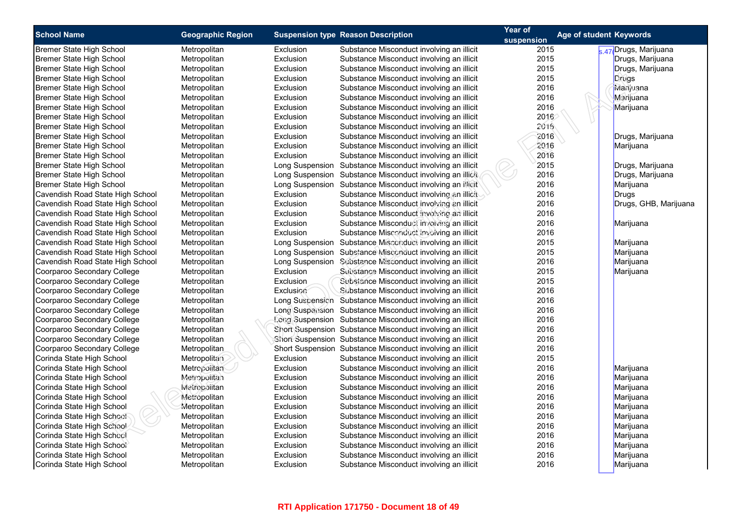| School Name | Geographic Region | Suspension type | Reason Description | Year of suspension | Age of student | Keywords |
|---|---|---|---|---|---|---|
| Bremer State High School | Metropolitan | Exclusion | Substance Misconduct involving an illicit | 2015 | s.47 | Drugs, Marijuana |
| Bremer State High School | Metropolitan | Exclusion | Substance Misconduct involving an illicit | 2015 | | Drugs, Marijuana |
| Bremer State High School | Metropolitan | Exclusion | Substance Misconduct involving an illicit | 2015 | | Drugs, Marijuana |
| Bremer State High School | Metropolitan | Exclusion | Substance Misconduct involving an illicit | 2015 | | Drugs |
| Bremer State High School | Metropolitan | Exclusion | Substance Misconduct involving an illicit | 2016 | | Marijuana |
| Bremer State High School | Metropolitan | Exclusion | Substance Misconduct involving an illicit | 2016 | | Marijuana |
| Bremer State High School | Metropolitan | Exclusion | Substance Misconduct involving an illicit | 2016 | | Marijuana |
| Bremer State High School | Metropolitan | Exclusion | Substance Misconduct involving an illicit | 2016 | | |
| Bremer State High School | Metropolitan | Exclusion | Substance Misconduct involving an illicit | 2016 | | |
| Bremer State High School | Metropolitan | Exclusion | Substance Misconduct involving an illicit | 2016 | | Drugs, Marijuana |
| Bremer State High School | Metropolitan | Exclusion | Substance Misconduct involving an illicit | 2016 | | Marijuana |
| Bremer State High School | Metropolitan | Exclusion | Substance Misconduct involving an illicit | 2016 | | |
| Bremer State High School | Metropolitan | Long Suspension | Substance Misconduct involving an illicit | 2015 | | Drugs, Marijuana |
| Bremer State High School | Metropolitan | Long Suspension | Substance Misconduct involving an illicit | 2016 | | Drugs, Marijuana |
| Bremer State High School | Metropolitan | Long Suspension | Substance Misconduct involving an illicit | 2016 | | Marijuana |
| Cavendish Road State High School | Metropolitan | Exclusion | Substance Misconduct involving an illicit | 2016 | | Drugs |
| Cavendish Road State High School | Metropolitan | Exclusion | Substance Misconduct involving an illicit | 2016 | | Drugs, GHB, Marijuana |
| Cavendish Road State High School | Metropolitan | Exclusion | Substance Misconduct involving an illicit | 2016 | | |
| Cavendish Road State High School | Metropolitan | Exclusion | Substance Misconduct involving an illicit | 2016 | | Marijuana |
| Cavendish Road State High School | Metropolitan | Exclusion | Substance Misconduct involving an illicit | 2016 | | |
| Cavendish Road State High School | Metropolitan | Long Suspension | Substance Misconduct involving an illicit | 2015 | | Marijuana |
| Cavendish Road State High School | Metropolitan | Long Suspension | Substance Misconduct involving an illicit | 2015 | | Marijuana |
| Cavendish Road State High School | Metropolitan | Long Suspension | Substance Misconduct involving an illicit | 2016 | | Marijuana |
| Coorparoo Secondary College | Metropolitan | Exclusion | Substance Misconduct involving an illicit | 2015 | | Marijuana |
| Coorparoo Secondary College | Metropolitan | Exclusion | Substance Misconduct involving an illicit | 2015 | | |
| Coorparoo Secondary College | Metropolitan | Exclusion | Substance Misconduct involving an illicit | 2016 | | |
| Coorparoo Secondary College | Metropolitan | Long Suspension | Substance Misconduct involving an illicit | 2016 | | |
| Coorparoo Secondary College | Metropolitan | Long Suspension | Substance Misconduct involving an illicit | 2016 | | |
| Coorparoo Secondary College | Metropolitan | Long Suspension | Substance Misconduct involving an illicit | 2016 | | |
| Coorparoo Secondary College | Metropolitan | Short Suspension | Substance Misconduct involving an illicit | 2016 | | |
| Coorparoo Secondary College | Metropolitan | Short Suspension | Substance Misconduct involving an illicit | 2016 | | |
| Coorparoo Secondary College | Metropolitan | Short Suspension | Substance Misconduct involving an illicit | 2016 | | |
| Corinda State High School | Metropolitan | Exclusion | Substance Misconduct involving an illicit | 2015 | | |
| Corinda State High School | Metropolitan | Exclusion | Substance Misconduct involving an illicit | 2016 | | Marijuana |
| Corinda State High School | Metropolitan | Exclusion | Substance Misconduct involving an illicit | 2016 | | Marijuana |
| Corinda State High School | Metropolitan | Exclusion | Substance Misconduct involving an illicit | 2016 | | Marijuana |
| Corinda State High School | Metropolitan | Exclusion | Substance Misconduct involving an illicit | 2016 | | Marijuana |
| Corinda State High School | Metropolitan | Exclusion | Substance Misconduct involving an illicit | 2016 | | Marijuana |
| Corinda State High School | Metropolitan | Exclusion | Substance Misconduct involving an illicit | 2016 | | Marijuana |
| Corinda State High School | Metropolitan | Exclusion | Substance Misconduct involving an illicit | 2016 | | Marijuana |
| Corinda State High School | Metropolitan | Exclusion | Substance Misconduct involving an illicit | 2016 | | Marijuana |
| Corinda State High School | Metropolitan | Exclusion | Substance Misconduct involving an illicit | 2016 | | Marijuana |
| Corinda State High School | Metropolitan | Exclusion | Substance Misconduct involving an illicit | 2016 | | Marijuana |
| Corinda State High School | Metropolitan | Exclusion | Substance Misconduct involving an illicit | 2016 | | Marijuana |

RTI Application 171750 - Document 18 of 49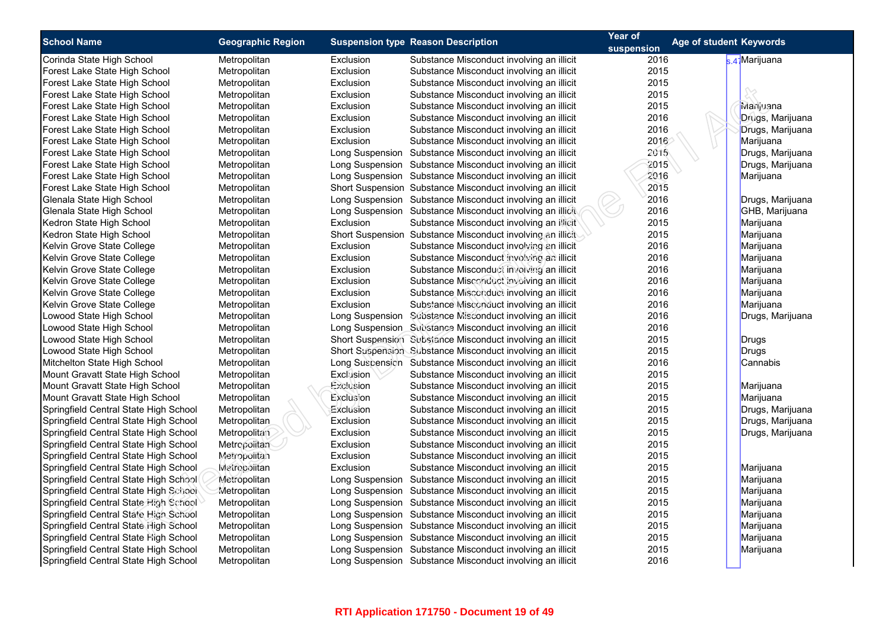| School Name | Geographic Region | Suspension type | Reason Description | Year of suspension | Age of student | Keywords |
|---|---|---|---|---|---|---|
| Corinda State High School | Metropolitan | Exclusion | Substance Misconduct involving an illicit | 2016 | s.47 | Marijuana |
| Forest Lake State High School | Metropolitan | Exclusion | Substance Misconduct involving an illicit | 2015 | | |
| Forest Lake State High School | Metropolitan | Exclusion | Substance Misconduct involving an illicit | 2015 | | |
| Forest Lake State High School | Metropolitan | Exclusion | Substance Misconduct involving an illicit | 2015 | | |
| Forest Lake State High School | Metropolitan | Exclusion | Substance Misconduct involving an illicit | 2015 | | Marijuana |
| Forest Lake State High School | Metropolitan | Exclusion | Substance Misconduct involving an illicit | 2016 | | Drugs, Marijuana |
| Forest Lake State High School | Metropolitan | Exclusion | Substance Misconduct involving an illicit | 2016 | | Drugs, Marijuana |
| Forest Lake State High School | Metropolitan | Exclusion | Substance Misconduct involving an illicit | 2016 | | Marijuana |
| Forest Lake State High School | Metropolitan | Long Suspension | Substance Misconduct involving an illicit | 2015 | | Drugs, Marijuana |
| Forest Lake State High School | Metropolitan | Long Suspension | Substance Misconduct involving an illicit | 2015 | | Drugs, Marijuana |
| Forest Lake State High School | Metropolitan | Long Suspension | Substance Misconduct involving an illicit | 2016 | | Marijuana |
| Forest Lake State High School | Metropolitan | Short Suspension | Substance Misconduct involving an illicit | 2015 | | |
| Glenala State High School | Metropolitan | Long Suspension | Substance Misconduct involving an illicit | 2016 | | Drugs, Marijuana |
| Glenala State High School | Metropolitan | Long Suspension | Substance Misconduct involving an illicit | 2016 | | GHB, Marijuana |
| Kedron State High School | Metropolitan | Exclusion | Substance Misconduct involving an illicit | 2015 | | Marijuana |
| Kedron State High School | Metropolitan | Short Suspension | Substance Misconduct involving an illicit | 2015 | | Marijuana |
| Kelvin Grove State College | Metropolitan | Exclusion | Substance Misconduct involving an illicit | 2016 | | Marijuana |
| Kelvin Grove State College | Metropolitan | Exclusion | Substance Misconduct involving an illicit | 2016 | | Marijuana |
| Kelvin Grove State College | Metropolitan | Exclusion | Substance Misconduct involving an illicit | 2016 | | Marijuana |
| Kelvin Grove State College | Metropolitan | Exclusion | Substance Misconduct involving an illicit | 2016 | | Marijuana |
| Kelvin Grove State College | Metropolitan | Exclusion | Substance Misconduct involving an illicit | 2016 | | Marijuana |
| Kelvin Grove State College | Metropolitan | Exclusion | Substance Misconduct involving an illicit | 2016 | | Marijuana |
| Lowood State High School | Metropolitan | Long Suspension | Substance Misconduct involving an illicit | 2016 | | Drugs, Marijuana |
| Lowood State High School | Metropolitan | Long Suspension | Substance Misconduct involving an illicit | 2016 | | |
| Lowood State High School | Metropolitan | Short Suspension | Substance Misconduct involving an illicit | 2015 | | Drugs |
| Lowood State High School | Metropolitan | Short Suspension | Substance Misconduct involving an illicit | 2015 | | Drugs |
| Mitchelton State High School | Metropolitan | Long Suspension | Substance Misconduct involving an illicit | 2016 | | Cannabis |
| Mount Gravatt State High School | Metropolitan | Exclusion | Substance Misconduct involving an illicit | 2015 | | |
| Mount Gravatt State High School | Metropolitan | Exclusion | Substance Misconduct involving an illicit | 2015 | | Marijuana |
| Mount Gravatt State High School | Metropolitan | Exclusion | Substance Misconduct involving an illicit | 2015 | | Marijuana |
| Springfield Central State High School | Metropolitan | Exclusion | Substance Misconduct involving an illicit | 2015 | | Drugs, Marijuana |
| Springfield Central State High School | Metropolitan | Exclusion | Substance Misconduct involving an illicit | 2015 | | Drugs, Marijuana |
| Springfield Central State High School | Metropolitan | Exclusion | Substance Misconduct involving an illicit | 2015 | | Drugs, Marijuana |
| Springfield Central State High School | Metropolitan | Exclusion | Substance Misconduct involving an illicit | 2015 | | |
| Springfield Central State High School | Metropolitan | Exclusion | Substance Misconduct involving an illicit | 2015 | | |
| Springfield Central State High School | Metropolitan | Exclusion | Substance Misconduct involving an illicit | 2015 | | Marijuana |
| Springfield Central State High School | Metropolitan | Long Suspension | Substance Misconduct involving an illicit | 2015 | | Marijuana |
| Springfield Central State High School | Metropolitan | Long Suspension | Substance Misconduct involving an illicit | 2015 | | Marijuana |
| Springfield Central State High School | Metropolitan | Long Suspension | Substance Misconduct involving an illicit | 2015 | | Marijuana |
| Springfield Central State High School | Metropolitan | Long Suspension | Substance Misconduct involving an illicit | 2015 | | Marijuana |
| Springfield Central State High School | Metropolitan | Long Suspension | Substance Misconduct involving an illicit | 2015 | | Marijuana |
| Springfield Central State High School | Metropolitan | Long Suspension | Substance Misconduct involving an illicit | 2015 | | Marijuana |
| Springfield Central State High School | Metropolitan | Long Suspension | Substance Misconduct involving an illicit | 2015 | | Marijuana |
| Springfield Central State High School | Metropolitan | Long Suspension | Substance Misconduct involving an illicit | 2016 | | |

RTI Application 171750 - Document 19 of 49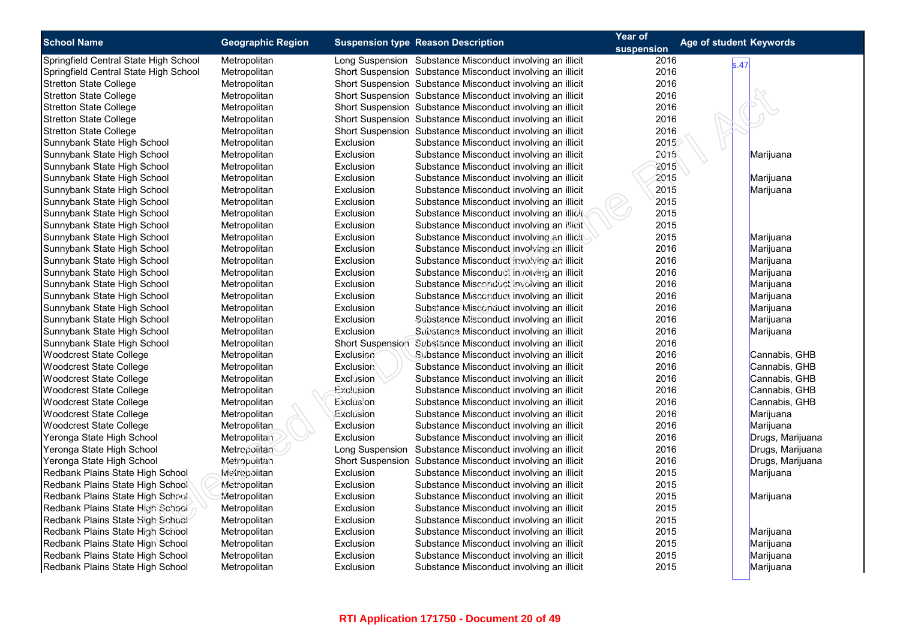| School Name | Geographic Region | Suspension type | Reason Description | Year of suspension | Age of student | Keywords |
|---|---|---|---|---|---|---|
| Springfield Central State High School | Metropolitan | Long Suspension | Substance Misconduct involving an illicit | 2016 | s.47 | |
| Springfield Central State High School | Metropolitan | Short Suspension | Substance Misconduct involving an illicit | 2016 | | |
| Stretton State College | Metropolitan | Short Suspension | Substance Misconduct involving an illicit | 2016 | | |
| Stretton State College | Metropolitan | Short Suspension | Substance Misconduct involving an illicit | 2016 | | |
| Stretton State College | Metropolitan | Short Suspension | Substance Misconduct involving an illicit | 2016 | | |
| Stretton State College | Metropolitan | Short Suspension | Substance Misconduct involving an illicit | 2016 | | |
| Stretton State College | Metropolitan | Short Suspension | Substance Misconduct involving an illicit | 2016 | | |
| Sunnybank State High School | Metropolitan | Exclusion | Substance Misconduct involving an illicit | 2015 | | |
| Sunnybank State High School | Metropolitan | Exclusion | Substance Misconduct involving an illicit | 2015 | | Marijuana |
| Sunnybank State High School | Metropolitan | Exclusion | Substance Misconduct involving an illicit | 2015 | | |
| Sunnybank State High School | Metropolitan | Exclusion | Substance Misconduct involving an illicit | 2015 | | Marijuana |
| Sunnybank State High School | Metropolitan | Exclusion | Substance Misconduct involving an illicit | 2015 | | Marijuana |
| Sunnybank State High School | Metropolitan | Exclusion | Substance Misconduct involving an illicit | 2015 | | |
| Sunnybank State High School | Metropolitan | Exclusion | Substance Misconduct involving an illicit | 2015 | | |
| Sunnybank State High School | Metropolitan | Exclusion | Substance Misconduct involving an illicit | 2015 | | |
| Sunnybank State High School | Metropolitan | Exclusion | Substance Misconduct involving an illicit | 2015 | | Marijuana |
| Sunnybank State High School | Metropolitan | Exclusion | Substance Misconduct involving an illicit | 2016 | | Marijuana |
| Sunnybank State High School | Metropolitan | Exclusion | Substance Misconduct involving an illicit | 2016 | | Marijuana |
| Sunnybank State High School | Metropolitan | Exclusion | Substance Misconduct involving an illicit | 2016 | | Marijuana |
| Sunnybank State High School | Metropolitan | Exclusion | Substance Misconduct involving an illicit | 2016 | | Marijuana |
| Sunnybank State High School | Metropolitan | Exclusion | Substance Misconduct involving an illicit | 2016 | | Marijuana |
| Sunnybank State High School | Metropolitan | Exclusion | Substance Misconduct involving an illicit | 2016 | | Marijuana |
| Sunnybank State High School | Metropolitan | Exclusion | Substance Misconduct involving an illicit | 2016 | | Marijuana |
| Sunnybank State High School | Metropolitan | Exclusion | Substance Misconduct involving an illicit | 2016 | | Marijuana |
| Sunnybank State High School | Metropolitan | Short Suspension | Substance Misconduct involving an illicit | 2016 | | |
| Woodcrest State College | Metropolitan | Exclusion | Substance Misconduct involving an illicit | 2016 | | Cannabis, GHB |
| Woodcrest State College | Metropolitan | Exclusion | Substance Misconduct involving an illicit | 2016 | | Cannabis, GHB |
| Woodcrest State College | Metropolitan | Exclusion | Substance Misconduct involving an illicit | 2016 | | Cannabis, GHB |
| Woodcrest State College | Metropolitan | Exclusion | Substance Misconduct involving an illicit | 2016 | | Cannabis, GHB |
| Woodcrest State College | Metropolitan | Exclusion | Substance Misconduct involving an illicit | 2016 | | Cannabis, GHB |
| Woodcrest State College | Metropolitan | Exclusion | Substance Misconduct involving an illicit | 2016 | | Marijuana |
| Woodcrest State College | Metropolitan | Exclusion | Substance Misconduct involving an illicit | 2016 | | Marijuana |
| Yeronga State High School | Metropolitan | Exclusion | Substance Misconduct involving an illicit | 2016 | | Drugs, Marijuana |
| Yeronga State High School | Metropolitan | Long Suspension | Substance Misconduct involving an illicit | 2016 | | Drugs, Marijuana |
| Yeronga State High School | Metropolitan | Short Suspension | Substance Misconduct involving an illicit | 2016 | | Drugs, Marijuana |
| Redbank Plains State High School | Metropolitan | Exclusion | Substance Misconduct involving an illicit | 2015 | | Marijuana |
| Redbank Plains State High School | Metropolitan | Exclusion | Substance Misconduct involving an illicit | 2015 | | |
| Redbank Plains State High School | Metropolitan | Exclusion | Substance Misconduct involving an illicit | 2015 | | Marijuana |
| Redbank Plains State High School | Metropolitan | Exclusion | Substance Misconduct involving an illicit | 2015 | | |
| Redbank Plains State High School | Metropolitan | Exclusion | Substance Misconduct involving an illicit | 2015 | | |
| Redbank Plains State High School | Metropolitan | Exclusion | Substance Misconduct involving an illicit | 2015 | | Marijuana |
| Redbank Plains State High School | Metropolitan | Exclusion | Substance Misconduct involving an illicit | 2015 | | Marijuana |
| Redbank Plains State High School | Metropolitan | Exclusion | Substance Misconduct involving an illicit | 2015 | | Marijuana |
| Redbank Plains State High School | Metropolitan | Exclusion | Substance Misconduct involving an illicit | 2015 | | Marijuana |

RTI Application 171750 - Document 20 of 49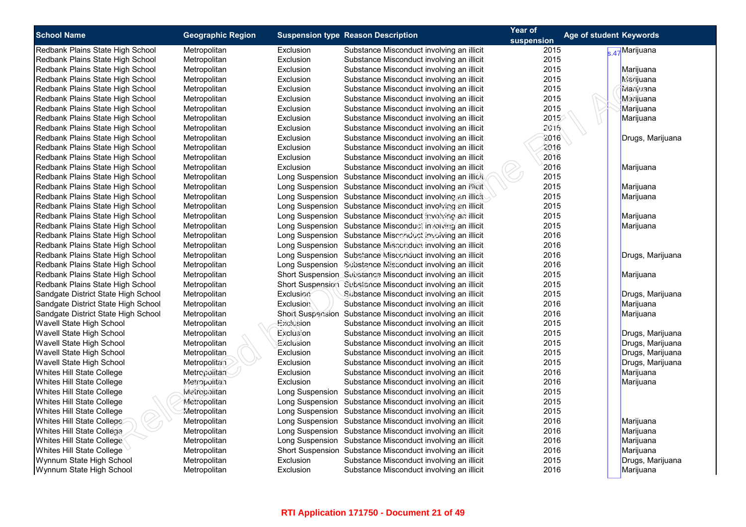| School Name | Geographic Region | Suspension type | Reason Description | Year of suspension | Age of student | Keywords |
|---|---|---|---|---|---|---|
| Redbank Plains State High School | Metropolitan | Exclusion | Substance Misconduct involving an illicit | 2015 | s.47 | Marijuana |
| Redbank Plains State High School | Metropolitan | Exclusion | Substance Misconduct involving an illicit | 2015 | | |
| Redbank Plains State High School | Metropolitan | Exclusion | Substance Misconduct involving an illicit | 2015 | | Marijuana |
| Redbank Plains State High School | Metropolitan | Exclusion | Substance Misconduct involving an illicit | 2015 | | Marijuana |
| Redbank Plains State High School | Metropolitan | Exclusion | Substance Misconduct involving an illicit | 2015 | | Marijuana |
| Redbank Plains State High School | Metropolitan | Exclusion | Substance Misconduct involving an illicit | 2015 | | Marijuana |
| Redbank Plains State High School | Metropolitan | Exclusion | Substance Misconduct involving an illicit | 2015 | | Marijuana |
| Redbank Plains State High School | Metropolitan | Exclusion | Substance Misconduct involving an illicit | 2015 | | Marijuana |
| Redbank Plains State High School | Metropolitan | Exclusion | Substance Misconduct involving an illicit | 2016 | | |
| Redbank Plains State High School | Metropolitan | Exclusion | Substance Misconduct involving an illicit | 2016 | | Drugs, Marijuana |
| Redbank Plains State High School | Metropolitan | Exclusion | Substance Misconduct involving an illicit | 2016 | | |
| Redbank Plains State High School | Metropolitan | Exclusion | Substance Misconduct involving an illicit | 2016 | | |
| Redbank Plains State High School | Metropolitan | Exclusion | Substance Misconduct involving an illicit | 2016 | | Marijuana |
| Redbank Plains State High School | Metropolitan | Long Suspension | Substance Misconduct involving an illicit | 2015 | | |
| Redbank Plains State High School | Metropolitan | Long Suspension | Substance Misconduct involving an illicit | 2015 | | Marijuana |
| Redbank Plains State High School | Metropolitan | Long Suspension | Substance Misconduct involving an illicit | 2015 | | Marijuana |
| Redbank Plains State High School | Metropolitan | Long Suspension | Substance Misconduct involving an illicit | 2015 | | |
| Redbank Plains State High School | Metropolitan | Long Suspension | Substance Misconduct involving an illicit | 2015 | | Marijuana |
| Redbank Plains State High School | Metropolitan | Long Suspension | Substance Misconduct involving an illicit | 2015 | | Marijuana |
| Redbank Plains State High School | Metropolitan | Long Suspension | Substance Misconduct involving an illicit | 2016 | | |
| Redbank Plains State High School | Metropolitan | Long Suspension | Substance Misconduct involving an illicit | 2016 | | |
| Redbank Plains State High School | Metropolitan | Long Suspension | Substance Misconduct involving an illicit | 2016 | | Drugs, Marijuana |
| Redbank Plains State High School | Metropolitan | Long Suspension | Substance Misconduct involving an illicit | 2016 | | |
| Redbank Plains State High School | Metropolitan | Short Suspension | Substance Misconduct involving an illicit | 2015 | | Marijuana |
| Redbank Plains State High School | Metropolitan | Short Suspension | Substance Misconduct involving an illicit | 2015 | | |
| Sandgate District State High School | Metropolitan | Exclusion | Substance Misconduct involving an illicit | 2015 | | Drugs, Marijuana |
| Sandgate District State High School | Metropolitan | Exclusion | Substance Misconduct involving an illicit | 2016 | | Marijuana |
| Sandgate District State High School | Metropolitan | Short Suspension | Substance Misconduct involving an illicit | 2016 | | Marijuana |
| Wavell State High School | Metropolitan | Exclusion | Substance Misconduct involving an illicit | 2015 | | |
| Wavell State High School | Metropolitan | Exclusion | Substance Misconduct involving an illicit | 2015 | | Drugs, Marijuana |
| Wavell State High School | Metropolitan | Exclusion | Substance Misconduct involving an illicit | 2015 | | Drugs, Marijuana |
| Wavell State High School | Metropolitan | Exclusion | Substance Misconduct involving an illicit | 2015 | | Drugs, Marijuana |
| Wavell State High School | Metropolitan | Exclusion | Substance Misconduct involving an illicit | 2015 | | Drugs, Marijuana |
| Whites Hill State College | Metropolitan | Exclusion | Substance Misconduct involving an illicit | 2016 | | Marijuana |
| Whites Hill State College | Metropolitan | Exclusion | Substance Misconduct involving an illicit | 2016 | | Marijuana |
| Whites Hill State College | Metropolitan | Long Suspension | Substance Misconduct involving an illicit | 2015 | | |
| Whites Hill State College | Metropolitan | Long Suspension | Substance Misconduct involving an illicit | 2015 | | |
| Whites Hill State College | Metropolitan | Long Suspension | Substance Misconduct involving an illicit | 2015 | | |
| Whites Hill State College | Metropolitan | Long Suspension | Substance Misconduct involving an illicit | 2016 | | Marijuana |
| Whites Hill State College | Metropolitan | Long Suspension | Substance Misconduct involving an illicit | 2016 | | Marijuana |
| Whites Hill State College | Metropolitan | Long Suspension | Substance Misconduct involving an illicit | 2016 | | Marijuana |
| Whites Hill State College | Metropolitan | Short Suspension | Substance Misconduct involving an illicit | 2016 | | Marijuana |
| Wynnum State High School | Metropolitan | Exclusion | Substance Misconduct involving an illicit | 2015 | | Drugs, Marijuana |
| Wynnum State High School | Metropolitan | Exclusion | Substance Misconduct involving an illicit | 2016 | | Marijuana |

RTI Application 171750 - Document 21 of 49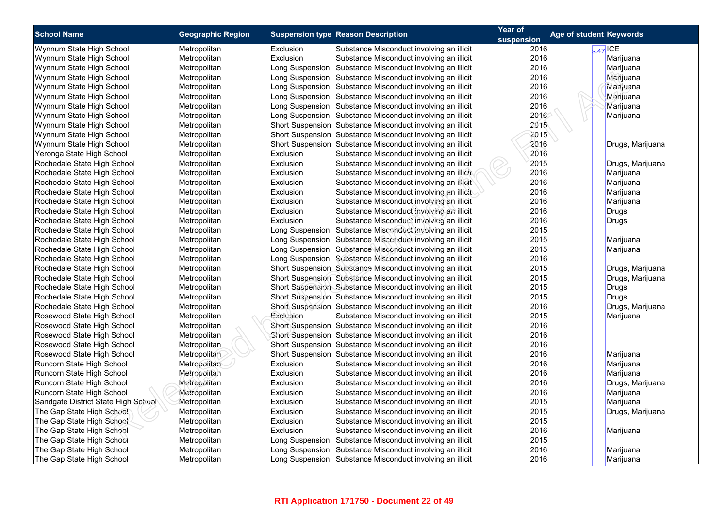| School Name | Geographic Region | Suspension type | Reason Description | Year of suspension | Age of student | Keywords |
|---|---|---|---|---|---|---|
| Wynnum State High School | Metropolitan | Exclusion | Substance Misconduct involving an illicit | 2016 | s.47 | ICE |
| Wynnum State High School | Metropolitan | Exclusion | Substance Misconduct involving an illicit | 2016 | | Marijuana |
| Wynnum State High School | Metropolitan | Long Suspension | Substance Misconduct involving an illicit | 2016 | | Marijuana |
| Wynnum State High School | Metropolitan | Long Suspension | Substance Misconduct involving an illicit | 2016 | | Marijuana |
| Wynnum State High School | Metropolitan | Long Suspension | Substance Misconduct involving an illicit | 2016 | | Marijuana |
| Wynnum State High School | Metropolitan | Long Suspension | Substance Misconduct involving an illicit | 2016 | | Marijuana |
| Wynnum State High School | Metropolitan | Long Suspension | Substance Misconduct involving an illicit | 2016 | | Marijuana |
| Wynnum State High School | Metropolitan | Long Suspension | Substance Misconduct involving an illicit | 2016 | | Marijuana |
| Wynnum State High School | Metropolitan | Short Suspension | Substance Misconduct involving an illicit | 2015 | | |
| Wynnum State High School | Metropolitan | Short Suspension | Substance Misconduct involving an illicit | 2015 | | |
| Wynnum State High School | Metropolitan | Short Suspension | Substance Misconduct involving an illicit | 2016 | | Drugs, Marijuana |
| Yeronga State High School | Metropolitan | Exclusion | Substance Misconduct involving an illicit | 2016 | | |
| Rochedale State High School | Metropolitan | Exclusion | Substance Misconduct involving an illicit | 2015 | | Drugs, Marijuana |
| Rochedale State High School | Metropolitan | Exclusion | Substance Misconduct involving an illicit | 2016 | | Marijuana |
| Rochedale State High School | Metropolitan | Exclusion | Substance Misconduct involving an illicit | 2016 | | Marijuana |
| Rochedale State High School | Metropolitan | Exclusion | Substance Misconduct involving an illicit | 2016 | | Marijuana |
| Rochedale State High School | Metropolitan | Exclusion | Substance Misconduct involving an illicit | 2016 | | Marijuana |
| Rochedale State High School | Metropolitan | Exclusion | Substance Misconduct involving an illicit | 2016 | | Drugs |
| Rochedale State High School | Metropolitan | Exclusion | Substance Misconduct involving an illicit | 2016 | | Drugs |
| Rochedale State High School | Metropolitan | Long Suspension | Substance Misconduct involving an illicit | 2015 | | |
| Rochedale State High School | Metropolitan | Long Suspension | Substance Misconduct involving an illicit | 2015 | | Marijuana |
| Rochedale State High School | Metropolitan | Long Suspension | Substance Misconduct involving an illicit | 2015 | | Marijuana |
| Rochedale State High School | Metropolitan | Long Suspension | Substance Misconduct involving an illicit | 2016 | | |
| Rochedale State High School | Metropolitan | Short Suspension | Substance Misconduct involving an illicit | 2015 | | Drugs, Marijuana |
| Rochedale State High School | Metropolitan | Short Suspension | Substance Misconduct involving an illicit | 2015 | | Drugs, Marijuana |
| Rochedale State High School | Metropolitan | Short Suspension | Substance Misconduct involving an illicit | 2015 | | Drugs |
| Rochedale State High School | Metropolitan | Short Suspension | Substance Misconduct involving an illicit | 2015 | | Drugs |
| Rochedale State High School | Metropolitan | Short Suspension | Substance Misconduct involving an illicit | 2016 | | Drugs, Marijuana |
| Rosewood State High School | Metropolitan | Exclusion | Substance Misconduct involving an illicit | 2015 | | Marijuana |
| Rosewood State High School | Metropolitan | Short Suspension | Substance Misconduct involving an illicit | 2016 | | |
| Rosewood State High School | Metropolitan | Short Suspension | Substance Misconduct involving an illicit | 2016 | | |
| Rosewood State High School | Metropolitan | Short Suspension | Substance Misconduct involving an illicit | 2016 | | |
| Rosewood State High School | Metropolitan | Short Suspension | Substance Misconduct involving an illicit | 2016 | | Marijuana |
| Runcorn State High School | Metropolitan | Exclusion | Substance Misconduct involving an illicit | 2016 | | Marijuana |
| Runcorn State High School | Metropolitan | Exclusion | Substance Misconduct involving an illicit | 2016 | | Marijuana |
| Runcorn State High School | Metropolitan | Exclusion | Substance Misconduct involving an illicit | 2016 | | Drugs, Marijuana |
| Runcorn State High School | Metropolitan | Exclusion | Substance Misconduct involving an illicit | 2016 | | Marijuana |
| Sandgate District State High School | Metropolitan | Exclusion | Substance Misconduct involving an illicit | 2015 | | Marijuana |
| The Gap State High School | Metropolitan | Exclusion | Substance Misconduct involving an illicit | 2015 | | Drugs, Marijuana |
| The Gap State High School | Metropolitan | Exclusion | Substance Misconduct involving an illicit | 2015 | | |
| The Gap State High School | Metropolitan | Exclusion | Substance Misconduct involving an illicit | 2016 | | Marijuana |
| The Gap State High School | Metropolitan | Long Suspension | Substance Misconduct involving an illicit | 2015 | | |
| The Gap State High School | Metropolitan | Long Suspension | Substance Misconduct involving an illicit | 2016 | | Marijuana |
| The Gap State High School | Metropolitan | Long Suspension | Substance Misconduct involving an illicit | 2016 | | Marijuana |

RTI Application 171750 - Document 22 of 49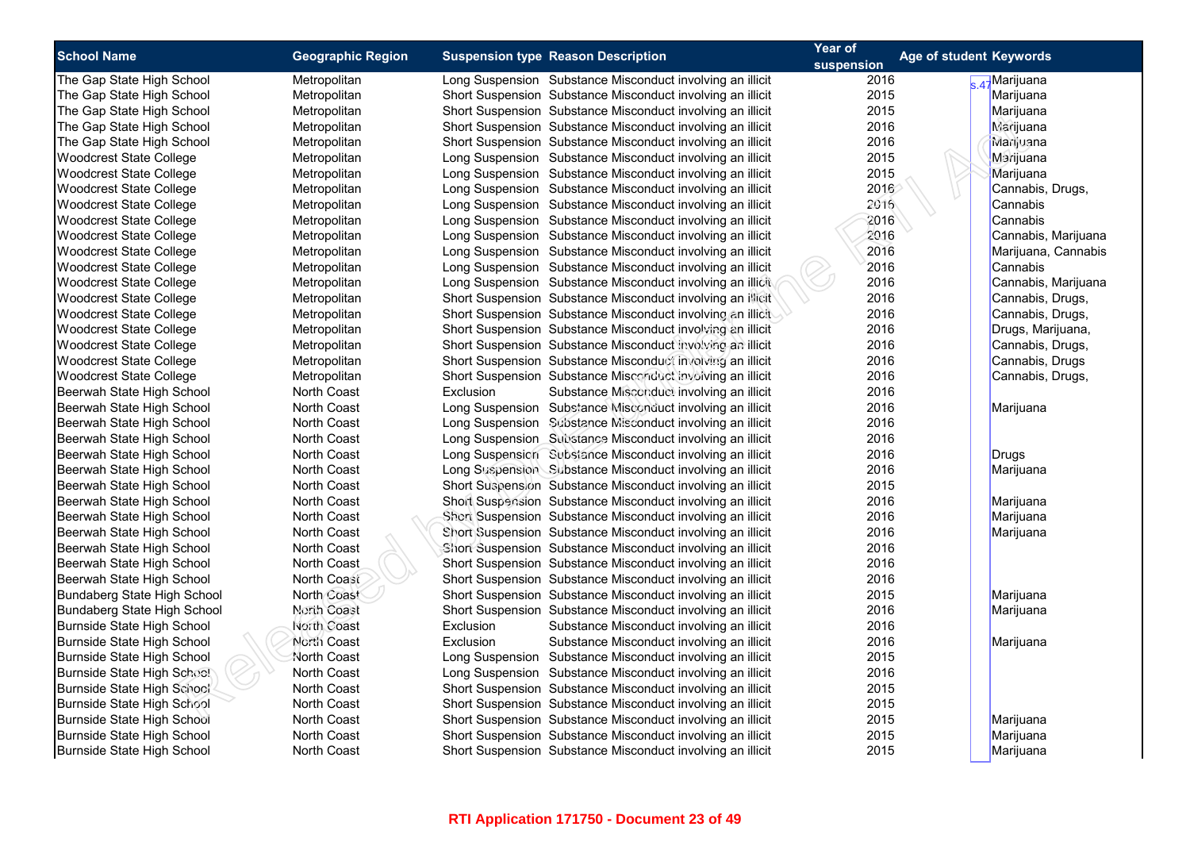| School Name | Geographic Region | Suspension type | Reason Description | Year of suspension | Age of student | Keywords |
|---|---|---|---|---|---|---|
| The Gap State High School | Metropolitan | Long Suspension | Substance Misconduct involving an illicit | 2016 | s.47 | Marijuana |
| The Gap State High School | Metropolitan | Short Suspension | Substance Misconduct involving an illicit | 2015 | | Marijuana |
| The Gap State High School | Metropolitan | Short Suspension | Substance Misconduct involving an illicit | 2015 | | Marijuana |
| The Gap State High School | Metropolitan | Short Suspension | Substance Misconduct involving an illicit | 2016 | | Marijuana |
| The Gap State High School | Metropolitan | Short Suspension | Substance Misconduct involving an illicit | 2016 | | Marijuana |
| Woodcrest State College | Metropolitan | Long Suspension | Substance Misconduct involving an illicit | 2015 | | Marijuana |
| Woodcrest State College | Metropolitan | Long Suspension | Substance Misconduct involving an illicit | 2015 | | Marijuana |
| Woodcrest State College | Metropolitan | Long Suspension | Substance Misconduct involving an illicit | 2016 | | Cannabis, Drugs, |
| Woodcrest State College | Metropolitan | Long Suspension | Substance Misconduct involving an illicit | 2016 | | Cannabis |
| Woodcrest State College | Metropolitan | Long Suspension | Substance Misconduct involving an illicit | 2016 | | Cannabis |
| Woodcrest State College | Metropolitan | Long Suspension | Substance Misconduct involving an illicit | 2016 | | Cannabis, Marijuana |
| Woodcrest State College | Metropolitan | Long Suspension | Substance Misconduct involving an illicit | 2016 | | Marijuana, Cannabis |
| Woodcrest State College | Metropolitan | Long Suspension | Substance Misconduct involving an illicit | 2016 | | Cannabis |
| Woodcrest State College | Metropolitan | Long Suspension | Substance Misconduct involving an illicit | 2016 | | Cannabis, Marijuana |
| Woodcrest State College | Metropolitan | Short Suspension | Substance Misconduct involving an illicit | 2016 | | Cannabis, Drugs, |
| Woodcrest State College | Metropolitan | Short Suspension | Substance Misconduct involving an illicit | 2016 | | Cannabis, Drugs, |
| Woodcrest State College | Metropolitan | Short Suspension | Substance Misconduct involving an illicit | 2016 | | Drugs, Marijuana, |
| Woodcrest State College | Metropolitan | Short Suspension | Substance Misconduct involving an illicit | 2016 | | Cannabis, Drugs, |
| Woodcrest State College | Metropolitan | Short Suspension | Substance Misconduct involving an illicit | 2016 | | Cannabis, Drugs |
| Woodcrest State College | Metropolitan | Short Suspension | Substance Misconduct involving an illicit | 2016 | | Cannabis, Drugs, |
| Beerwah State High School | North Coast | Exclusion | Substance Misconduct involving an illicit | 2016 | | |
| Beerwah State High School | North Coast | Long Suspension | Substance Misconduct involving an illicit | 2016 | | Marijuana |
| Beerwah State High School | North Coast | Long Suspension | Substance Misconduct involving an illicit | 2016 | | |
| Beerwah State High School | North Coast | Long Suspension | Substance Misconduct involving an illicit | 2016 | | |
| Beerwah State High School | North Coast | Long Suspension | Substance Misconduct involving an illicit | 2016 | | Drugs |
| Beerwah State High School | North Coast | Long Suspension | Substance Misconduct involving an illicit | 2016 | | Marijuana |
| Beerwah State High School | North Coast | Short Suspension | Substance Misconduct involving an illicit | 2015 | | |
| Beerwah State High School | North Coast | Short Suspension | Substance Misconduct involving an illicit | 2016 | | Marijuana |
| Beerwah State High School | North Coast | Short Suspension | Substance Misconduct involving an illicit | 2016 | | Marijuana |
| Beerwah State High School | North Coast | Short Suspension | Substance Misconduct involving an illicit | 2016 | | Marijuana |
| Beerwah State High School | North Coast | Short Suspension | Substance Misconduct involving an illicit | 2016 | | |
| Beerwah State High School | North Coast | Short Suspension | Substance Misconduct involving an illicit | 2016 | | |
| Beerwah State High School | North Coast | Short Suspension | Substance Misconduct involving an illicit | 2016 | | |
| Bundaberg State High School | North Coast | Short Suspension | Substance Misconduct involving an illicit | 2015 | | Marijuana |
| Bundaberg State High School | North Coast | Short Suspension | Substance Misconduct involving an illicit | 2016 | | Marijuana |
| Burnside State High School | North Coast | Exclusion | Substance Misconduct involving an illicit | 2016 | | |
| Burnside State High School | North Coast | Exclusion | Substance Misconduct involving an illicit | 2016 | | Marijuana |
| Burnside State High School | North Coast | Long Suspension | Substance Misconduct involving an illicit | 2015 | | |
| Burnside State High School | North Coast | Long Suspension | Substance Misconduct involving an illicit | 2016 | | |
| Burnside State High School | North Coast | Short Suspension | Substance Misconduct involving an illicit | 2015 | | |
| Burnside State High School | North Coast | Short Suspension | Substance Misconduct involving an illicit | 2015 | | |
| Burnside State High School | North Coast | Short Suspension | Substance Misconduct involving an illicit | 2015 | | Marijuana |
| Burnside State High School | North Coast | Short Suspension | Substance Misconduct involving an illicit | 2015 | | Marijuana |
| Burnside State High School | North Coast | Short Suspension | Substance Misconduct involving an illicit | 2015 | | Marijuana |

RTI Application 171750 - Document 23 of 49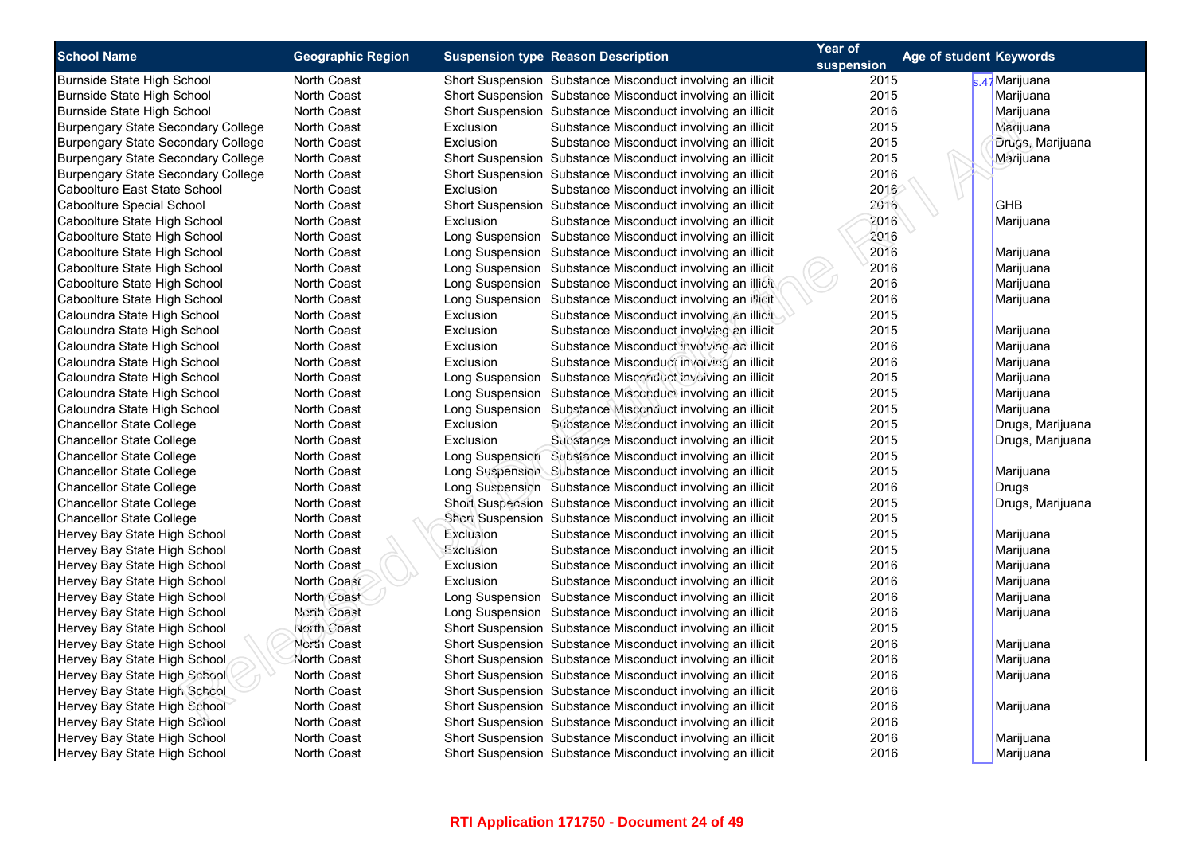| School Name | Geographic Region | Suspension type | Reason Description | Year of suspension | Age of student | Keywords |
|---|---|---|---|---|---|---|
| Burnside State High School | North Coast | Short Suspension | Substance Misconduct involving an illicit | 2015 | s.47 | Marijuana |
| Burnside State High School | North Coast | Short Suspension | Substance Misconduct involving an illicit | 2015 | | Marijuana |
| Burnside State High School | North Coast | Short Suspension | Substance Misconduct involving an illicit | 2016 | | Marijuana |
| Burpengary State Secondary College | North Coast | Exclusion | Substance Misconduct involving an illicit | 2015 | | Marijuana |
| Burpengary State Secondary College | North Coast | Exclusion | Substance Misconduct involving an illicit | 2015 | | Drugs, Marijuana |
| Burpengary State Secondary College | North Coast | Short Suspension | Substance Misconduct involving an illicit | 2015 | | Marijuana |
| Burpengary State Secondary College | North Coast | Short Suspension | Substance Misconduct involving an illicit | 2016 | | |
| Caboolture East State School | North Coast | Exclusion | Substance Misconduct involving an illicit | 2016 | | |
| Caboolture Special School | North Coast | Short Suspension | Substance Misconduct involving an illicit | 2016 | | GHB |
| Caboolture State High School | North Coast | Exclusion | Substance Misconduct involving an illicit | 2016 | | Marijuana |
| Caboolture State High School | North Coast | Long Suspension | Substance Misconduct involving an illicit | 2016 | | |
| Caboolture State High School | North Coast | Long Suspension | Substance Misconduct involving an illicit | 2016 | | Marijuana |
| Caboolture State High School | North Coast | Long Suspension | Substance Misconduct involving an illicit | 2016 | | Marijuana |
| Caboolture State High School | North Coast | Long Suspension | Substance Misconduct involving an illicit | 2016 | | Marijuana |
| Caboolture State High School | North Coast | Long Suspension | Substance Misconduct involving an illicit | 2016 | | Marijuana |
| Caloundra State High School | North Coast | Exclusion | Substance Misconduct involving an illicit | 2015 | | |
| Caloundra State High School | North Coast | Exclusion | Substance Misconduct involving an illicit | 2015 | | Marijuana |
| Caloundra State High School | North Coast | Exclusion | Substance Misconduct involving an illicit | 2016 | | Marijuana |
| Caloundra State High School | North Coast | Exclusion | Substance Misconduct involving an illicit | 2016 | | Marijuana |
| Caloundra State High School | North Coast | Long Suspension | Substance Misconduct involving an illicit | 2015 | | Marijuana |
| Caloundra State High School | North Coast | Long Suspension | Substance Misconduct involving an illicit | 2015 | | Marijuana |
| Caloundra State High School | North Coast | Long Suspension | Substance Misconduct involving an illicit | 2015 | | Marijuana |
| Chancellor State College | North Coast | Exclusion | Substance Misconduct involving an illicit | 2015 | | Drugs, Marijuana |
| Chancellor State College | North Coast | Exclusion | Substance Misconduct involving an illicit | 2015 | | Drugs, Marijuana |
| Chancellor State College | North Coast | Long Suspension | Substance Misconduct involving an illicit | 2015 | | |
| Chancellor State College | North Coast | Long Suspension | Substance Misconduct involving an illicit | 2015 | | Marijuana |
| Chancellor State College | North Coast | Long Suspension | Substance Misconduct involving an illicit | 2016 | | Drugs |
| Chancellor State College | North Coast | Short Suspension | Substance Misconduct involving an illicit | 2015 | | Drugs, Marijuana |
| Chancellor State College | North Coast | Short Suspension | Substance Misconduct involving an illicit | 2015 | | |
| Hervey Bay State High School | North Coast | Exclusion | Substance Misconduct involving an illicit | 2015 | | Marijuana |
| Hervey Bay State High School | North Coast | Exclusion | Substance Misconduct involving an illicit | 2015 | | Marijuana |
| Hervey Bay State High School | North Coast | Exclusion | Substance Misconduct involving an illicit | 2016 | | Marijuana |
| Hervey Bay State High School | North Coast | Exclusion | Substance Misconduct involving an illicit | 2016 | | Marijuana |
| Hervey Bay State High School | North Coast | Long Suspension | Substance Misconduct involving an illicit | 2016 | | Marijuana |
| Hervey Bay State High School | North Coast | Long Suspension | Substance Misconduct involving an illicit | 2016 | | Marijuana |
| Hervey Bay State High School | North Coast | Short Suspension | Substance Misconduct involving an illicit | 2015 | | |
| Hervey Bay State High School | North Coast | Short Suspension | Substance Misconduct involving an illicit | 2016 | | Marijuana |
| Hervey Bay State High School | North Coast | Short Suspension | Substance Misconduct involving an illicit | 2016 | | Marijuana |
| Hervey Bay State High School | North Coast | Short Suspension | Substance Misconduct involving an illicit | 2016 | | Marijuana |
| Hervey Bay State High School | North Coast | Short Suspension | Substance Misconduct involving an illicit | 2016 | | |
| Hervey Bay State High School | North Coast | Short Suspension | Substance Misconduct involving an illicit | 2016 | | Marijuana |
| Hervey Bay State High School | North Coast | Short Suspension | Substance Misconduct involving an illicit | 2016 | | |
| Hervey Bay State High School | North Coast | Short Suspension | Substance Misconduct involving an illicit | 2016 | | Marijuana |
| Hervey Bay State High School | North Coast | Short Suspension | Substance Misconduct involving an illicit | 2016 | | Marijuana |

RTI Application 171750 - Document 24 of 49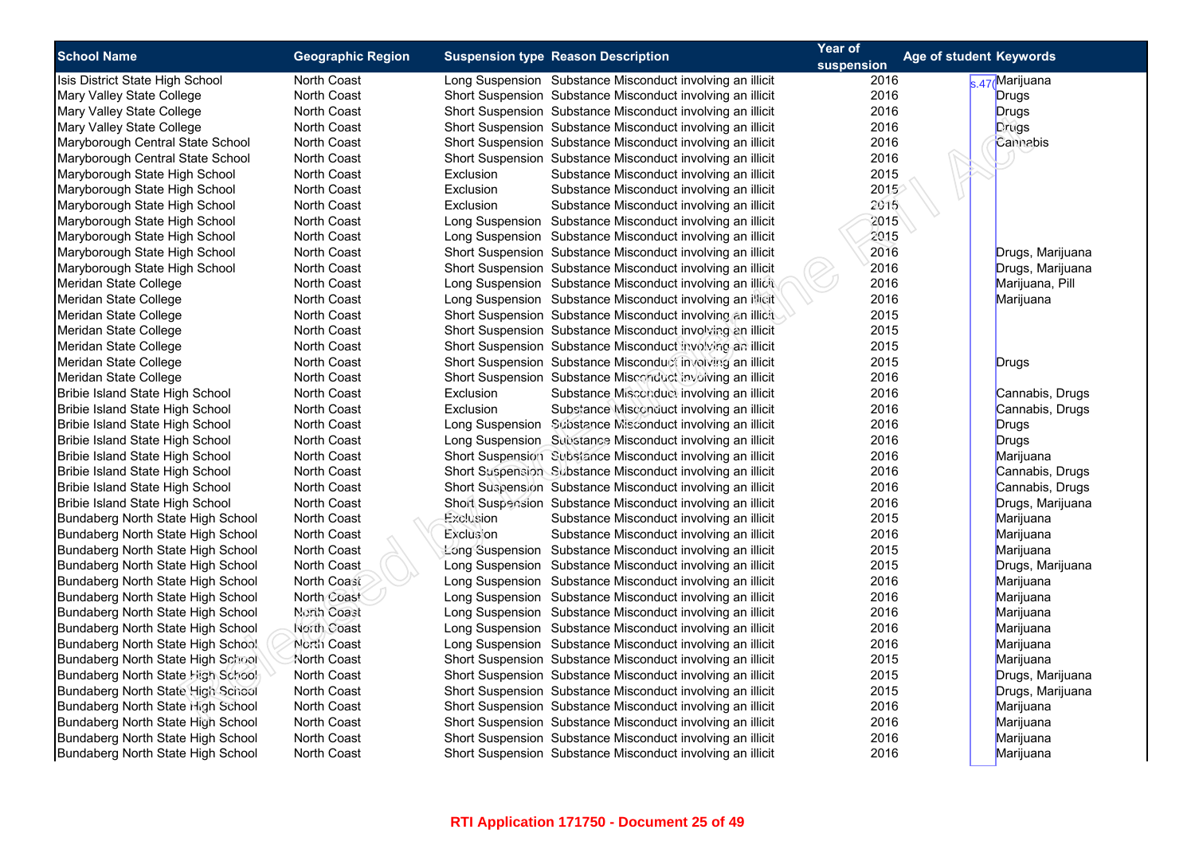| School Name | Geographic Region | Suspension type | Reason Description | Year of suspension | Age of student | Keywords |
|---|---|---|---|---|---|---|
| Isis District State High School | North Coast | Long Suspension | Substance Misconduct involving an illicit | 2016 | s.47( | Marijuana |
| Mary Valley State College | North Coast | Short Suspension | Substance Misconduct involving an illicit | 2016 | | Drugs |
| Mary Valley State College | North Coast | Short Suspension | Substance Misconduct involving an illicit | 2016 | | Drugs |
| Mary Valley State College | North Coast | Short Suspension | Substance Misconduct involving an illicit | 2016 | | Drugs |
| Maryborough Central State School | North Coast | Short Suspension | Substance Misconduct involving an illicit | 2016 | | Cannabis |
| Maryborough Central State School | North Coast | Short Suspension | Substance Misconduct involving an illicit | 2016 | | |
| Maryborough State High School | North Coast | Exclusion | Substance Misconduct involving an illicit | 2015 | | |
| Maryborough State High School | North Coast | Exclusion | Substance Misconduct involving an illicit | 2015 | | |
| Maryborough State High School | North Coast | Exclusion | Substance Misconduct involving an illicit | 2015 | | |
| Maryborough State High School | North Coast | Long Suspension | Substance Misconduct involving an illicit | 2015 | | |
| Maryborough State High School | North Coast | Long Suspension | Substance Misconduct involving an illicit | 2015 | | |
| Maryborough State High School | North Coast | Short Suspension | Substance Misconduct involving an illicit | 2016 | | Drugs, Marijuana |
| Maryborough State High School | North Coast | Short Suspension | Substance Misconduct involving an illicit | 2016 | | Drugs, Marijuana |
| Meridan State College | North Coast | Long Suspension | Substance Misconduct involving an illicit | 2016 | | Marijuana, Pill |
| Meridan State College | North Coast | Long Suspension | Substance Misconduct involving an illicit | 2016 | | Marijuana |
| Meridan State College | North Coast | Short Suspension | Substance Misconduct involving an illicit | 2015 | | |
| Meridan State College | North Coast | Short Suspension | Substance Misconduct involving an illicit | 2015 | | |
| Meridan State College | North Coast | Short Suspension | Substance Misconduct involving an illicit | 2015 | | |
| Meridan State College | North Coast | Short Suspension | Substance Misconduct involving an illicit | 2015 | | Drugs |
| Meridan State College | North Coast | Short Suspension | Substance Misconduct involving an illicit | 2016 | | |
| Bribie Island State High School | North Coast | Exclusion | Substance Misconduct involving an illicit | 2016 | | Cannabis, Drugs |
| Bribie Island State High School | North Coast | Exclusion | Substance Misconduct involving an illicit | 2016 | | Cannabis, Drugs |
| Bribie Island State High School | North Coast | Long Suspension | Substance Misconduct involving an illicit | 2016 | | Drugs |
| Bribie Island State High School | North Coast | Long Suspension | Substance Misconduct involving an illicit | 2016 | | Drugs |
| Bribie Island State High School | North Coast | Short Suspension | Substance Misconduct involving an illicit | 2016 | | Marijuana |
| Bribie Island State High School | North Coast | Short Suspension | Substance Misconduct involving an illicit | 2016 | | Cannabis, Drugs |
| Bribie Island State High School | North Coast | Short Suspension | Substance Misconduct involving an illicit | 2016 | | Cannabis, Drugs |
| Bribie Island State High School | North Coast | Short Suspension | Substance Misconduct involving an illicit | 2016 | | Drugs, Marijuana |
| Bundaberg North State High School | North Coast | Exclusion | Substance Misconduct involving an illicit | 2015 | | Marijuana |
| Bundaberg North State High School | North Coast | Exclusion | Substance Misconduct involving an illicit | 2016 | | Marijuana |
| Bundaberg North State High School | North Coast | Long Suspension | Substance Misconduct involving an illicit | 2015 | | Marijuana |
| Bundaberg North State High School | North Coast | Long Suspension | Substance Misconduct involving an illicit | 2015 | | Drugs, Marijuana |
| Bundaberg North State High School | North Coast | Long Suspension | Substance Misconduct involving an illicit | 2016 | | Marijuana |
| Bundaberg North State High School | North Coast | Long Suspension | Substance Misconduct involving an illicit | 2016 | | Marijuana |
| Bundaberg North State High School | North Coast | Long Suspension | Substance Misconduct involving an illicit | 2016 | | Marijuana |
| Bundaberg North State High School | North Coast | Long Suspension | Substance Misconduct involving an illicit | 2016 | | Marijuana |
| Bundaberg North State High School | North Coast | Long Suspension | Substance Misconduct involving an illicit | 2016 | | Marijuana |
| Bundaberg North State High School | North Coast | Short Suspension | Substance Misconduct involving an illicit | 2015 | | Marijuana |
| Bundaberg North State High School | North Coast | Short Suspension | Substance Misconduct involving an illicit | 2015 | | Drugs, Marijuana |
| Bundaberg North State High School | North Coast | Short Suspension | Substance Misconduct involving an illicit | 2015 | | Drugs, Marijuana |
| Bundaberg North State High School | North Coast | Short Suspension | Substance Misconduct involving an illicit | 2016 | | Marijuana |
| Bundaberg North State High School | North Coast | Short Suspension | Substance Misconduct involving an illicit | 2016 | | Marijuana |
| Bundaberg North State High School | North Coast | Short Suspension | Substance Misconduct involving an illicit | 2016 | | Marijuana |
| Bundaberg North State High School | North Coast | Short Suspension | Substance Misconduct involving an illicit | 2016 | | Marijuana |

**RTI Application 171750 - Document 25 of 49**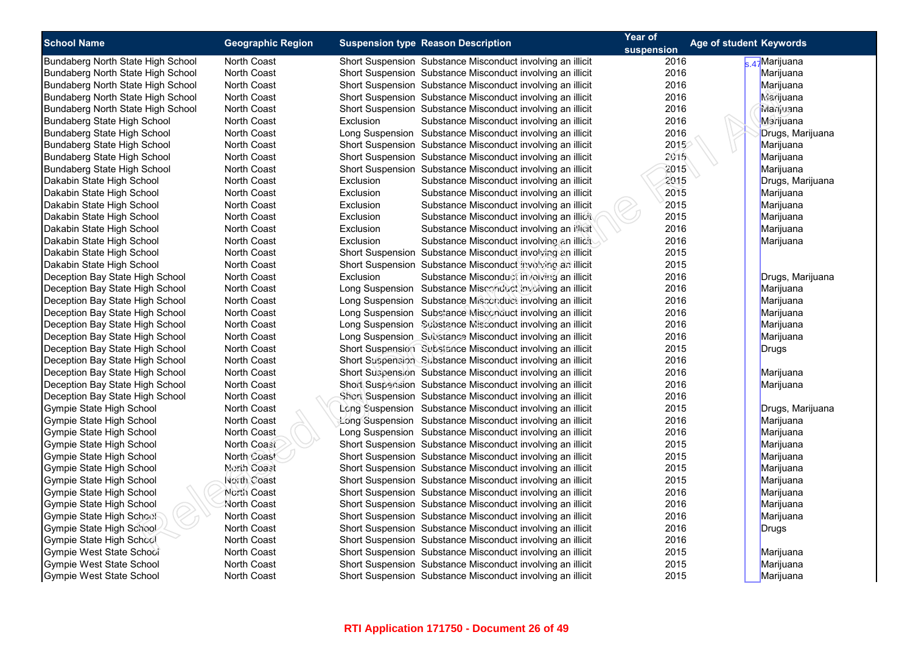| School Name | Geographic Region | Suspension type | Reason Description | Year of suspension | Age of student | Keywords |
|---|---|---|---|---|---|---|
| Bundaberg North State High School | North Coast | Short Suspension | Substance Misconduct involving an illicit | 2016 | s.47 | Marijuana |
| Bundaberg North State High School | North Coast | Short Suspension | Substance Misconduct involving an illicit | 2016 | | Marijuana |
| Bundaberg North State High School | North Coast | Short Suspension | Substance Misconduct involving an illicit | 2016 | | Marijuana |
| Bundaberg North State High School | North Coast | Short Suspension | Substance Misconduct involving an illicit | 2016 | | Marijuana |
| Bundaberg North State High School | North Coast | Short Suspension | Substance Misconduct involving an illicit | 2016 | | Marijuana |
| Bundaberg State High School | North Coast | Exclusion | Substance Misconduct involving an illicit | 2016 | | Marijuana |
| Bundaberg State High School | North Coast | Long Suspension | Substance Misconduct involving an illicit | 2016 | | Drugs, Marijuana |
| Bundaberg State High School | North Coast | Short Suspension | Substance Misconduct involving an illicit | 2015 | | Marijuana |
| Bundaberg State High School | North Coast | Short Suspension | Substance Misconduct involving an illicit | 2015 | | Marijuana |
| Bundaberg State High School | North Coast | Short Suspension | Substance Misconduct involving an illicit | 2015 | | Marijuana |
| Dakabin State High School | North Coast | Exclusion | Substance Misconduct involving an illicit | 2015 | | Drugs, Marijuana |
| Dakabin State High School | North Coast | Exclusion | Substance Misconduct involving an illicit | 2015 | | Marijuana |
| Dakabin State High School | North Coast | Exclusion | Substance Misconduct involving an illicit | 2015 | | Marijuana |
| Dakabin State High School | North Coast | Exclusion | Substance Misconduct involving an illicit | 2015 | | Marijuana |
| Dakabin State High School | North Coast | Exclusion | Substance Misconduct involving an illicit | 2016 | | Marijuana |
| Dakabin State High School | North Coast | Exclusion | Substance Misconduct involving an illicit | 2016 | | Marijuana |
| Dakabin State High School | North Coast | Short Suspension | Substance Misconduct involving an illicit | 2015 | | |
| Dakabin State High School | North Coast | Short Suspension | Substance Misconduct involving an illicit | 2015 | | |
| Deception Bay State High School | North Coast | Exclusion | Substance Misconduct involving an illicit | 2016 | | Drugs, Marijuana |
| Deception Bay State High School | North Coast | Long Suspension | Substance Misconduct involving an illicit | 2016 | | Marijuana |
| Deception Bay State High School | North Coast | Long Suspension | Substance Misconduct involving an illicit | 2016 | | Marijuana |
| Deception Bay State High School | North Coast | Long Suspension | Substance Misconduct involving an illicit | 2016 | | Marijuana |
| Deception Bay State High School | North Coast | Long Suspension | Substance Misconduct involving an illicit | 2016 | | Marijuana |
| Deception Bay State High School | North Coast | Long Suspension | Substance Misconduct involving an illicit | 2016 | | Marijuana |
| Deception Bay State High School | North Coast | Short Suspension | Substance Misconduct involving an illicit | 2015 | | Drugs |
| Deception Bay State High School | North Coast | Short Suspension | Substance Misconduct involving an illicit | 2016 | | |
| Deception Bay State High School | North Coast | Short Suspension | Substance Misconduct involving an illicit | 2016 | | Marijuana |
| Deception Bay State High School | North Coast | Short Suspension | Substance Misconduct involving an illicit | 2016 | | Marijuana |
| Deception Bay State High School | North Coast | Short Suspension | Substance Misconduct involving an illicit | 2016 | | |
| Gympie State High School | North Coast | Long Suspension | Substance Misconduct involving an illicit | 2015 | | Drugs, Marijuana |
| Gympie State High School | North Coast | Long Suspension | Substance Misconduct involving an illicit | 2016 | | Marijuana |
| Gympie State High School | North Coast | Long Suspension | Substance Misconduct involving an illicit | 2016 | | Marijuana |
| Gympie State High School | North Coast | Short Suspension | Substance Misconduct involving an illicit | 2015 | | Marijuana |
| Gympie State High School | North Coast | Short Suspension | Substance Misconduct involving an illicit | 2015 | | Marijuana |
| Gympie State High School | North Coast | Short Suspension | Substance Misconduct involving an illicit | 2015 | | Marijuana |
| Gympie State High School | North Coast | Short Suspension | Substance Misconduct involving an illicit | 2015 | | Marijuana |
| Gympie State High School | North Coast | Short Suspension | Substance Misconduct involving an illicit | 2016 | | Marijuana |
| Gympie State High School | North Coast | Short Suspension | Substance Misconduct involving an illicit | 2016 | | Marijuana |
| Gympie State High School | North Coast | Short Suspension | Substance Misconduct involving an illicit | 2016 | | Marijuana |
| Gympie State High School | North Coast | Short Suspension | Substance Misconduct involving an illicit | 2016 | | Drugs |
| Gympie State High School | North Coast | Short Suspension | Substance Misconduct involving an illicit | 2016 | | |
| Gympie West State School | North Coast | Short Suspension | Substance Misconduct involving an illicit | 2015 | | Marijuana |
| Gympie West State School | North Coast | Short Suspension | Substance Misconduct involving an illicit | 2015 | | Marijuana |
| Gympie West State School | North Coast | Short Suspension | Substance Misconduct involving an illicit | 2015 | | Marijuana |

RTI Application 171750 - Document 26 of 49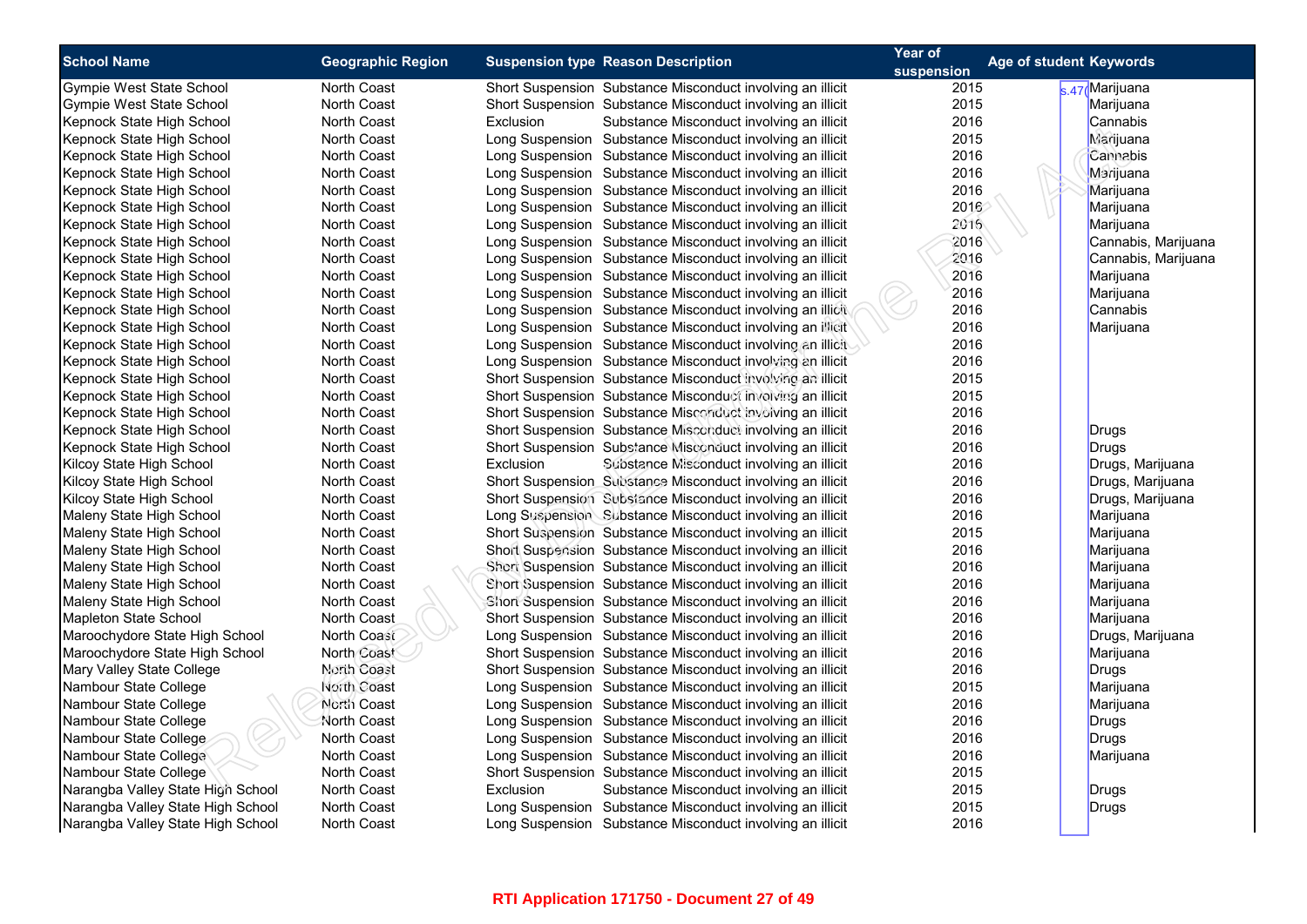| School Name | Geographic Region | Suspension type | Reason Description | Year of suspension | Age of student | Keywords |
|---|---|---|---|---|---|---|
| Gympie West State School | North Coast | Short Suspension | Substance Misconduct involving an illicit | 2015 | s.47( | Marijuana |
| Gympie West State School | North Coast | Short Suspension | Substance Misconduct involving an illicit | 2015 | | Marijuana |
| Kepnock State High School | North Coast | Exclusion | Substance Misconduct involving an illicit | 2016 | | Cannabis |
| Kepnock State High School | North Coast | Long Suspension | Substance Misconduct involving an illicit | 2015 | | Marijuana |
| Kepnock State High School | North Coast | Long Suspension | Substance Misconduct involving an illicit | 2016 | | Cannabis |
| Kepnock State High School | North Coast | Long Suspension | Substance Misconduct involving an illicit | 2016 | | Marijuana |
| Kepnock State High School | North Coast | Long Suspension | Substance Misconduct involving an illicit | 2016 | | Marijuana |
| Kepnock State High School | North Coast | Long Suspension | Substance Misconduct involving an illicit | 2016 | | Marijuana |
| Kepnock State High School | North Coast | Long Suspension | Substance Misconduct involving an illicit | 2016 | | Marijuana |
| Kepnock State High School | North Coast | Long Suspension | Substance Misconduct involving an illicit | 2016 | | Cannabis, Marijuana |
| Kepnock State High School | North Coast | Long Suspension | Substance Misconduct involving an illicit | 2016 | | Cannabis, Marijuana |
| Kepnock State High School | North Coast | Long Suspension | Substance Misconduct involving an illicit | 2016 | | Marijuana |
| Kepnock State High School | North Coast | Long Suspension | Substance Misconduct involving an illicit | 2016 | | Marijuana |
| Kepnock State High School | North Coast | Long Suspension | Substance Misconduct involving an illicit | 2016 | | Cannabis |
| Kepnock State High School | North Coast | Long Suspension | Substance Misconduct involving an illicit | 2016 | | Marijuana |
| Kepnock State High School | North Coast | Long Suspension | Substance Misconduct involving an illicit | 2016 | | |
| Kepnock State High School | North Coast | Long Suspension | Substance Misconduct involving an illicit | 2016 | | |
| Kepnock State High School | North Coast | Short Suspension | Substance Misconduct involving an illicit | 2015 | | |
| Kepnock State High School | North Coast | Short Suspension | Substance Misconduct involving an illicit | 2015 | | |
| Kepnock State High School | North Coast | Short Suspension | Substance Misconduct involving an illicit | 2016 | | |
| Kepnock State High School | North Coast | Short Suspension | Substance Misconduct involving an illicit | 2016 | | Drugs |
| Kepnock State High School | North Coast | Short Suspension | Substance Misconduct involving an illicit | 2016 | | Drugs |
| Kilcoy State High School | North Coast | Exclusion | Substance Misconduct involving an illicit | 2016 | | Drugs, Marijuana |
| Kilcoy State High School | North Coast | Short Suspension | Substance Misconduct involving an illicit | 2016 | | Drugs, Marijuana |
| Kilcoy State High School | North Coast | Short Suspension | Substance Misconduct involving an illicit | 2016 | | Drugs, Marijuana |
| Maleny State High School | North Coast | Long Suspension | Substance Misconduct involving an illicit | 2016 | | Marijuana |
| Maleny State High School | North Coast | Short Suspension | Substance Misconduct involving an illicit | 2015 | | Marijuana |
| Maleny State High School | North Coast | Short Suspension | Substance Misconduct involving an illicit | 2016 | | Marijuana |
| Maleny State High School | North Coast | Short Suspension | Substance Misconduct involving an illicit | 2016 | | Marijuana |
| Maleny State High School | North Coast | Short Suspension | Substance Misconduct involving an illicit | 2016 | | Marijuana |
| Maleny State High School | North Coast | Short Suspension | Substance Misconduct involving an illicit | 2016 | | Marijuana |
| Mapleton State School | North Coast | Short Suspension | Substance Misconduct involving an illicit | 2016 | | Marijuana |
| Maroochydore State High School | North Coast | Long Suspension | Substance Misconduct involving an illicit | 2016 | | Drugs, Marijuana |
| Maroochydore State High School | North Coast | Short Suspension | Substance Misconduct involving an illicit | 2016 | | Marijuana |
| Mary Valley State College | North Coast | Short Suspension | Substance Misconduct involving an illicit | 2016 | | Drugs |
| Nambour State College | North Coast | Long Suspension | Substance Misconduct involving an illicit | 2015 | | Marijuana |
| Nambour State College | North Coast | Long Suspension | Substance Misconduct involving an illicit | 2016 | | Marijuana |
| Nambour State College | North Coast | Long Suspension | Substance Misconduct involving an illicit | 2016 | | Drugs |
| Nambour State College | North Coast | Long Suspension | Substance Misconduct involving an illicit | 2016 | | Drugs |
| Nambour State College | North Coast | Long Suspension | Substance Misconduct involving an illicit | 2016 | | Marijuana |
| Nambour State College | North Coast | Short Suspension | Substance Misconduct involving an illicit | 2015 | | |
| Narangba Valley State High School | North Coast | Exclusion | Substance Misconduct involving an illicit | 2015 | | Drugs |
| Narangba Valley State High School | North Coast | Long Suspension | Substance Misconduct involving an illicit | 2015 | | Drugs |
| Narangba Valley State High School | North Coast | Long Suspension | Substance Misconduct involving an illicit | 2016 | | |

RTI Application 171750 - Document 27 of 49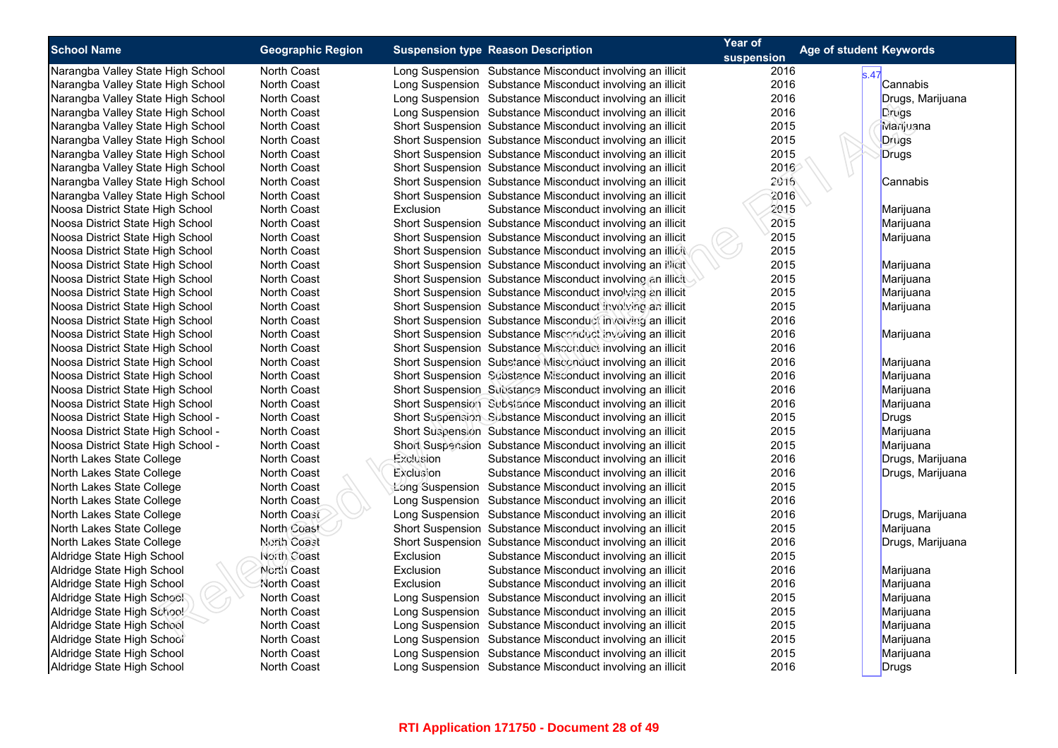| School Name | Geographic Region | Suspension type | Reason Description | Year of suspension | Age of student | Keywords |
|---|---|---|---|---|---|---|
| Narangba Valley State High School | North Coast | Long Suspension | Substance Misconduct involving an illicit | 2016 | s.47 | |
| Narangba Valley State High School | North Coast | Long Suspension | Substance Misconduct involving an illicit | 2016 | | Cannabis |
| Narangba Valley State High School | North Coast | Long Suspension | Substance Misconduct involving an illicit | 2016 | | Drugs, Marijuana |
| Narangba Valley State High School | North Coast | Long Suspension | Substance Misconduct involving an illicit | 2016 | | Drugs |
| Narangba Valley State High School | North Coast | Short Suspension | Substance Misconduct involving an illicit | 2015 | | Marijuana |
| Narangba Valley State High School | North Coast | Short Suspension | Substance Misconduct involving an illicit | 2015 | | Drugs |
| Narangba Valley State High School | North Coast | Short Suspension | Substance Misconduct involving an illicit | 2015 | | Drugs |
| Narangba Valley State High School | North Coast | Short Suspension | Substance Misconduct involving an illicit | 2016 | | |
| Narangba Valley State High School | North Coast | Short Suspension | Substance Misconduct involving an illicit | 2016 | | Cannabis |
| Narangba Valley State High School | North Coast | Short Suspension | Substance Misconduct involving an illicit | 2016 | | |
| Noosa District State High School | North Coast | Exclusion | Substance Misconduct involving an illicit | 2015 | | Marijuana |
| Noosa District State High School | North Coast | Short Suspension | Substance Misconduct involving an illicit | 2015 | | Marijuana |
| Noosa District State High School | North Coast | Short Suspension | Substance Misconduct involving an illicit | 2015 | | Marijuana |
| Noosa District State High School | North Coast | Short Suspension | Substance Misconduct involving an illicit | 2015 | | |
| Noosa District State High School | North Coast | Short Suspension | Substance Misconduct involving an illicit | 2015 | | Marijuana |
| Noosa District State High School | North Coast | Short Suspension | Substance Misconduct involving an illicit | 2015 | | Marijuana |
| Noosa District State High School | North Coast | Short Suspension | Substance Misconduct involving an illicit | 2015 | | Marijuana |
| Noosa District State High School | North Coast | Short Suspension | Substance Misconduct involving an illicit | 2015 | | Marijuana |
| Noosa District State High School | North Coast | Short Suspension | Substance Misconduct involving an illicit | 2016 | | |
| Noosa District State High School | North Coast | Short Suspension | Substance Misconduct involving an illicit | 2016 | | Marijuana |
| Noosa District State High School | North Coast | Short Suspension | Substance Misconduct involving an illicit | 2016 | | |
| Noosa District State High School | North Coast | Short Suspension | Substance Misconduct involving an illicit | 2016 | | Marijuana |
| Noosa District State High School | North Coast | Short Suspension | Substance Misconduct involving an illicit | 2016 | | Marijuana |
| Noosa District State High School | North Coast | Short Suspension | Substance Misconduct involving an illicit | 2016 | | Marijuana |
| Noosa District State High School | North Coast | Short Suspension | Substance Misconduct involving an illicit | 2016 | | Marijuana |
| Noosa District State High School - | North Coast | Short Suspension | Substance Misconduct involving an illicit | 2015 | | Drugs |
| Noosa District State High School - | North Coast | Short Suspension | Substance Misconduct involving an illicit | 2015 | | Marijuana |
| Noosa District State High School - | North Coast | Short Suspension | Substance Misconduct involving an illicit | 2015 | | Marijuana |
| North Lakes State College | North Coast | Exclusion | Substance Misconduct involving an illicit | 2016 | | Drugs, Marijuana |
| North Lakes State College | North Coast | Exclusion | Substance Misconduct involving an illicit | 2016 | | Drugs, Marijuana |
| North Lakes State College | North Coast | Long Suspension | Substance Misconduct involving an illicit | 2015 | | |
| North Lakes State College | North Coast | Long Suspension | Substance Misconduct involving an illicit | 2016 | | |
| North Lakes State College | North Coast | Long Suspension | Substance Misconduct involving an illicit | 2016 | | Drugs, Marijuana |
| North Lakes State College | North Coast | Short Suspension | Substance Misconduct involving an illicit | 2015 | | Marijuana |
| North Lakes State College | North Coast | Short Suspension | Substance Misconduct involving an illicit | 2016 | | Drugs, Marijuana |
| Aldridge State High School | North Coast | Exclusion | Substance Misconduct involving an illicit | 2015 | | |
| Aldridge State High School | North Coast | Exclusion | Substance Misconduct involving an illicit | 2016 | | Marijuana |
| Aldridge State High School | North Coast | Exclusion | Substance Misconduct involving an illicit | 2016 | | Marijuana |
| Aldridge State High School | North Coast | Long Suspension | Substance Misconduct involving an illicit | 2015 | | Marijuana |
| Aldridge State High School | North Coast | Long Suspension | Substance Misconduct involving an illicit | 2015 | | Marijuana |
| Aldridge State High School | North Coast | Long Suspension | Substance Misconduct involving an illicit | 2015 | | Marijuana |
| Aldridge State High School | North Coast | Long Suspension | Substance Misconduct involving an illicit | 2015 | | Marijuana |
| Aldridge State High School | North Coast | Long Suspension | Substance Misconduct involving an illicit | 2015 | | Marijuana |
| Aldridge State High School | North Coast | Long Suspension | Substance Misconduct involving an illicit | 2016 | | Drugs |

**RTI Application 171750 - Document 28 of 49**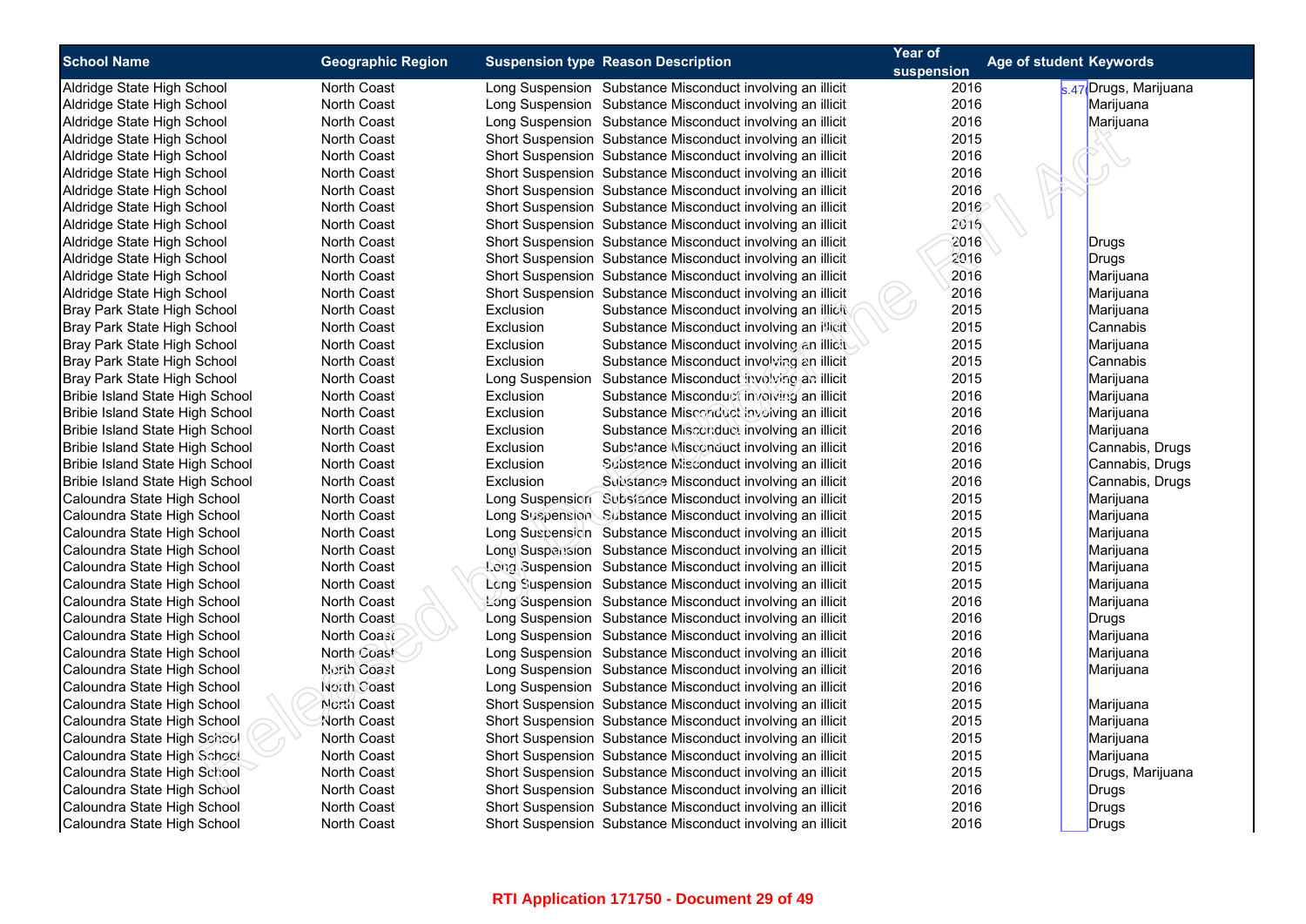| School Name | Geographic Region | Suspension type | Reason Description | Year of suspension | Age of student | Keywords |
|---|---|---|---|---|---|---|
| Aldridge State High School | North Coast | Long Suspension | Substance Misconduct involving an illicit | 2016 | s.47 | Drugs, Marijuana |
| Aldridge State High School | North Coast | Long Suspension | Substance Misconduct involving an illicit | 2016 | | Marijuana |
| Aldridge State High School | North Coast | Long Suspension | Substance Misconduct involving an illicit | 2016 | | Marijuana |
| Aldridge State High School | North Coast | Short Suspension | Substance Misconduct involving an illicit | 2015 | | |
| Aldridge State High School | North Coast | Short Suspension | Substance Misconduct involving an illicit | 2016 | | |
| Aldridge State High School | North Coast | Short Suspension | Substance Misconduct involving an illicit | 2016 | | |
| Aldridge State High School | North Coast | Short Suspension | Substance Misconduct involving an illicit | 2016 | | |
| Aldridge State High School | North Coast | Short Suspension | Substance Misconduct involving an illicit | 2016 | | |
| Aldridge State High School | North Coast | Short Suspension | Substance Misconduct involving an illicit | 2016 | | |
| Aldridge State High School | North Coast | Short Suspension | Substance Misconduct involving an illicit | 2016 | | Drugs |
| Aldridge State High School | North Coast | Short Suspension | Substance Misconduct involving an illicit | 2016 | | Drugs |
| Aldridge State High School | North Coast | Short Suspension | Substance Misconduct involving an illicit | 2016 | | Marijuana |
| Aldridge State High School | North Coast | Short Suspension | Substance Misconduct involving an illicit | 2016 | | Marijuana |
| Bray Park State High School | North Coast | Exclusion | Substance Misconduct involving an illicit | 2015 | | Marijuana |
| Bray Park State High School | North Coast | Exclusion | Substance Misconduct involving an illicit | 2015 | | Cannabis |
| Bray Park State High School | North Coast | Exclusion | Substance Misconduct involving an illicit | 2015 | | Marijuana |
| Bray Park State High School | North Coast | Exclusion | Substance Misconduct involving an illicit | 2015 | | Cannabis |
| Bray Park State High School | North Coast | Long Suspension | Substance Misconduct involving an illicit | 2015 | | Marijuana |
| Bribie Island State High School | North Coast | Exclusion | Substance Misconduct involving an illicit | 2016 | | Marijuana |
| Bribie Island State High School | North Coast | Exclusion | Substance Misconduct involving an illicit | 2016 | | Marijuana |
| Bribie Island State High School | North Coast | Exclusion | Substance Misconduct involving an illicit | 2016 | | Marijuana |
| Bribie Island State High School | North Coast | Exclusion | Substance Misconduct involving an illicit | 2016 | | Cannabis, Drugs |
| Bribie Island State High School | North Coast | Exclusion | Substance Misconduct involving an illicit | 2016 | | Cannabis, Drugs |
| Bribie Island State High School | North Coast | Exclusion | Substance Misconduct involving an illicit | 2016 | | Cannabis, Drugs |
| Caloundra State High School | North Coast | Long Suspension | Substance Misconduct involving an illicit | 2015 | | Marijuana |
| Caloundra State High School | North Coast | Long Suspension | Substance Misconduct involving an illicit | 2015 | | Marijuana |
| Caloundra State High School | North Coast | Long Suspension | Substance Misconduct involving an illicit | 2015 | | Marijuana |
| Caloundra State High School | North Coast | Long Suspension | Substance Misconduct involving an illicit | 2015 | | Marijuana |
| Caloundra State High School | North Coast | Long Suspension | Substance Misconduct involving an illicit | 2015 | | Marijuana |
| Caloundra State High School | North Coast | Long Suspension | Substance Misconduct involving an illicit | 2015 | | Marijuana |
| Caloundra State High School | North Coast | Long Suspension | Substance Misconduct involving an illicit | 2016 | | Marijuana |
| Caloundra State High School | North Coast | Long Suspension | Substance Misconduct involving an illicit | 2016 | | Drugs |
| Caloundra State High School | North Coast | Long Suspension | Substance Misconduct involving an illicit | 2016 | | Marijuana |
| Caloundra State High School | North Coast | Long Suspension | Substance Misconduct involving an illicit | 2016 | | Marijuana |
| Caloundra State High School | North Coast | Long Suspension | Substance Misconduct involving an illicit | 2016 | | Marijuana |
| Caloundra State High School | North Coast | Long Suspension | Substance Misconduct involving an illicit | 2016 | | |
| Caloundra State High School | North Coast | Short Suspension | Substance Misconduct involving an illicit | 2015 | | Marijuana |
| Caloundra State High School | North Coast | Short Suspension | Substance Misconduct involving an illicit | 2015 | | Marijuana |
| Caloundra State High School | North Coast | Short Suspension | Substance Misconduct involving an illicit | 2015 | | Marijuana |
| Caloundra State High School | North Coast | Short Suspension | Substance Misconduct involving an illicit | 2015 | | Marijuana |
| Caloundra State High School | North Coast | Short Suspension | Substance Misconduct involving an illicit | 2015 | | Drugs, Marijuana |
| Caloundra State High School | North Coast | Short Suspension | Substance Misconduct involving an illicit | 2016 | | Drugs |
| Caloundra State High School | North Coast | Short Suspension | Substance Misconduct involving an illicit | 2016 | | Drugs |
| Caloundra State High School | North Coast | Short Suspension | Substance Misconduct involving an illicit | 2016 | | Drugs |

RTI Application 171750 - Document 29 of 49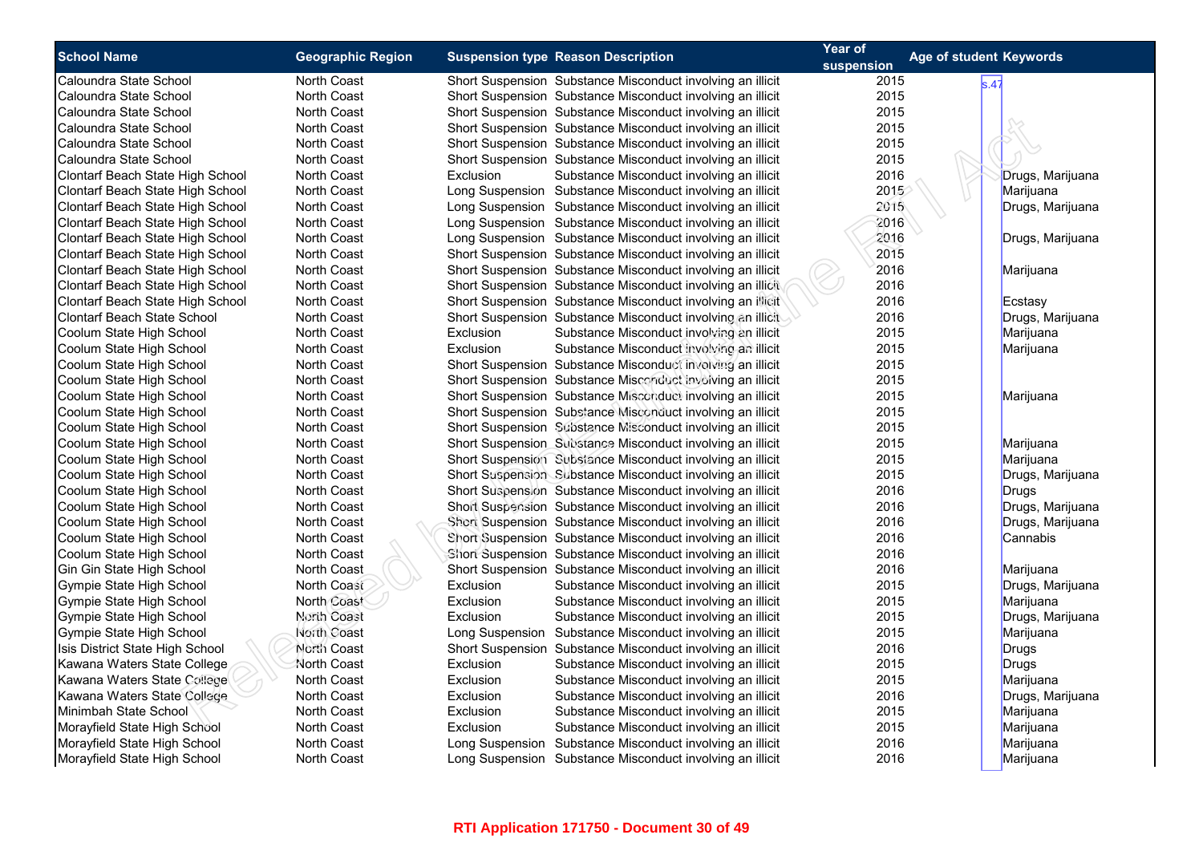| School Name | Geographic Region | Suspension type | Reason Description | Year of suspension | Age of student | Keywords |
|---|---|---|---|---|---|---|
| Caloundra State School | North Coast | Short Suspension | Substance Misconduct involving an illicit | 2015 | s.47 | |
| Caloundra State School | North Coast | Short Suspension | Substance Misconduct involving an illicit | 2015 | | |
| Caloundra State School | North Coast | Short Suspension | Substance Misconduct involving an illicit | 2015 | | |
| Caloundra State School | North Coast | Short Suspension | Substance Misconduct involving an illicit | 2015 | | |
| Caloundra State School | North Coast | Short Suspension | Substance Misconduct involving an illicit | 2015 | | |
| Caloundra State School | North Coast | Short Suspension | Substance Misconduct involving an illicit | 2015 | | |
| Clontarf Beach State High School | North Coast | Exclusion | Substance Misconduct involving an illicit | 2016 | | Drugs, Marijuana |
| Clontarf Beach State High School | North Coast | Long Suspension | Substance Misconduct involving an illicit | 2015 | | Marijuana |
| Clontarf Beach State High School | North Coast | Long Suspension | Substance Misconduct involving an illicit | 2015 | | Drugs, Marijuana |
| Clontarf Beach State High School | North Coast | Long Suspension | Substance Misconduct involving an illicit | 2016 | | |
| Clontarf Beach State High School | North Coast | Long Suspension | Substance Misconduct involving an illicit | 2016 | | Drugs, Marijuana |
| Clontarf Beach State High School | North Coast | Short Suspension | Substance Misconduct involving an illicit | 2015 | | |
| Clontarf Beach State High School | North Coast | Short Suspension | Substance Misconduct involving an illicit | 2016 | | Marijuana |
| Clontarf Beach State High School | North Coast | Short Suspension | Substance Misconduct involving an illicit | 2016 | | |
| Clontarf Beach State High School | North Coast | Short Suspension | Substance Misconduct involving an illicit | 2016 | | Ecstasy |
| Clontarf Beach State School | North Coast | Short Suspension | Substance Misconduct involving an illicit | 2016 | | Drugs, Marijuana |
| Coolum State High School | North Coast | Exclusion | Substance Misconduct involving an illicit | 2015 | | Marijuana |
| Coolum State High School | North Coast | Exclusion | Substance Misconduct involving an illicit | 2015 | | Marijuana |
| Coolum State High School | North Coast | Short Suspension | Substance Misconduct involving an illicit | 2015 | | |
| Coolum State High School | North Coast | Short Suspension | Substance Misconduct involving an illicit | 2015 | | |
| Coolum State High School | North Coast | Short Suspension | Substance Misconduct involving an illicit | 2015 | | Marijuana |
| Coolum State High School | North Coast | Short Suspension | Substance Misconduct involving an illicit | 2015 | | |
| Coolum State High School | North Coast | Short Suspension | Substance Misconduct involving an illicit | 2015 | | |
| Coolum State High School | North Coast | Short Suspension | Substance Misconduct involving an illicit | 2015 | | Marijuana |
| Coolum State High School | North Coast | Short Suspension | Substance Misconduct involving an illicit | 2015 | | Marijuana |
| Coolum State High School | North Coast | Short Suspension | Substance Misconduct involving an illicit | 2015 | | Drugs, Marijuana |
| Coolum State High School | North Coast | Short Suspension | Substance Misconduct involving an illicit | 2016 | | Drugs |
| Coolum State High School | North Coast | Short Suspension | Substance Misconduct involving an illicit | 2016 | | Drugs, Marijuana |
| Coolum State High School | North Coast | Short Suspension | Substance Misconduct involving an illicit | 2016 | | Drugs, Marijuana |
| Coolum State High School | North Coast | Short Suspension | Substance Misconduct involving an illicit | 2016 | | Cannabis |
| Coolum State High School | North Coast | Short Suspension | Substance Misconduct involving an illicit | 2016 | | |
| Gin Gin State High School | North Coast | Short Suspension | Substance Misconduct involving an illicit | 2016 | | Marijuana |
| Gympie State High School | North Coast | Exclusion | Substance Misconduct involving an illicit | 2015 | | Drugs, Marijuana |
| Gympie State High School | North Coast | Exclusion | Substance Misconduct involving an illicit | 2015 | | Marijuana |
| Gympie State High School | North Coast | Exclusion | Substance Misconduct involving an illicit | 2015 | | Drugs, Marijuana |
| Gympie State High School | North Coast | Long Suspension | Substance Misconduct involving an illicit | 2015 | | Marijuana |
| Isis District State High School | North Coast | Short Suspension | Substance Misconduct involving an illicit | 2016 | | Drugs |
| Kawana Waters State College | North Coast | Exclusion | Substance Misconduct involving an illicit | 2015 | | Drugs |
| Kawana Waters State College | North Coast | Exclusion | Substance Misconduct involving an illicit | 2015 | | Marijuana |
| Kawana Waters State College | North Coast | Exclusion | Substance Misconduct involving an illicit | 2016 | | Drugs, Marijuana |
| Minimbah State School | North Coast | Exclusion | Substance Misconduct involving an illicit | 2015 | | Marijuana |
| Morayfield State High School | North Coast | Exclusion | Substance Misconduct involving an illicit | 2015 | | Marijuana |
| Morayfield State High School | North Coast | Long Suspension | Substance Misconduct involving an illicit | 2016 | | Marijuana |
| Morayfield State High School | North Coast | Long Suspension | Substance Misconduct involving an illicit | 2016 | | Marijuana |

RTI Application 171750 - Document 30 of 49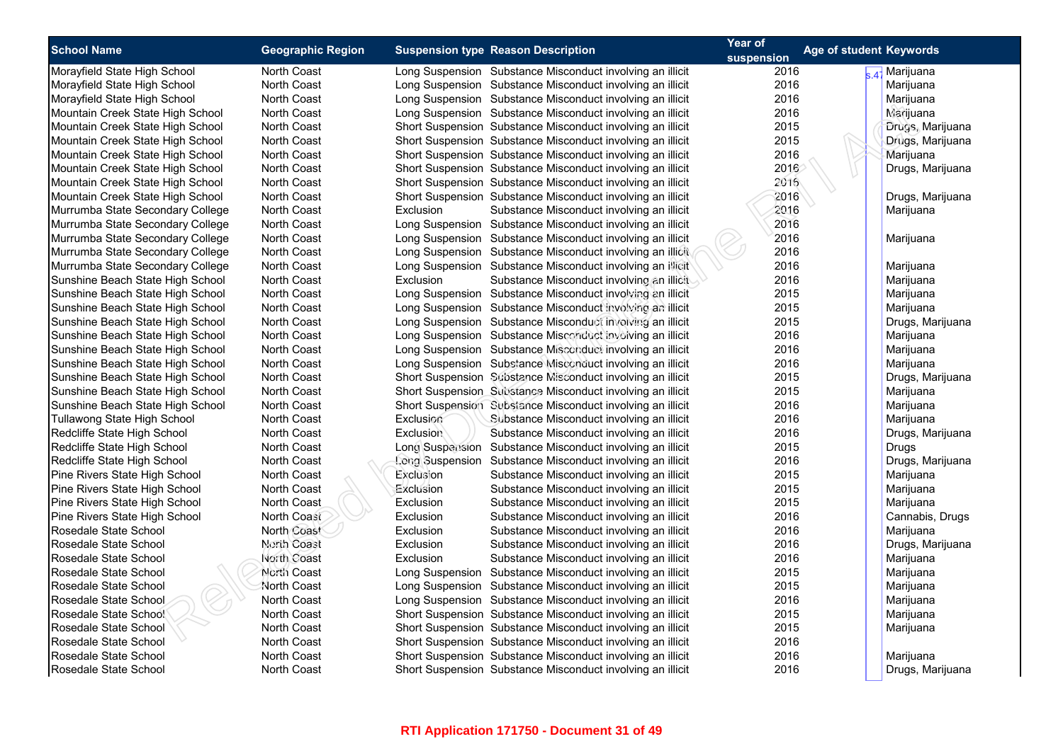| School Name | Geographic Region | Suspension type | Reason Description | Year of suspension | Age of student | Keywords |
|---|---|---|---|---|---|---|
| Morayfield State High School | North Coast | Long Suspension | Substance Misconduct involving an illicit | 2016 | s.47 | Marijuana |
| Morayfield State High School | North Coast | Long Suspension | Substance Misconduct involving an illicit | 2016 | | Marijuana |
| Morayfield State High School | North Coast | Long Suspension | Substance Misconduct involving an illicit | 2016 | | Marijuana |
| Mountain Creek State High School | North Coast | Long Suspension | Substance Misconduct involving an illicit | 2016 | | Marijuana |
| Mountain Creek State High School | North Coast | Short Suspension | Substance Misconduct involving an illicit | 2015 | | Drugs, Marijuana |
| Mountain Creek State High School | North Coast | Short Suspension | Substance Misconduct involving an illicit | 2015 | | Drugs, Marijuana |
| Mountain Creek State High School | North Coast | Short Suspension | Substance Misconduct involving an illicit | 2016 | | Marijuana |
| Mountain Creek State High School | North Coast | Short Suspension | Substance Misconduct involving an illicit | 2016 | | Drugs, Marijuana |
| Mountain Creek State High School | North Coast | Short Suspension | Substance Misconduct involving an illicit | 2016 | | |
| Mountain Creek State High School | North Coast | Short Suspension | Substance Misconduct involving an illicit | 2016 | | Drugs, Marijuana |
| Murrumba State Secondary College | North Coast | Exclusion | Substance Misconduct involving an illicit | 2016 | | Marijuana |
| Murrumba State Secondary College | North Coast | Long Suspension | Substance Misconduct involving an illicit | 2016 | | |
| Murrumba State Secondary College | North Coast | Long Suspension | Substance Misconduct involving an illicit | 2016 | | Marijuana |
| Murrumba State Secondary College | North Coast | Long Suspension | Substance Misconduct involving an illicit | 2016 | | |
| Murrumba State Secondary College | North Coast | Long Suspension | Substance Misconduct involving an illicit | 2016 | | Marijuana |
| Sunshine Beach State High School | North Coast | Exclusion | Substance Misconduct involving an illicit | 2016 | | Marijuana |
| Sunshine Beach State High School | North Coast | Long Suspension | Substance Misconduct involving an illicit | 2015 | | Marijuana |
| Sunshine Beach State High School | North Coast | Long Suspension | Substance Misconduct involving an illicit | 2015 | | Marijuana |
| Sunshine Beach State High School | North Coast | Long Suspension | Substance Misconduct involving an illicit | 2015 | | Drugs, Marijuana |
| Sunshine Beach State High School | North Coast | Long Suspension | Substance Misconduct involving an illicit | 2016 | | Marijuana |
| Sunshine Beach State High School | North Coast | Long Suspension | Substance Misconduct involving an illicit | 2016 | | Marijuana |
| Sunshine Beach State High School | North Coast | Long Suspension | Substance Misconduct involving an illicit | 2016 | | Marijuana |
| Sunshine Beach State High School | North Coast | Short Suspension | Substance Misconduct involving an illicit | 2015 | | Drugs, Marijuana |
| Sunshine Beach State High School | North Coast | Short Suspension | Substance Misconduct involving an illicit | 2015 | | Marijuana |
| Sunshine Beach State High School | North Coast | Short Suspension | Substance Misconduct involving an illicit | 2016 | | Marijuana |
| Tullawong State High School | North Coast | Exclusion | Substance Misconduct involving an illicit | 2016 | | Marijuana |
| Redcliffe State High School | North Coast | Exclusion | Substance Misconduct involving an illicit | 2016 | | Drugs, Marijuana |
| Redcliffe State High School | North Coast | Long Suspension | Substance Misconduct involving an illicit | 2015 | | Drugs |
| Redcliffe State High School | North Coast | Long Suspension | Substance Misconduct involving an illicit | 2016 | | Drugs, Marijuana |
| Pine Rivers State High School | North Coast | Exclusion | Substance Misconduct involving an illicit | 2015 | | Marijuana |
| Pine Rivers State High School | North Coast | Exclusion | Substance Misconduct involving an illicit | 2015 | | Marijuana |
| Pine Rivers State High School | North Coast | Exclusion | Substance Misconduct involving an illicit | 2015 | | Marijuana |
| Pine Rivers State High School | North Coast | Exclusion | Substance Misconduct involving an illicit | 2016 | | Cannabis, Drugs |
| Rosedale State School | North Coast | Exclusion | Substance Misconduct involving an illicit | 2016 | | Marijuana |
| Rosedale State School | North Coast | Exclusion | Substance Misconduct involving an illicit | 2016 | | Drugs, Marijuana |
| Rosedale State School | North Coast | Exclusion | Substance Misconduct involving an illicit | 2016 | | Marijuana |
| Rosedale State School | North Coast | Long Suspension | Substance Misconduct involving an illicit | 2015 | | Marijuana |
| Rosedale State School | North Coast | Long Suspension | Substance Misconduct involving an illicit | 2015 | | Marijuana |
| Rosedale State School | North Coast | Long Suspension | Substance Misconduct involving an illicit | 2016 | | Marijuana |
| Rosedale State School | North Coast | Short Suspension | Substance Misconduct involving an illicit | 2015 | | Marijuana |
| Rosedale State School | North Coast | Short Suspension | Substance Misconduct involving an illicit | 2015 | | Marijuana |
| Rosedale State School | North Coast | Short Suspension | Substance Misconduct involving an illicit | 2016 | | |
| Rosedale State School | North Coast | Short Suspension | Substance Misconduct involving an illicit | 2016 | | Marijuana |
| Rosedale State School | North Coast | Short Suspension | Substance Misconduct involving an illicit | 2016 | | Drugs, Marijuana |

RTI Application 171750 - Document 31 of 49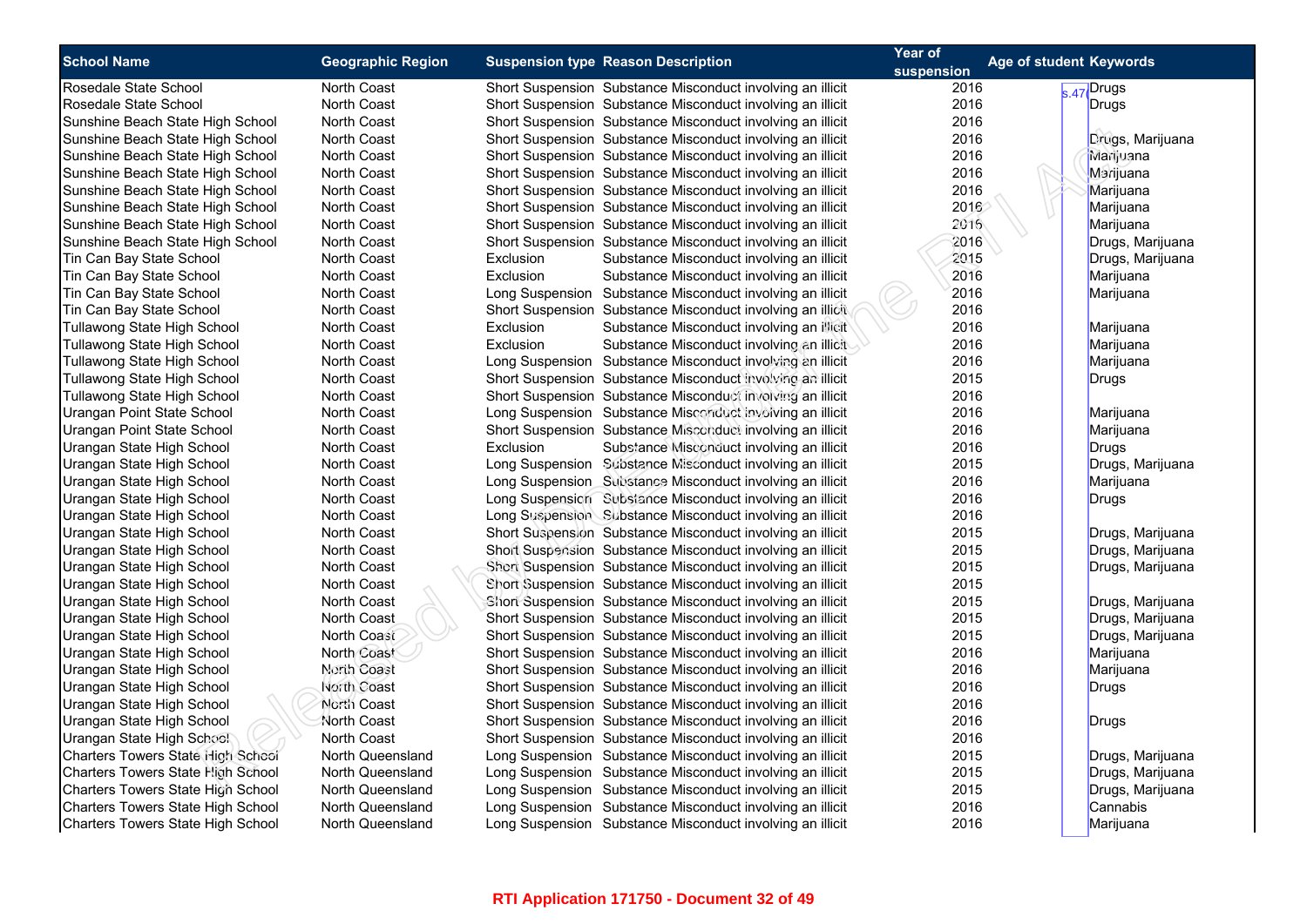| School Name | Geographic Region | Suspension type | Reason Description | Year of suspension | Age of student | Keywords |
|---|---|---|---|---|---|---|
| Rosedale State School | North Coast | Short Suspension | Substance Misconduct involving an illicit | 2016 | s.47 | Drugs |
| Rosedale State School | North Coast | Short Suspension | Substance Misconduct involving an illicit | 2016 | | Drugs |
| Sunshine Beach State High School | North Coast | Short Suspension | Substance Misconduct involving an illicit | 2016 | | |
| Sunshine Beach State High School | North Coast | Short Suspension | Substance Misconduct involving an illicit | 2016 | | Drugs, Marijuana |
| Sunshine Beach State High School | North Coast | Short Suspension | Substance Misconduct involving an illicit | 2016 | | Marijuana |
| Sunshine Beach State High School | North Coast | Short Suspension | Substance Misconduct involving an illicit | 2016 | | Marijuana |
| Sunshine Beach State High School | North Coast | Short Suspension | Substance Misconduct involving an illicit | 2016 | | Marijuana |
| Sunshine Beach State High School | North Coast | Short Suspension | Substance Misconduct involving an illicit | 2016 | | Marijuana |
| Sunshine Beach State High School | North Coast | Short Suspension | Substance Misconduct involving an illicit | 2016 | | Marijuana |
| Sunshine Beach State High School | North Coast | Short Suspension | Substance Misconduct involving an illicit | 2016 | | Drugs, Marijuana |
| Tin Can Bay State School | North Coast | Exclusion | Substance Misconduct involving an illicit | 2015 | | Drugs, Marijuana |
| Tin Can Bay State School | North Coast | Exclusion | Substance Misconduct involving an illicit | 2016 | | Marijuana |
| Tin Can Bay State School | North Coast | Long Suspension | Substance Misconduct involving an illicit | 2016 | | Marijuana |
| Tin Can Bay State School | North Coast | Short Suspension | Substance Misconduct involving an illicit | 2016 | | |
| Tullawong State High School | North Coast | Exclusion | Substance Misconduct involving an illicit | 2016 | | Marijuana |
| Tullawong State High School | North Coast | Exclusion | Substance Misconduct involving an illicit | 2016 | | Marijuana |
| Tullawong State High School | North Coast | Long Suspension | Substance Misconduct involving an illicit | 2016 | | Marijuana |
| Tullawong State High School | North Coast | Short Suspension | Substance Misconduct involving an illicit | 2015 | | Drugs |
| Tullawong State High School | North Coast | Short Suspension | Substance Misconduct involving an illicit | 2016 | | |
| Urangan Point State School | North Coast | Long Suspension | Substance Misconduct involving an illicit | 2016 | | Marijuana |
| Urangan Point State School | North Coast | Short Suspension | Substance Misconduct involving an illicit | 2016 | | Marijuana |
| Urangan State High School | North Coast | Exclusion | Substance Misconduct involving an illicit | 2016 | | Drugs |
| Urangan State High School | North Coast | Long Suspension | Substance Misconduct involving an illicit | 2015 | | Drugs, Marijuana |
| Urangan State High School | North Coast | Long Suspension | Substance Misconduct involving an illicit | 2016 | | Marijuana |
| Urangan State High School | North Coast | Long Suspension | Substance Misconduct involving an illicit | 2016 | | Drugs |
| Urangan State High School | North Coast | Long Suspension | Substance Misconduct involving an illicit | 2016 | | |
| Urangan State High School | North Coast | Short Suspension | Substance Misconduct involving an illicit | 2015 | | Drugs, Marijuana |
| Urangan State High School | North Coast | Short Suspension | Substance Misconduct involving an illicit | 2015 | | Drugs, Marijuana |
| Urangan State High School | North Coast | Short Suspension | Substance Misconduct involving an illicit | 2015 | | Drugs, Marijuana |
| Urangan State High School | North Coast | Short Suspension | Substance Misconduct involving an illicit | 2015 | | |
| Urangan State High School | North Coast | Short Suspension | Substance Misconduct involving an illicit | 2015 | | Drugs, Marijuana |
| Urangan State High School | North Coast | Short Suspension | Substance Misconduct involving an illicit | 2015 | | Drugs, Marijuana |
| Urangan State High School | North Coast | Short Suspension | Substance Misconduct involving an illicit | 2015 | | Drugs, Marijuana |
| Urangan State High School | North Coast | Short Suspension | Substance Misconduct involving an illicit | 2016 | | Marijuana |
| Urangan State High School | North Coast | Short Suspension | Substance Misconduct involving an illicit | 2016 | | Marijuana |
| Urangan State High School | North Coast | Short Suspension | Substance Misconduct involving an illicit | 2016 | | Drugs |
| Urangan State High School | North Coast | Short Suspension | Substance Misconduct involving an illicit | 2016 | | |
| Urangan State High School | North Coast | Short Suspension | Substance Misconduct involving an illicit | 2016 | | Drugs |
| Urangan State High School | North Coast | Short Suspension | Substance Misconduct involving an illicit | 2016 | | |
| Charters Towers State High School | North Queensland | Long Suspension | Substance Misconduct involving an illicit | 2015 | | Drugs, Marijuana |
| Charters Towers State High School | North Queensland | Long Suspension | Substance Misconduct involving an illicit | 2015 | | Drugs, Marijuana |
| Charters Towers State High School | North Queensland | Long Suspension | Substance Misconduct involving an illicit | 2015 | | Drugs, Marijuana |
| Charters Towers State High School | North Queensland | Long Suspension | Substance Misconduct involving an illicit | 2016 | | Cannabis |
| Charters Towers State High School | North Queensland | Long Suspension | Substance Misconduct involving an illicit | 2016 | | Marijuana |

RTI Application 171750 - Document 32 of 49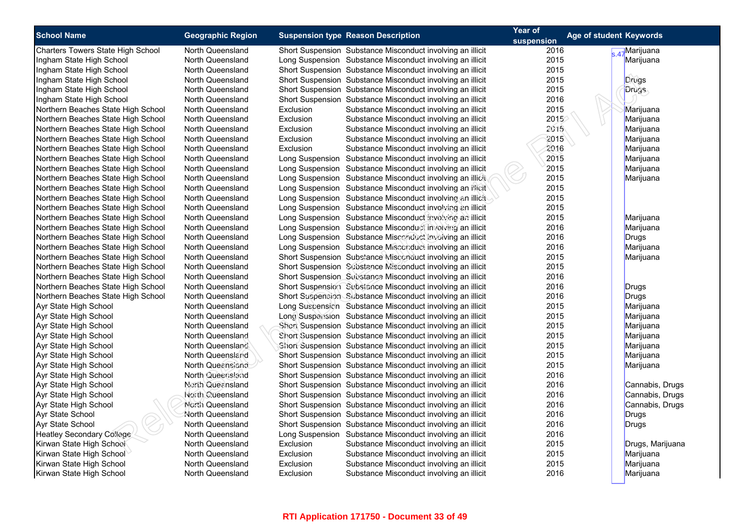| School Name | Geographic Region | Suspension type | Reason Description | Year of suspension | Age of student | Keywords |
|---|---|---|---|---|---|---|
| Charters Towers State High School | North Queensland | Short Suspension | Substance Misconduct involving an illicit | 2016 | s.47 | Marijuana |
| Ingham State High School | North Queensland | Long Suspension | Substance Misconduct involving an illicit | 2015 | | Marijuana |
| Ingham State High School | North Queensland | Short Suspension | Substance Misconduct involving an illicit | 2015 | | |
| Ingham State High School | North Queensland | Short Suspension | Substance Misconduct involving an illicit | 2015 | | Drugs |
| Ingham State High School | North Queensland | Short Suspension | Substance Misconduct involving an illicit | 2015 | | Drugs |
| Ingham State High School | North Queensland | Short Suspension | Substance Misconduct involving an illicit | 2016 | | |
| Northern Beaches State High School | North Queensland | Exclusion | Substance Misconduct involving an illicit | 2015 | | Marijuana |
| Northern Beaches State High School | North Queensland | Exclusion | Substance Misconduct involving an illicit | 2015 | | Marijuana |
| Northern Beaches State High School | North Queensland | Exclusion | Substance Misconduct involving an illicit | 2015 | | Marijuana |
| Northern Beaches State High School | North Queensland | Exclusion | Substance Misconduct involving an illicit | 2015 | | Marijuana |
| Northern Beaches State High School | North Queensland | Exclusion | Substance Misconduct involving an illicit | 2016 | | Marijuana |
| Northern Beaches State High School | North Queensland | Long Suspension | Substance Misconduct involving an illicit | 2015 | | Marijuana |
| Northern Beaches State High School | North Queensland | Long Suspension | Substance Misconduct involving an illicit | 2015 | | Marijuana |
| Northern Beaches State High School | North Queensland | Long Suspension | Substance Misconduct involving an illicit | 2015 | | Marijuana |
| Northern Beaches State High School | North Queensland | Long Suspension | Substance Misconduct involving an illicit | 2015 | | |
| Northern Beaches State High School | North Queensland | Long Suspension | Substance Misconduct involving an illicit | 2015 | | |
| Northern Beaches State High School | North Queensland | Long Suspension | Substance Misconduct involving an illicit | 2015 | | |
| Northern Beaches State High School | North Queensland | Long Suspension | Substance Misconduct involving an illicit | 2015 | | Marijuana |
| Northern Beaches State High School | North Queensland | Long Suspension | Substance Misconduct involving an illicit | 2016 | | Marijuana |
| Northern Beaches State High School | North Queensland | Long Suspension | Substance Misconduct involving an illicit | 2016 | | Drugs |
| Northern Beaches State High School | North Queensland | Long Suspension | Substance Misconduct involving an illicit | 2016 | | Marijuana |
| Northern Beaches State High School | North Queensland | Short Suspension | Substance Misconduct involving an illicit | 2015 | | Marijuana |
| Northern Beaches State High School | North Queensland | Short Suspension | Substance Misconduct involving an illicit | 2015 | | |
| Northern Beaches State High School | North Queensland | Short Suspension | Substance Misconduct involving an illicit | 2016 | | |
| Northern Beaches State High School | North Queensland | Short Suspension | Substance Misconduct involving an illicit | 2016 | | Drugs |
| Northern Beaches State High School | North Queensland | Short Suspension | Substance Misconduct involving an illicit | 2016 | | Drugs |
| Ayr State High School | North Queensland | Long Suspension | Substance Misconduct involving an illicit | 2015 | | Marijuana |
| Ayr State High School | North Queensland | Long Suspension | Substance Misconduct involving an illicit | 2015 | | Marijuana |
| Ayr State High School | North Queensland | Short Suspension | Substance Misconduct involving an illicit | 2015 | | Marijuana |
| Ayr State High School | North Queensland | Short Suspension | Substance Misconduct involving an illicit | 2015 | | Marijuana |
| Ayr State High School | North Queensland | Short Suspension | Substance Misconduct involving an illicit | 2015 | | Marijuana |
| Ayr State High School | North Queensland | Short Suspension | Substance Misconduct involving an illicit | 2015 | | Marijuana |
| Ayr State High School | North Queensland | Short Suspension | Substance Misconduct involving an illicit | 2015 | | Marijuana |
| Ayr State High School | North Queensland | Short Suspension | Substance Misconduct involving an illicit | 2016 | | |
| Ayr State High School | North Queensland | Short Suspension | Substance Misconduct involving an illicit | 2016 | | Cannabis, Drugs |
| Ayr State High School | North Queensland | Short Suspension | Substance Misconduct involving an illicit | 2016 | | Cannabis, Drugs |
| Ayr State High School | North Queensland | Short Suspension | Substance Misconduct involving an illicit | 2016 | | Cannabis, Drugs |
| Ayr State School | North Queensland | Short Suspension | Substance Misconduct involving an illicit | 2016 | | Drugs |
| Ayr State School | North Queensland | Short Suspension | Substance Misconduct involving an illicit | 2016 | | Drugs |
| Heatley Secondary College | North Queensland | Long Suspension | Substance Misconduct involving an illicit | 2016 | | |
| Kirwan State High School | North Queensland | Exclusion | Substance Misconduct involving an illicit | 2015 | | Drugs, Marijuana |
| Kirwan State High School | North Queensland | Exclusion | Substance Misconduct involving an illicit | 2015 | | Marijuana |
| Kirwan State High School | North Queensland | Exclusion | Substance Misconduct involving an illicit | 2015 | | Marijuana |
| Kirwan State High School | North Queensland | Exclusion | Substance Misconduct involving an illicit | 2016 | | Marijuana |

RTI Application 171750 - Document 33 of 49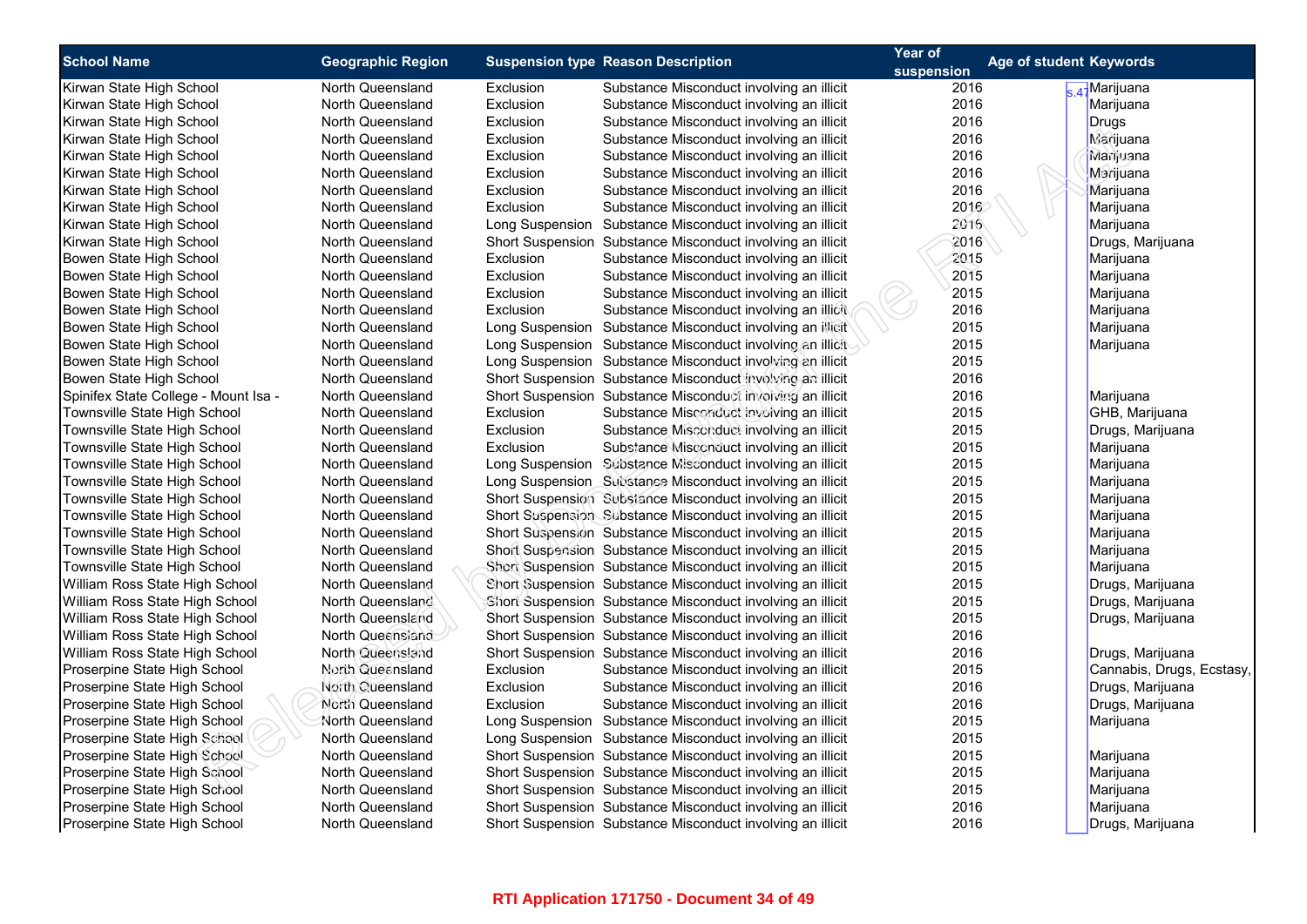| School Name | Geographic Region | Suspension type | Reason Description | Year of suspension | Age of student | Keywords |
|---|---|---|---|---|---|---|
| Kirwan State High School | North Queensland | Exclusion | Substance Misconduct involving an illicit | 2016 | s.47 | Marijuana |
| Kirwan State High School | North Queensland | Exclusion | Substance Misconduct involving an illicit | 2016 | | Marijuana |
| Kirwan State High School | North Queensland | Exclusion | Substance Misconduct involving an illicit | 2016 | | Drugs |
| Kirwan State High School | North Queensland | Exclusion | Substance Misconduct involving an illicit | 2016 | | Marijuana |
| Kirwan State High School | North Queensland | Exclusion | Substance Misconduct involving an illicit | 2016 | | Marijuana |
| Kirwan State High School | North Queensland | Exclusion | Substance Misconduct involving an illicit | 2016 | | Marijuana |
| Kirwan State High School | North Queensland | Exclusion | Substance Misconduct involving an illicit | 2016 | | Marijuana |
| Kirwan State High School | North Queensland | Exclusion | Substance Misconduct involving an illicit | 2016 | | Marijuana |
| Kirwan State High School | North Queensland | Long Suspension | Substance Misconduct involving an illicit | 2016 | | Marijuana |
| Kirwan State High School | North Queensland | Short Suspension | Substance Misconduct involving an illicit | 2016 | | Drugs, Marijuana |
| Bowen State High School | North Queensland | Exclusion | Substance Misconduct involving an illicit | 2015 | | Marijuana |
| Bowen State High School | North Queensland | Exclusion | Substance Misconduct involving an illicit | 2015 | | Marijuana |
| Bowen State High School | North Queensland | Exclusion | Substance Misconduct involving an illicit | 2015 | | Marijuana |
| Bowen State High School | North Queensland | Exclusion | Substance Misconduct involving an illicit | 2016 | | Marijuana |
| Bowen State High School | North Queensland | Long Suspension | Substance Misconduct involving an illicit | 2015 | | Marijuana |
| Bowen State High School | North Queensland | Long Suspension | Substance Misconduct involving an illicit | 2015 | | Marijuana |
| Bowen State High School | North Queensland | Long Suspension | Substance Misconduct involving an illicit | 2015 | | |
| Bowen State High School | North Queensland | Short Suspension | Substance Misconduct involving an illicit | 2016 | | |
| Spinifex State College - Mount Isa - | North Queensland | Short Suspension | Substance Misconduct involving an illicit | 2016 | | Marijuana |
| Townsville State High School | North Queensland | Exclusion | Substance Misconduct involving an illicit | 2015 | | GHB, Marijuana |
| Townsville State High School | North Queensland | Exclusion | Substance Misconduct involving an illicit | 2015 | | Drugs, Marijuana |
| Townsville State High School | North Queensland | Exclusion | Substance Misconduct involving an illicit | 2015 | | Marijuana |
| Townsville State High School | North Queensland | Long Suspension | Substance Misconduct involving an illicit | 2015 | | Marijuana |
| Townsville State High School | North Queensland | Long Suspension | Substance Misconduct involving an illicit | 2015 | | Marijuana |
| Townsville State High School | North Queensland | Short Suspension | Substance Misconduct involving an illicit | 2015 | | Marijuana |
| Townsville State High School | North Queensland | Short Suspension | Substance Misconduct involving an illicit | 2015 | | Marijuana |
| Townsville State High School | North Queensland | Short Suspension | Substance Misconduct involving an illicit | 2015 | | Marijuana |
| Townsville State High School | North Queensland | Short Suspension | Substance Misconduct involving an illicit | 2015 | | Marijuana |
| Townsville State High School | North Queensland | Short Suspension | Substance Misconduct involving an illicit | 2015 | | Marijuana |
| William Ross State High School | North Queensland | Short Suspension | Substance Misconduct involving an illicit | 2015 | | Drugs, Marijuana |
| William Ross State High School | North Queensland | Short Suspension | Substance Misconduct involving an illicit | 2015 | | Drugs, Marijuana |
| William Ross State High School | North Queensland | Short Suspension | Substance Misconduct involving an illicit | 2015 | | Drugs, Marijuana |
| William Ross State High School | North Queensland | Short Suspension | Substance Misconduct involving an illicit | 2016 | | |
| William Ross State High School | North Queensland | Short Suspension | Substance Misconduct involving an illicit | 2016 | | Drugs, Marijuana |
| Proserpine State High School | North Queensland | Exclusion | Substance Misconduct involving an illicit | 2015 | | Cannabis, Drugs, Ecstasy, |
| Proserpine State High School | North Queensland | Exclusion | Substance Misconduct involving an illicit | 2016 | | Drugs, Marijuana |
| Proserpine State High School | North Queensland | Exclusion | Substance Misconduct involving an illicit | 2016 | | Drugs, Marijuana |
| Proserpine State High School | North Queensland | Long Suspension | Substance Misconduct involving an illicit | 2015 | | Marijuana |
| Proserpine State High School | North Queensland | Long Suspension | Substance Misconduct involving an illicit | 2015 | | |
| Proserpine State High School | North Queensland | Short Suspension | Substance Misconduct involving an illicit | 2015 | | Marijuana |
| Proserpine State High School | North Queensland | Short Suspension | Substance Misconduct involving an illicit | 2015 | | Marijuana |
| Proserpine State High School | North Queensland | Short Suspension | Substance Misconduct involving an illicit | 2015 | | Marijuana |
| Proserpine State High School | North Queensland | Short Suspension | Substance Misconduct involving an illicit | 2016 | | Marijuana |
| Proserpine State High School | North Queensland | Short Suspension | Substance Misconduct involving an illicit | 2016 | | Drugs, Marijuana |

RTI Application 171750 - Document 34 of 49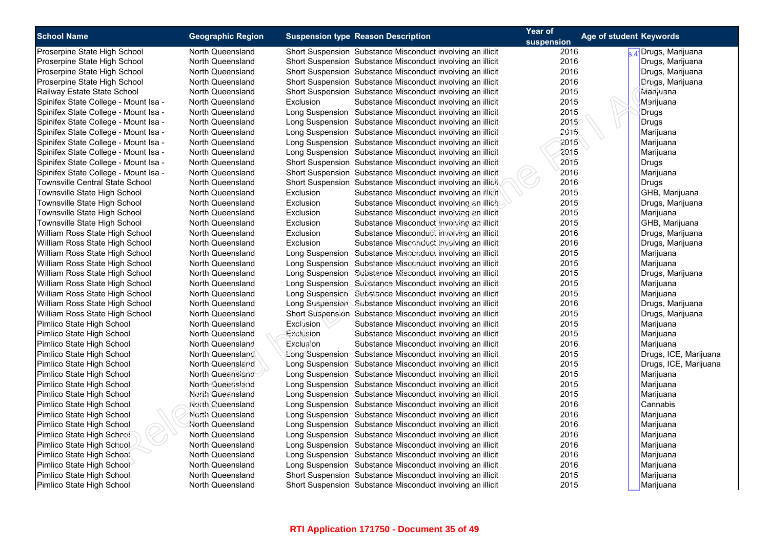| School Name | Geographic Region | Suspension type | Reason Description | Year of suspension | Age of student | Keywords |
|---|---|---|---|---|---|---|
| Proserpine State High School | North Queensland | Short Suspension | Substance Misconduct involving an illicit | 2016 | s.4 | Drugs, Marijuana |
| Proserpine State High School | North Queensland | Short Suspension | Substance Misconduct involving an illicit | 2016 | | Drugs, Marijuana |
| Proserpine State High School | North Queensland | Short Suspension | Substance Misconduct involving an illicit | 2016 | | Drugs, Marijuana |
| Proserpine State High School | North Queensland | Short Suspension | Substance Misconduct involving an illicit | 2016 | | Drugs, Marijuana |
| Railway Estate State School | North Queensland | Short Suspension | Substance Misconduct involving an illicit | 2015 | | Marijuana |
| Spinifex State College - Mount Isa - | North Queensland | Exclusion | Substance Misconduct involving an illicit | 2015 | | Marijuana |
| Spinifex State College - Mount Isa - | North Queensland | Long Suspension | Substance Misconduct involving an illicit | 2015 | | Drugs |
| Spinifex State College - Mount Isa - | North Queensland | Long Suspension | Substance Misconduct involving an illicit | 2015 | | Drugs |
| Spinifex State College - Mount Isa - | North Queensland | Long Suspension | Substance Misconduct involving an illicit | 2015 | | Marijuana |
| Spinifex State College - Mount Isa - | North Queensland | Long Suspension | Substance Misconduct involving an illicit | 2015 | | Marijuana |
| Spinifex State College - Mount Isa - | North Queensland | Long Suspension | Substance Misconduct involving an illicit | 2015 | | Marijuana |
| Spinifex State College - Mount Isa - | North Queensland | Short Suspension | Substance Misconduct involving an illicit | 2015 | | Drugs |
| Spinifex State College - Mount Isa - | North Queensland | Short Suspension | Substance Misconduct involving an illicit | 2016 | | Marijuana |
| Townsville Central State School | North Queensland | Short Suspension | Substance Misconduct involving an illicit | 2016 | | Drugs |
| Townsville State High School | North Queensland | Exclusion | Substance Misconduct involving an illicit | 2015 | | GHB, Marijuana |
| Townsville State High School | North Queensland | Exclusion | Substance Misconduct involving an illicit | 2015 | | Drugs, Marijuana |
| Townsville State High School | North Queensland | Exclusion | Substance Misconduct involving an illicit | 2015 | | Marijuana |
| Townsville State High School | North Queensland | Exclusion | Substance Misconduct involving an illicit | 2015 | | GHB, Marijuana |
| William Ross State High School | North Queensland | Exclusion | Substance Misconduct involving an illicit | 2016 | | Drugs, Marijuana |
| William Ross State High School | North Queensland | Exclusion | Substance Misconduct involving an illicit | 2016 | | Drugs, Marijuana |
| William Ross State High School | North Queensland | Long Suspension | Substance Misconduct involving an illicit | 2015 | | Marijuana |
| William Ross State High School | North Queensland | Long Suspension | Substance Misconduct involving an illicit | 2015 | | Marijuana |
| William Ross State High School | North Queensland | Long Suspension | Substance Misconduct involving an illicit | 2015 | | Drugs, Marijuana |
| William Ross State High School | North Queensland | Long Suspension | Substance Misconduct involving an illicit | 2015 | | Marijuana |
| William Ross State High School | North Queensland | Long Suspension | Substance Misconduct involving an illicit | 2015 | | Marijuana |
| William Ross State High School | North Queensland | Long Suspension | Substance Misconduct involving an illicit | 2016 | | Drugs, Marijuana |
| William Ross State High School | North Queensland | Short Suspension | Substance Misconduct involving an illicit | 2015 | | Drugs, Marijuana |
| Pimlico State High School | North Queensland | Exclusion | Substance Misconduct involving an illicit | 2015 | | Marijuana |
| Pimlico State High School | North Queensland | Exclusion | Substance Misconduct involving an illicit | 2015 | | Marijuana |
| Pimlico State High School | North Queensland | Exclusion | Substance Misconduct involving an illicit | 2016 | | Marijuana |
| Pimlico State High School | North Queensland | Long Suspension | Substance Misconduct involving an illicit | 2015 | | Drugs, ICE, Marijuana |
| Pimlico State High School | North Queensland | Long Suspension | Substance Misconduct involving an illicit | 2015 | | Drugs, ICE, Marijuana |
| Pimlico State High School | North Queensland | Long Suspension | Substance Misconduct involving an illicit | 2015 | | Marijuana |
| Pimlico State High School | North Queensland | Long Suspension | Substance Misconduct involving an illicit | 2015 | | Marijuana |
| Pimlico State High School | North Queensland | Long Suspension | Substance Misconduct involving an illicit | 2015 | | Marijuana |
| Pimlico State High School | North Queensland | Long Suspension | Substance Misconduct involving an illicit | 2016 | | Cannabis |
| Pimlico State High School | North Queensland | Long Suspension | Substance Misconduct involving an illicit | 2016 | | Marijuana |
| Pimlico State High School | North Queensland | Long Suspension | Substance Misconduct involving an illicit | 2016 | | Marijuana |
| Pimlico State High School | North Queensland | Long Suspension | Substance Misconduct involving an illicit | 2016 | | Marijuana |
| Pimlico State High School | North Queensland | Long Suspension | Substance Misconduct involving an illicit | 2016 | | Marijuana |
| Pimlico State High School | North Queensland | Long Suspension | Substance Misconduct involving an illicit | 2016 | | Marijuana |
| Pimlico State High School | North Queensland | Long Suspension | Substance Misconduct involving an illicit | 2016 | | Marijuana |
| Pimlico State High School | North Queensland | Short Suspension | Substance Misconduct involving an illicit | 2015 | | Marijuana |
| Pimlico State High School | North Queensland | Short Suspension | Substance Misconduct involving an illicit | 2015 | | Marijuana |

RTI Application 171750 - Document 35 of 49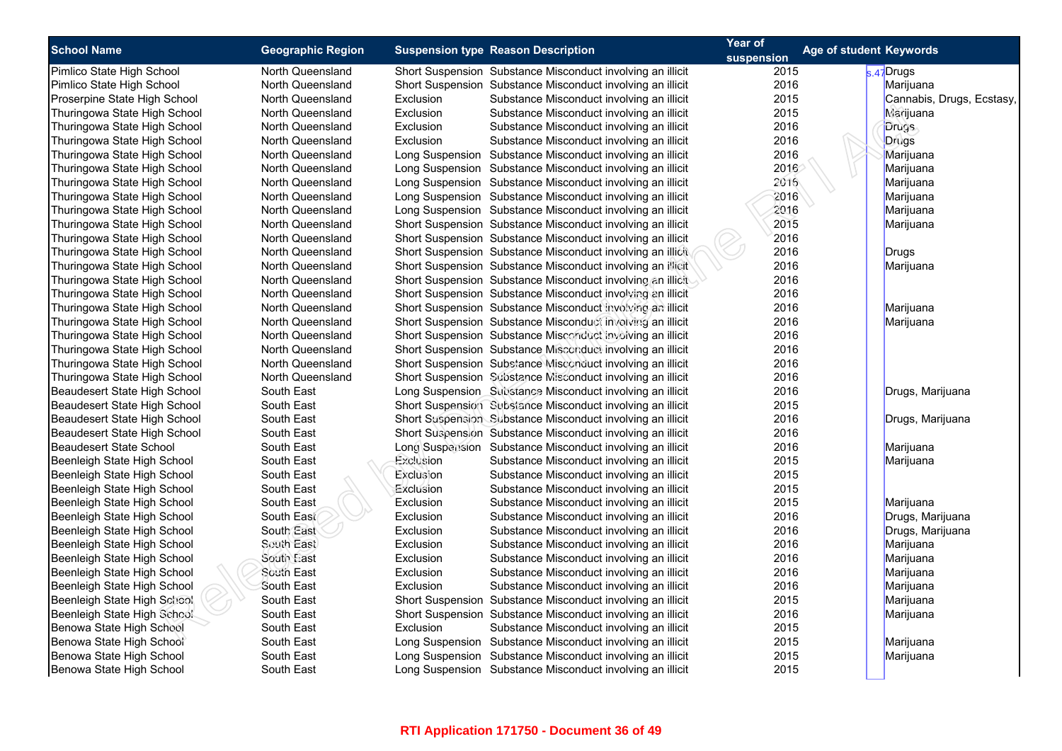| School Name | Geographic Region | Suspension type | Reason Description | Year of suspension | Age of student | Keywords |
|---|---|---|---|---|---|---|
| Pimlico State High School | North Queensland | Short Suspension | Substance Misconduct involving an illicit | 2015 | s.47 | Drugs |
| Pimlico State High School | North Queensland | Short Suspension | Substance Misconduct involving an illicit | 2016 | | Marijuana |
| Proserpine State High School | North Queensland | Exclusion | Substance Misconduct involving an illicit | 2015 | | Cannabis, Drugs, Ecstasy, |
| Thuringowa State High School | North Queensland | Exclusion | Substance Misconduct involving an illicit | 2015 | | Marijuana |
| Thuringowa State High School | North Queensland | Exclusion | Substance Misconduct involving an illicit | 2016 | | Drugs |
| Thuringowa State High School | North Queensland | Exclusion | Substance Misconduct involving an illicit | 2016 | | Drugs |
| Thuringowa State High School | North Queensland | Long Suspension | Substance Misconduct involving an illicit | 2016 | | Marijuana |
| Thuringowa State High School | North Queensland | Long Suspension | Substance Misconduct involving an illicit | 2016 | | Marijuana |
| Thuringowa State High School | North Queensland | Long Suspension | Substance Misconduct involving an illicit | 2016 | | Marijuana |
| Thuringowa State High School | North Queensland | Long Suspension | Substance Misconduct involving an illicit | 2016 | | Marijuana |
| Thuringowa State High School | North Queensland | Long Suspension | Substance Misconduct involving an illicit | 2016 | | Marijuana |
| Thuringowa State High School | North Queensland | Short Suspension | Substance Misconduct involving an illicit | 2015 | | Marijuana |
| Thuringowa State High School | North Queensland | Short Suspension | Substance Misconduct involving an illicit | 2016 | | |
| Thuringowa State High School | North Queensland | Short Suspension | Substance Misconduct involving an illicit | 2016 | | Drugs |
| Thuringowa State High School | North Queensland | Short Suspension | Substance Misconduct involving an illicit | 2016 | | Marijuana |
| Thuringowa State High School | North Queensland | Short Suspension | Substance Misconduct involving an illicit | 2016 | | |
| Thuringowa State High School | North Queensland | Short Suspension | Substance Misconduct involving an illicit | 2016 | | |
| Thuringowa State High School | North Queensland | Short Suspension | Substance Misconduct involving an illicit | 2016 | | Marijuana |
| Thuringowa State High School | North Queensland | Short Suspension | Substance Misconduct involving an illicit | 2016 | | Marijuana |
| Thuringowa State High School | North Queensland | Short Suspension | Substance Misconduct involving an illicit | 2016 | | |
| Thuringowa State High School | North Queensland | Short Suspension | Substance Misconduct involving an illicit | 2016 | | |
| Thuringowa State High School | North Queensland | Short Suspension | Substance Misconduct involving an illicit | 2016 | | |
| Thuringowa State High School | North Queensland | Short Suspension | Substance Misconduct involving an illicit | 2016 | | |
| Beaudesert State High School | South East | Long Suspension | Substance Misconduct involving an illicit | 2016 | | Drugs, Marijuana |
| Beaudesert State High School | South East | Short Suspension | Substance Misconduct involving an illicit | 2015 | | |
| Beaudesert State High School | South East | Short Suspension | Substance Misconduct involving an illicit | 2016 | | Drugs, Marijuana |
| Beaudesert State High School | South East | Short Suspension | Substance Misconduct involving an illicit | 2016 | | |
| Beaudesert State School | South East | Long Suspension | Substance Misconduct involving an illicit | 2016 | | Marijuana |
| Beenleigh State High School | South East | Exclusion | Substance Misconduct involving an illicit | 2015 | | Marijuana |
| Beenleigh State High School | South East | Exclusion | Substance Misconduct involving an illicit | 2015 | | |
| Beenleigh State High School | South East | Exclusion | Substance Misconduct involving an illicit | 2015 | | |
| Beenleigh State High School | South East | Exclusion | Substance Misconduct involving an illicit | 2015 | | Marijuana |
| Beenleigh State High School | South East | Exclusion | Substance Misconduct involving an illicit | 2016 | | Drugs, Marijuana |
| Beenleigh State High School | South East | Exclusion | Substance Misconduct involving an illicit | 2016 | | Drugs, Marijuana |
| Beenleigh State High School | South East | Exclusion | Substance Misconduct involving an illicit | 2016 | | Marijuana |
| Beenleigh State High School | South East | Exclusion | Substance Misconduct involving an illicit | 2016 | | Marijuana |
| Beenleigh State High School | South East | Exclusion | Substance Misconduct involving an illicit | 2016 | | Marijuana |
| Beenleigh State High School | South East | Exclusion | Substance Misconduct involving an illicit | 2016 | | Marijuana |
| Beenleigh State High School | South East | Short Suspension | Substance Misconduct involving an illicit | 2015 | | Marijuana |
| Beenleigh State High School | South East | Short Suspension | Substance Misconduct involving an illicit | 2016 | | Marijuana |
| Benowa State High School | South East | Exclusion | Substance Misconduct involving an illicit | 2015 | | |
| Benowa State High School | South East | Long Suspension | Substance Misconduct involving an illicit | 2015 | | Marijuana |
| Benowa State High School | South East | Long Suspension | Substance Misconduct involving an illicit | 2015 | | Marijuana |
| Benowa State High School | South East | Long Suspension | Substance Misconduct involving an illicit | 2015 | | |

RTI Application 171750 - Document 36 of 49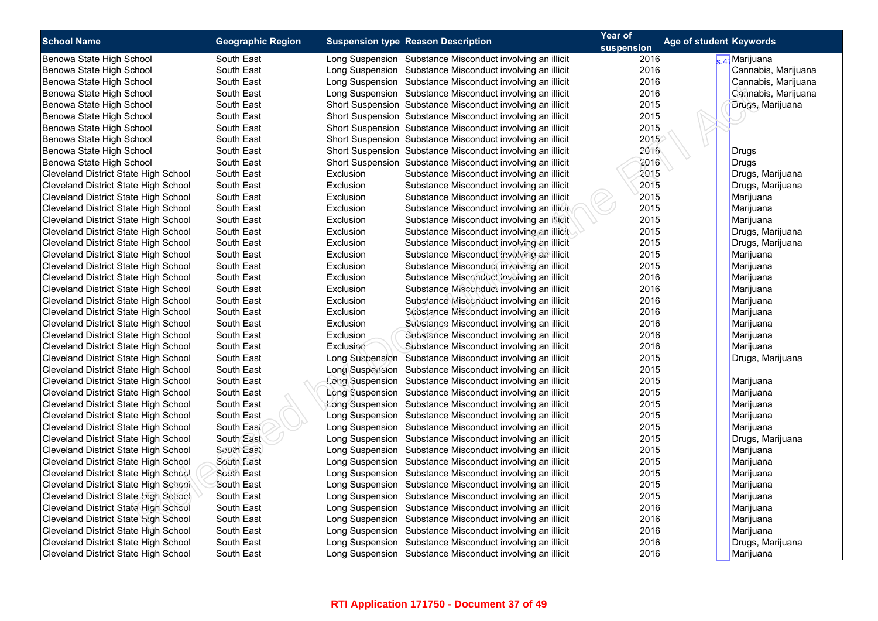| School Name | Geographic Region | Suspension type | Reason Description | Year of suspension | Age of student | Keywords |
|---|---|---|---|---|---|---|
| Benowa State High School | South East | Long Suspension | Substance Misconduct involving an illicit | 2016 | s.47 | Marijuana |
| Benowa State High School | South East | Long Suspension | Substance Misconduct involving an illicit | 2016 | | Cannabis, Marijuana |
| Benowa State High School | South East | Long Suspension | Substance Misconduct involving an illicit | 2016 | | Cannabis, Marijuana |
| Benowa State High School | South East | Long Suspension | Substance Misconduct involving an illicit | 2016 | | Cannabis, Marijuana |
| Benowa State High School | South East | Short Suspension | Substance Misconduct involving an illicit | 2015 | | Drugs, Marijuana |
| Benowa State High School | South East | Short Suspension | Substance Misconduct involving an illicit | 2015 | | |
| Benowa State High School | South East | Short Suspension | Substance Misconduct involving an illicit | 2015 | | |
| Benowa State High School | South East | Short Suspension | Substance Misconduct involving an illicit | 2015 | | |
| Benowa State High School | South East | Short Suspension | Substance Misconduct involving an illicit | 2016 | | Drugs |
| Benowa State High School | South East | Short Suspension | Substance Misconduct involving an illicit | 2016 | | Drugs |
| Cleveland District State High School | South East | Exclusion | Substance Misconduct involving an illicit | 2015 | | Drugs, Marijuana |
| Cleveland District State High School | South East | Exclusion | Substance Misconduct involving an illicit | 2015 | | Drugs, Marijuana |
| Cleveland District State High School | South East | Exclusion | Substance Misconduct involving an illicit | 2015 | | Marijuana |
| Cleveland District State High School | South East | Exclusion | Substance Misconduct involving an illicit | 2015 | | Marijuana |
| Cleveland District State High School | South East | Exclusion | Substance Misconduct involving an illicit | 2015 | | Marijuana |
| Cleveland District State High School | South East | Exclusion | Substance Misconduct involving an illicit | 2015 | | Drugs, Marijuana |
| Cleveland District State High School | South East | Exclusion | Substance Misconduct involving an illicit | 2015 | | Drugs, Marijuana |
| Cleveland District State High School | South East | Exclusion | Substance Misconduct involving an illicit | 2015 | | Marijuana |
| Cleveland District State High School | South East | Exclusion | Substance Misconduct involving an illicit | 2015 | | Marijuana |
| Cleveland District State High School | South East | Exclusion | Substance Misconduct involving an illicit | 2016 | | Marijuana |
| Cleveland District State High School | South East | Exclusion | Substance Misconduct involving an illicit | 2016 | | Marijuana |
| Cleveland District State High School | South East | Exclusion | Substance Misconduct involving an illicit | 2016 | | Marijuana |
| Cleveland District State High School | South East | Exclusion | Substance Misconduct involving an illicit | 2016 | | Marijuana |
| Cleveland District State High School | South East | Exclusion | Substance Misconduct involving an illicit | 2016 | | Marijuana |
| Cleveland District State High School | South East | Exclusion | Substance Misconduct involving an illicit | 2016 | | Marijuana |
| Cleveland District State High School | South East | Exclusion | Substance Misconduct involving an illicit | 2016 | | Marijuana |
| Cleveland District State High School | South East | Long Suspension | Substance Misconduct involving an illicit | 2015 | | Drugs, Marijuana |
| Cleveland District State High School | South East | Long Suspension | Substance Misconduct involving an illicit | 2015 | | |
| Cleveland District State High School | South East | Long Suspension | Substance Misconduct involving an illicit | 2015 | | Marijuana |
| Cleveland District State High School | South East | Long Suspension | Substance Misconduct involving an illicit | 2015 | | Marijuana |
| Cleveland District State High School | South East | Long Suspension | Substance Misconduct involving an illicit | 2015 | | Marijuana |
| Cleveland District State High School | South East | Long Suspension | Substance Misconduct involving an illicit | 2015 | | Marijuana |
| Cleveland District State High School | South East | Long Suspension | Substance Misconduct involving an illicit | 2015 | | Marijuana |
| Cleveland District State High School | South East | Long Suspension | Substance Misconduct involving an illicit | 2015 | | Drugs, Marijuana |
| Cleveland District State High School | South East | Long Suspension | Substance Misconduct involving an illicit | 2015 | | Marijuana |
| Cleveland District State High School | South East | Long Suspension | Substance Misconduct involving an illicit | 2015 | | Marijuana |
| Cleveland District State High School | South East | Long Suspension | Substance Misconduct involving an illicit | 2015 | | Marijuana |
| Cleveland District State High School | South East | Long Suspension | Substance Misconduct involving an illicit | 2015 | | Marijuana |
| Cleveland District State High School | South East | Long Suspension | Substance Misconduct involving an illicit | 2015 | | Marijuana |
| Cleveland District State High School | South East | Long Suspension | Substance Misconduct involving an illicit | 2016 | | Marijuana |
| Cleveland District State High School | South East | Long Suspension | Substance Misconduct involving an illicit | 2016 | | Marijuana |
| Cleveland District State High School | South East | Long Suspension | Substance Misconduct involving an illicit | 2016 | | Marijuana |
| Cleveland District State High School | South East | Long Suspension | Substance Misconduct involving an illicit | 2016 | | Drugs, Marijuana |
| Cleveland District State High School | South East | Long Suspension | Substance Misconduct involving an illicit | 2016 | | Marijuana |

**RTI Application 171750 - Document 37 of 49**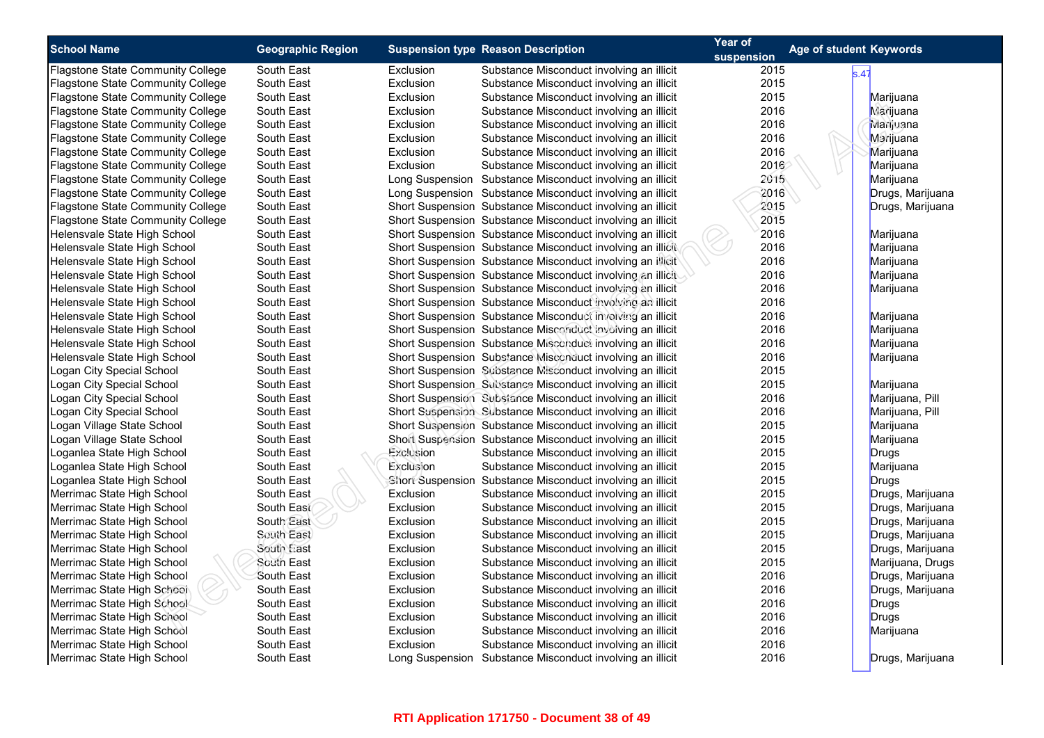| School Name | Geographic Region | Suspension type | Reason Description | Year of suspension | Age of student | Keywords |
| --- | --- | --- | --- | --- | --- | --- |
| Flagstone State Community College | South East | Exclusion | Substance Misconduct involving an illicit | 2015 | s.47 | |
| Flagstone State Community College | South East | Exclusion | Substance Misconduct involving an illicit | 2015 | | |
| Flagstone State Community College | South East | Exclusion | Substance Misconduct involving an illicit | 2015 | | Marijuana |
| Flagstone State Community College | South East | Exclusion | Substance Misconduct involving an illicit | 2016 | | Marijuana |
| Flagstone State Community College | South East | Exclusion | Substance Misconduct involving an illicit | 2016 | | Marijuana |
| Flagstone State Community College | South East | Exclusion | Substance Misconduct involving an illicit | 2016 | | Marijuana |
| Flagstone State Community College | South East | Exclusion | Substance Misconduct involving an illicit | 2016 | | Marijuana |
| Flagstone State Community College | South East | Exclusion | Substance Misconduct involving an illicit | 2016 | | Marijuana |
| Flagstone State Community College | South East | Long Suspension | Substance Misconduct involving an illicit | 2015 | | Marijuana |
| Flagstone State Community College | South East | Long Suspension | Substance Misconduct involving an illicit | 2016 | | Drugs, Marijuana |
| Flagstone State Community College | South East | Short Suspension | Substance Misconduct involving an illicit | 2015 | | Drugs, Marijuana |
| Flagstone State Community College | South East | Short Suspension | Substance Misconduct involving an illicit | 2015 | | |
| Helensvale State High School | South East | Short Suspension | Substance Misconduct involving an illicit | 2016 | | Marijuana |
| Helensvale State High School | South East | Short Suspension | Substance Misconduct involving an illicit | 2016 | | Marijuana |
| Helensvale State High School | South East | Short Suspension | Substance Misconduct involving an illicit | 2016 | | Marijuana |
| Helensvale State High School | South East | Short Suspension | Substance Misconduct involving an illicit | 2016 | | Marijuana |
| Helensvale State High School | South East | Short Suspension | Substance Misconduct involving an illicit | 2016 | | Marijuana |
| Helensvale State High School | South East | Short Suspension | Substance Misconduct involving an illicit | 2016 | | |
| Helensvale State High School | South East | Short Suspension | Substance Misconduct involving an illicit | 2016 | | Marijuana |
| Helensvale State High School | South East | Short Suspension | Substance Misconduct involving an illicit | 2016 | | Marijuana |
| Helensvale State High School | South East | Short Suspension | Substance Misconduct involving an illicit | 2016 | | Marijuana |
| Helensvale State High School | South East | Short Suspension | Substance Misconduct involving an illicit | 2016 | | Marijuana |
| Logan City Special School | South East | Short Suspension | Substance Misconduct involving an illicit | 2015 | | |
| Logan City Special School | South East | Short Suspension | Substance Misconduct involving an illicit | 2015 | | Marijuana |
| Logan City Special School | South East | Short Suspension | Substance Misconduct involving an illicit | 2016 | | Marijuana, Pill |
| Logan City Special School | South East | Short Suspension | Substance Misconduct involving an illicit | 2016 | | Marijuana, Pill |
| Logan Village State School | South East | Short Suspension | Substance Misconduct involving an illicit | 2015 | | Marijuana |
| Logan Village State School | South East | Short Suspension | Substance Misconduct involving an illicit | 2015 | | Marijuana |
| Loganlea State High School | South East | Exclusion | Substance Misconduct involving an illicit | 2015 | | Drugs |
| Loganlea State High School | South East | Exclusion | Substance Misconduct involving an illicit | 2015 | | Marijuana |
| Loganlea State High School | South East | Short Suspension | Substance Misconduct involving an illicit | 2015 | | Drugs |
| Merrimac State High School | South East | Exclusion | Substance Misconduct involving an illicit | 2015 | | Drugs, Marijuana |
| Merrimac State High School | South East | Exclusion | Substance Misconduct involving an illicit | 2015 | | Drugs, Marijuana |
| Merrimac State High School | South East | Exclusion | Substance Misconduct involving an illicit | 2015 | | Drugs, Marijuana |
| Merrimac State High School | South East | Exclusion | Substance Misconduct involving an illicit | 2015 | | Drugs, Marijuana |
| Merrimac State High School | South East | Exclusion | Substance Misconduct involving an illicit | 2015 | | Drugs, Marijuana |
| Merrimac State High School | South East | Exclusion | Substance Misconduct involving an illicit | 2015 | | Marijuana, Drugs |
| Merrimac State High School | South East | Exclusion | Substance Misconduct involving an illicit | 2016 | | Drugs, Marijuana |
| Merrimac State High School | South East | Exclusion | Substance Misconduct involving an illicit | 2016 | | Drugs, Marijuana |
| Merrimac State High School | South East | Exclusion | Substance Misconduct involving an illicit | 2016 | | Drugs |
| Merrimac State High School | South East | Exclusion | Substance Misconduct involving an illicit | 2016 | | Drugs |
| Merrimac State High School | South East | Exclusion | Substance Misconduct involving an illicit | 2016 | | Marijuana |
| Merrimac State High School | South East | Exclusion | Substance Misconduct involving an illicit | 2016 | | |
| Merrimac State High School | South East | Long Suspension | Substance Misconduct involving an illicit | 2016 | | Drugs, Marijuana |

RTI Application 171750 - Document 38 of 49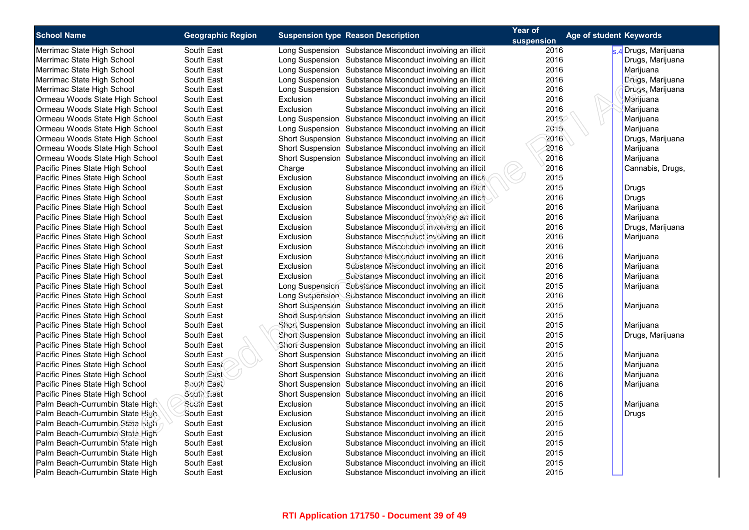| School Name | Geographic Region | Suspension type | Reason Description | Year of suspension | Age of student | Keywords |
|---|---|---|---|---|---|---|
| Merrimac State High School | South East | Long Suspension | Substance Misconduct involving an illicit | 2016 | s.4 | Drugs, Marijuana |
| Merrimac State High School | South East | Long Suspension | Substance Misconduct involving an illicit | 2016 | | Drugs, Marijuana |
| Merrimac State High School | South East | Long Suspension | Substance Misconduct involving an illicit | 2016 | | Marijuana |
| Merrimac State High School | South East | Long Suspension | Substance Misconduct involving an illicit | 2016 | | Drugs, Marijuana |
| Merrimac State High School | South East | Long Suspension | Substance Misconduct involving an illicit | 2016 | | Drugs, Marijuana |
| Ormeau Woods State High School | South East | Exclusion | Substance Misconduct involving an illicit | 2016 | | Marijuana |
| Ormeau Woods State High School | South East | Exclusion | Substance Misconduct involving an illicit | 2016 | | Marijuana |
| Ormeau Woods State High School | South East | Long Suspension | Substance Misconduct involving an illicit | 2015 | | Marijuana |
| Ormeau Woods State High School | South East | Long Suspension | Substance Misconduct involving an illicit | 2015 | | Marijuana |
| Ormeau Woods State High School | South East | Short Suspension | Substance Misconduct involving an illicit | 2016 | | Drugs, Marijuana |
| Ormeau Woods State High School | South East | Short Suspension | Substance Misconduct involving an illicit | 2016 | | Marijuana |
| Ormeau Woods State High School | South East | Short Suspension | Substance Misconduct involving an illicit | 2016 | | Marijuana |
| Pacific Pines State High School | South East | Charge | Substance Misconduct involving an illicit | 2016 | | Cannabis, Drugs, |
| Pacific Pines State High School | South East | Exclusion | Substance Misconduct involving an illicit | 2015 | | |
| Pacific Pines State High School | South East | Exclusion | Substance Misconduct involving an illicit | 2015 | | Drugs |
| Pacific Pines State High School | South East | Exclusion | Substance Misconduct involving an illicit | 2016 | | Drugs |
| Pacific Pines State High School | South East | Exclusion | Substance Misconduct involving an illicit | 2016 | | Marijuana |
| Pacific Pines State High School | South East | Exclusion | Substance Misconduct involving an illicit | 2016 | | Marijuana |
| Pacific Pines State High School | South East | Exclusion | Substance Misconduct involving an illicit | 2016 | | Drugs, Marijuana |
| Pacific Pines State High School | South East | Exclusion | Substance Misconduct involving an illicit | 2016 | | Marijuana |
| Pacific Pines State High School | South East | Exclusion | Substance Misconduct involving an illicit | 2016 | | |
| Pacific Pines State High School | South East | Exclusion | Substance Misconduct involving an illicit | 2016 | | Marijuana |
| Pacific Pines State High School | South East | Exclusion | Substance Misconduct involving an illicit | 2016 | | Marijuana |
| Pacific Pines State High School | South East | Exclusion | Substance Misconduct involving an illicit | 2016 | | Marijuana |
| Pacific Pines State High School | South East | Long Suspension | Substance Misconduct involving an illicit | 2015 | | Marijuana |
| Pacific Pines State High School | South East | Long Suspension | Substance Misconduct involving an illicit | 2016 | | |
| Pacific Pines State High School | South East | Short Suspension | Substance Misconduct involving an illicit | 2015 | | Marijuana |
| Pacific Pines State High School | South East | Short Suspension | Substance Misconduct involving an illicit | 2015 | | |
| Pacific Pines State High School | South East | Short Suspension | Substance Misconduct involving an illicit | 2015 | | Marijuana |
| Pacific Pines State High School | South East | Short Suspension | Substance Misconduct involving an illicit | 2015 | | Drugs, Marijuana |
| Pacific Pines State High School | South East | Short Suspension | Substance Misconduct involving an illicit | 2015 | | |
| Pacific Pines State High School | South East | Short Suspension | Substance Misconduct involving an illicit | 2015 | | Marijuana |
| Pacific Pines State High School | South East | Short Suspension | Substance Misconduct involving an illicit | 2015 | | Marijuana |
| Pacific Pines State High School | South East | Short Suspension | Substance Misconduct involving an illicit | 2016 | | Marijuana |
| Pacific Pines State High School | South East | Short Suspension | Substance Misconduct involving an illicit | 2016 | | Marijuana |
| Pacific Pines State High School | South East | Short Suspension | Substance Misconduct involving an illicit | 2016 | | |
| Palm Beach-Currumbin State High | South East | Exclusion | Substance Misconduct involving an illicit | 2015 | | Marijuana |
| Palm Beach-Currumbin State High | South East | Exclusion | Substance Misconduct involving an illicit | 2015 | | Drugs |
| Palm Beach-Currumbin State High | South East | Exclusion | Substance Misconduct involving an illicit | 2015 | | |
| Palm Beach-Currumbin State High | South East | Exclusion | Substance Misconduct involving an illicit | 2015 | | |
| Palm Beach-Currumbin State High | South East | Exclusion | Substance Misconduct involving an illicit | 2015 | | |
| Palm Beach-Currumbin State High | South East | Exclusion | Substance Misconduct involving an illicit | 2015 | | |
| Palm Beach-Currumbin State High | South East | Exclusion | Substance Misconduct involving an illicit | 2015 | | |
| Palm Beach-Currumbin State High | South East | Exclusion | Substance Misconduct involving an illicit | 2015 | | |

**RTI Application 171750 - Document 39 of 49**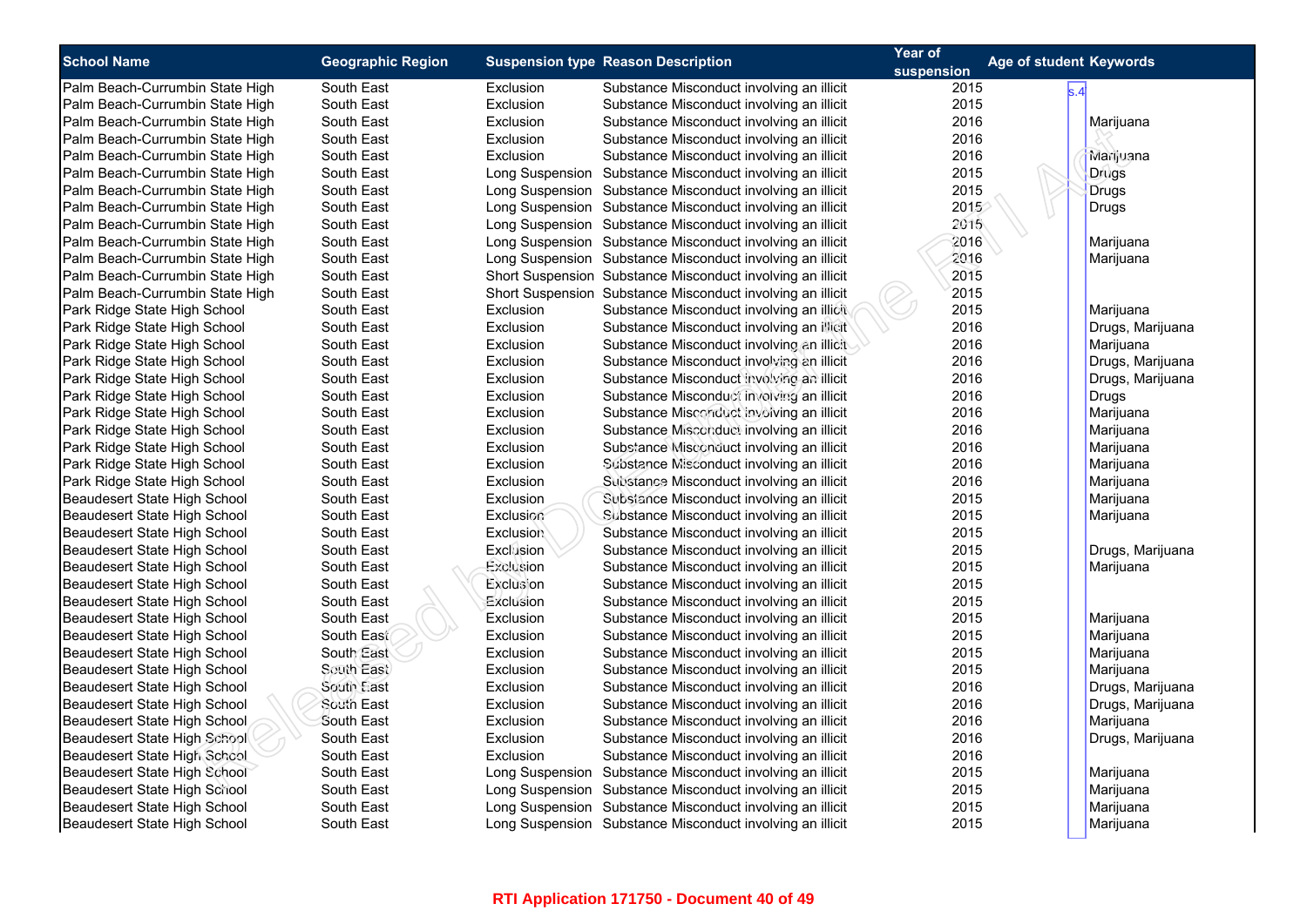| School Name | Geographic Region | Suspension type | Reason Description | Year of suspension | Age of student | Keywords |
|---|---|---|---|---|---|---|
| Palm Beach-Currumbin State High | South East | Exclusion | Substance Misconduct involving an illicit | 2015 | s.4 | |
| Palm Beach-Currumbin State High | South East | Exclusion | Substance Misconduct involving an illicit | 2015 | | |
| Palm Beach-Currumbin State High | South East | Exclusion | Substance Misconduct involving an illicit | 2016 | | Marijuana |
| Palm Beach-Currumbin State High | South East | Exclusion | Substance Misconduct involving an illicit | 2016 | | |
| Palm Beach-Currumbin State High | South East | Exclusion | Substance Misconduct involving an illicit | 2016 | | Marijuana |
| Palm Beach-Currumbin State High | South East | Long Suspension | Substance Misconduct involving an illicit | 2015 | | Drugs |
| Palm Beach-Currumbin State High | South East | Long Suspension | Substance Misconduct involving an illicit | 2015 | | Drugs |
| Palm Beach-Currumbin State High | South East | Long Suspension | Substance Misconduct involving an illicit | 2015 | | Drugs |
| Palm Beach-Currumbin State High | South East | Long Suspension | Substance Misconduct involving an illicit | 2015 | | |
| Palm Beach-Currumbin State High | South East | Long Suspension | Substance Misconduct involving an illicit | 2016 | | Marijuana |
| Palm Beach-Currumbin State High | South East | Long Suspension | Substance Misconduct involving an illicit | 2016 | | Marijuana |
| Palm Beach-Currumbin State High | South East | Short Suspension | Substance Misconduct involving an illicit | 2015 | | |
| Palm Beach-Currumbin State High | South East | Short Suspension | Substance Misconduct involving an illicit | 2015 | | |
| Park Ridge State High School | South East | Exclusion | Substance Misconduct involving an illicit | 2015 | | Marijuana |
| Park Ridge State High School | South East | Exclusion | Substance Misconduct involving an illicit | 2016 | | Drugs, Marijuana |
| Park Ridge State High School | South East | Exclusion | Substance Misconduct involving an illicit | 2016 | | Marijuana |
| Park Ridge State High School | South East | Exclusion | Substance Misconduct involving an illicit | 2016 | | Drugs, Marijuana |
| Park Ridge State High School | South East | Exclusion | Substance Misconduct involving an illicit | 2016 | | Drugs, Marijuana |
| Park Ridge State High School | South East | Exclusion | Substance Misconduct involving an illicit | 2016 | | Drugs |
| Park Ridge State High School | South East | Exclusion | Substance Misconduct involving an illicit | 2016 | | Marijuana |
| Park Ridge State High School | South East | Exclusion | Substance Misconduct involving an illicit | 2016 | | Marijuana |
| Park Ridge State High School | South East | Exclusion | Substance Misconduct involving an illicit | 2016 | | Marijuana |
| Park Ridge State High School | South East | Exclusion | Substance Misconduct involving an illicit | 2016 | | Marijuana |
| Park Ridge State High School | South East | Exclusion | Substance Misconduct involving an illicit | 2016 | | Marijuana |
| Beaudesert State High School | South East | Exclusion | Substance Misconduct involving an illicit | 2015 | | Marijuana |
| Beaudesert State High School | South East | Exclusion | Substance Misconduct involving an illicit | 2015 | | Marijuana |
| Beaudesert State High School | South East | Exclusion | Substance Misconduct involving an illicit | 2015 | | |
| Beaudesert State High School | South East | Exclusion | Substance Misconduct involving an illicit | 2015 | | Drugs, Marijuana |
| Beaudesert State High School | South East | Exclusion | Substance Misconduct involving an illicit | 2015 | | Marijuana |
| Beaudesert State High School | South East | Exclusion | Substance Misconduct involving an illicit | 2015 | | |
| Beaudesert State High School | South East | Exclusion | Substance Misconduct involving an illicit | 2015 | | |
| Beaudesert State High School | South East | Exclusion | Substance Misconduct involving an illicit | 2015 | | Marijuana |
| Beaudesert State High School | South East | Exclusion | Substance Misconduct involving an illicit | 2015 | | Marijuana |
| Beaudesert State High School | South East | Exclusion | Substance Misconduct involving an illicit | 2015 | | Marijuana |
| Beaudesert State High School | South East | Exclusion | Substance Misconduct involving an illicit | 2015 | | Marijuana |
| Beaudesert State High School | South East | Exclusion | Substance Misconduct involving an illicit | 2016 | | Drugs, Marijuana |
| Beaudesert State High School | South East | Exclusion | Substance Misconduct involving an illicit | 2016 | | Drugs, Marijuana |
| Beaudesert State High School | South East | Exclusion | Substance Misconduct involving an illicit | 2016 | | Marijuana |
| Beaudesert State High School | South East | Exclusion | Substance Misconduct involving an illicit | 2016 | | Drugs, Marijuana |
| Beaudesert State High School | South East | Exclusion | Substance Misconduct involving an illicit | 2016 | | |
| Beaudesert State High School | South East | Long Suspension | Substance Misconduct involving an illicit | 2015 | | Marijuana |
| Beaudesert State High School | South East | Long Suspension | Substance Misconduct involving an illicit | 2015 | | Marijuana |
| Beaudesert State High School | South East | Long Suspension | Substance Misconduct involving an illicit | 2015 | | Marijuana |
| Beaudesert State High School | South East | Long Suspension | Substance Misconduct involving an illicit | 2015 | | Marijuana |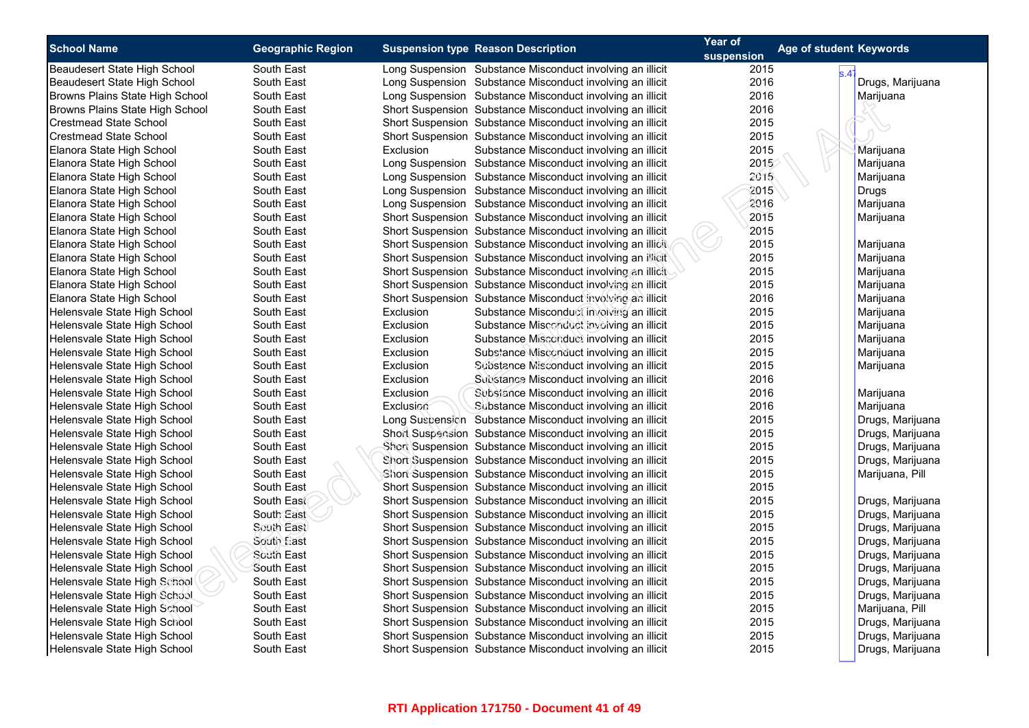| School Name | Geographic Region | Suspension type | Reason Description | Year of suspension | Age of student | Keywords |
|---|---|---|---|---|---|---|
| Beaudesert State High School | South East | Long Suspension | Substance Misconduct involving an illicit | 2015 | s.47 | |
| Beaudesert State High School | South East | Long Suspension | Substance Misconduct involving an illicit | 2016 | | Drugs, Marijuana |
| Browns Plains State High School | South East | Long Suspension | Substance Misconduct involving an illicit | 2016 | | Marijuana |
| Browns Plains State High School | South East | Short Suspension | Substance Misconduct involving an illicit | 2016 | | |
| Crestmead State School | South East | Short Suspension | Substance Misconduct involving an illicit | 2015 | | |
| Crestmead State School | South East | Short Suspension | Substance Misconduct involving an illicit | 2015 | | |
| Elanora State High School | South East | Exclusion | Substance Misconduct involving an illicit | 2015 | | Marijuana |
| Elanora State High School | South East | Long Suspension | Substance Misconduct involving an illicit | 2015 | | Marijuana |
| Elanora State High School | South East | Long Suspension | Substance Misconduct involving an illicit | 2015 | | Marijuana |
| Elanora State High School | South East | Long Suspension | Substance Misconduct involving an illicit | 2015 | | Drugs |
| Elanora State High School | South East | Long Suspension | Substance Misconduct involving an illicit | 2016 | | Marijuana |
| Elanora State High School | South East | Short Suspension | Substance Misconduct involving an illicit | 2015 | | Marijuana |
| Elanora State High School | South East | Short Suspension | Substance Misconduct involving an illicit | 2015 | | |
| Elanora State High School | South East | Short Suspension | Substance Misconduct involving an illicit | 2015 | | Marijuana |
| Elanora State High School | South East | Short Suspension | Substance Misconduct involving an illicit | 2015 | | Marijuana |
| Elanora State High School | South East | Short Suspension | Substance Misconduct involving an illicit | 2015 | | Marijuana |
| Elanora State High School | South East | Short Suspension | Substance Misconduct involving an illicit | 2015 | | Marijuana |
| Elanora State High School | South East | Short Suspension | Substance Misconduct involving an illicit | 2016 | | Marijuana |
| Helensvale State High School | South East | Exclusion | Substance Misconduct involving an illicit | 2015 | | Marijuana |
| Helensvale State High School | South East | Exclusion | Substance Misconduct involving an illicit | 2015 | | Marijuana |
| Helensvale State High School | South East | Exclusion | Substance Misconduct involving an illicit | 2015 | | Marijuana |
| Helensvale State High School | South East | Exclusion | Substance Misconduct involving an illicit | 2015 | | Marijuana |
| Helensvale State High School | South East | Exclusion | Substance Misconduct involving an illicit | 2015 | | Marijuana |
| Helensvale State High School | South East | Exclusion | Substance Misconduct involving an illicit | 2016 | | |
| Helensvale State High School | South East | Exclusion | Substance Misconduct involving an illicit | 2016 | | Marijuana |
| Helensvale State High School | South East | Exclusion | Substance Misconduct involving an illicit | 2016 | | Marijuana |
| Helensvale State High School | South East | Long Suspension | Substance Misconduct involving an illicit | 2015 | | Drugs, Marijuana |
| Helensvale State High School | South East | Short Suspension | Substance Misconduct involving an illicit | 2015 | | Drugs, Marijuana |
| Helensvale State High School | South East | Short Suspension | Substance Misconduct involving an illicit | 2015 | | Drugs, Marijuana |
| Helensvale State High School | South East | Short Suspension | Substance Misconduct involving an illicit | 2015 | | Drugs, Marijuana |
| Helensvale State High School | South East | Short Suspension | Substance Misconduct involving an illicit | 2015 | | Marijuana, Pill |
| Helensvale State High School | South East | Short Suspension | Substance Misconduct involving an illicit | 2015 | | |
| Helensvale State High School | South East | Short Suspension | Substance Misconduct involving an illicit | 2015 | | Drugs, Marijuana |
| Helensvale State High School | South East | Short Suspension | Substance Misconduct involving an illicit | 2015 | | Drugs, Marijuana |
| Helensvale State High School | South East | Short Suspension | Substance Misconduct involving an illicit | 2015 | | Drugs, Marijuana |
| Helensvale State High School | South East | Short Suspension | Substance Misconduct involving an illicit | 2015 | | Drugs, Marijuana |
| Helensvale State High School | South East | Short Suspension | Substance Misconduct involving an illicit | 2015 | | Drugs, Marijuana |
| Helensvale State High School | South East | Short Suspension | Substance Misconduct involving an illicit | 2015 | | Drugs, Marijuana |
| Helensvale State High School | South East | Short Suspension | Substance Misconduct involving an illicit | 2015 | | Drugs, Marijuana |
| Helensvale State High School | South East | Short Suspension | Substance Misconduct involving an illicit | 2015 | | Drugs, Marijuana |
| Helensvale State High School | South East | Short Suspension | Substance Misconduct involving an illicit | 2015 | | Marijuana, Pill |
| Helensvale State High School | South East | Short Suspension | Substance Misconduct involving an illicit | 2015 | | Drugs, Marijuana |
| Helensvale State High School | South East | Short Suspension | Substance Misconduct involving an illicit | 2015 | | Drugs, Marijuana |
| Helensvale State High School | South East | Short Suspension | Substance Misconduct involving an illicit | 2015 | | Drugs, Marijuana |

RTI Application 171750 - Document 41 of 49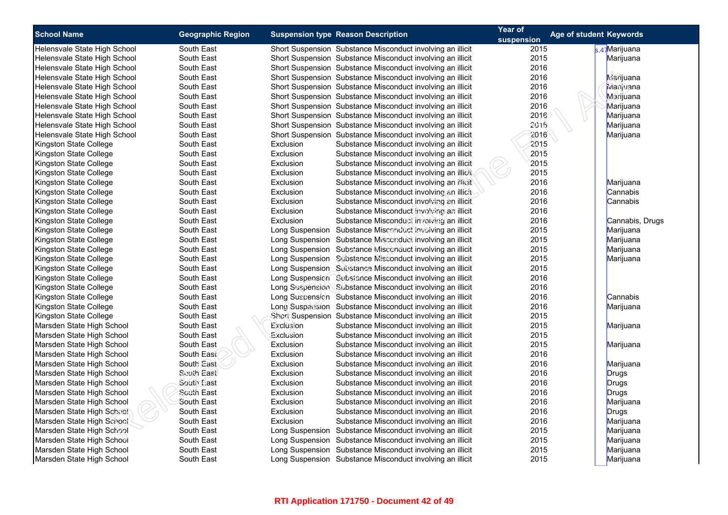| School Name | Geographic Region | Suspension type | Reason Description | Year of suspension | Age of student | Keywords |
|---|---|---|---|---|---|---|
| Helensvale State High School | South East | Short Suspension | Substance Misconduct involving an illicit | 2015 | s.47 | Marijuana |
| Helensvale State High School | South East | Short Suspension | Substance Misconduct involving an illicit | 2015 | | Marijuana |
| Helensvale State High School | South East | Short Suspension | Substance Misconduct involving an illicit | 2016 | | |
| Helensvale State High School | South East | Short Suspension | Substance Misconduct involving an illicit | 2016 | | Marijuana |
| Helensvale State High School | South East | Short Suspension | Substance Misconduct involving an illicit | 2016 | | Marijuana |
| Helensvale State High School | South East | Short Suspension | Substance Misconduct involving an illicit | 2016 | | Marijuana |
| Helensvale State High School | South East | Short Suspension | Substance Misconduct involving an illicit | 2016 | | Marijuana |
| Helensvale State High School | South East | Short Suspension | Substance Misconduct involving an illicit | 2016 | | Marijuana |
| Helensvale State High School | South East | Short Suspension | Substance Misconduct involving an illicit | 2016 | | Marijuana |
| Helensvale State High School | South East | Short Suspension | Substance Misconduct involving an illicit | 2016 | | Marijuana |
| Kingston State College | South East | Exclusion | Substance Misconduct involving an illicit | 2015 | | |
| Kingston State College | South East | Exclusion | Substance Misconduct involving an illicit | 2015 | | |
| Kingston State College | South East | Exclusion | Substance Misconduct involving an illicit | 2015 | | |
| Kingston State College | South East | Exclusion | Substance Misconduct involving an illicit | 2015 | | |
| Kingston State College | South East | Exclusion | Substance Misconduct involving an illicit | 2016 | | Marijuana |
| Kingston State College | South East | Exclusion | Substance Misconduct involving an illicit | 2016 | | Cannabis |
| Kingston State College | South East | Exclusion | Substance Misconduct involving an illicit | 2016 | | Cannabis |
| Kingston State College | South East | Exclusion | Substance Misconduct involving an illicit | 2016 | | |
| Kingston State College | South East | Exclusion | Substance Misconduct involving an illicit | 2016 | | Cannabis, Drugs |
| Kingston State College | South East | Long Suspension | Substance Misconduct involving an illicit | 2015 | | Marijuana |
| Kingston State College | South East | Long Suspension | Substance Misconduct involving an illicit | 2015 | | Marijuana |
| Kingston State College | South East | Long Suspension | Substance Misconduct involving an illicit | 2015 | | Marijuana |
| Kingston State College | South East | Long Suspension | Substance Misconduct involving an illicit | 2015 | | Marijuana |
| Kingston State College | South East | Long Suspension | Substance Misconduct involving an illicit | 2015 | | |
| Kingston State College | South East | Long Suspension | Substance Misconduct involving an illicit | 2016 | | |
| Kingston State College | South East | Long Suspension | Substance Misconduct involving an illicit | 2016 | | |
| Kingston State College | South East | Long Suspension | Substance Misconduct involving an illicit | 2016 | | Cannabis |
| Kingston State College | South East | Long Suspension | Substance Misconduct involving an illicit | 2016 | | Marijuana |
| Kingston State College | South East | Short Suspension | Substance Misconduct involving an illicit | 2015 | | |
| Marsden State High School | South East | Exclusion | Substance Misconduct involving an illicit | 2015 | | Marijuana |
| Marsden State High School | South East | Exclusion | Substance Misconduct involving an illicit | 2015 | | |
| Marsden State High School | South East | Exclusion | Substance Misconduct involving an illicit | 2015 | | Marijuana |
| Marsden State High School | South East | Exclusion | Substance Misconduct involving an illicit | 2016 | | |
| Marsden State High School | South East | Exclusion | Substance Misconduct involving an illicit | 2016 | | Marijuana |
| Marsden State High School | South East | Exclusion | Substance Misconduct involving an illicit | 2016 | | Drugs |
| Marsden State High School | South East | Exclusion | Substance Misconduct involving an illicit | 2016 | | Drugs |
| Marsden State High School | South East | Exclusion | Substance Misconduct involving an illicit | 2016 | | Drugs |
| Marsden State High School | South East | Exclusion | Substance Misconduct involving an illicit | 2016 | | Marijuana |
| Marsden State High School | South East | Exclusion | Substance Misconduct involving an illicit | 2016 | | Drugs |
| Marsden State High School | South East | Exclusion | Substance Misconduct involving an illicit | 2016 | | Marijuana |
| Marsden State High School | South East | Long Suspension | Substance Misconduct involving an illicit | 2015 | | Marijuana |
| Marsden State High School | South East | Long Suspension | Substance Misconduct involving an illicit | 2015 | | Marijuana |
| Marsden State High School | South East | Long Suspension | Substance Misconduct involving an illicit | 2015 | | Marijuana |
| Marsden State High School | South East | Long Suspension | Substance Misconduct involving an illicit | 2015 | | Marijuana |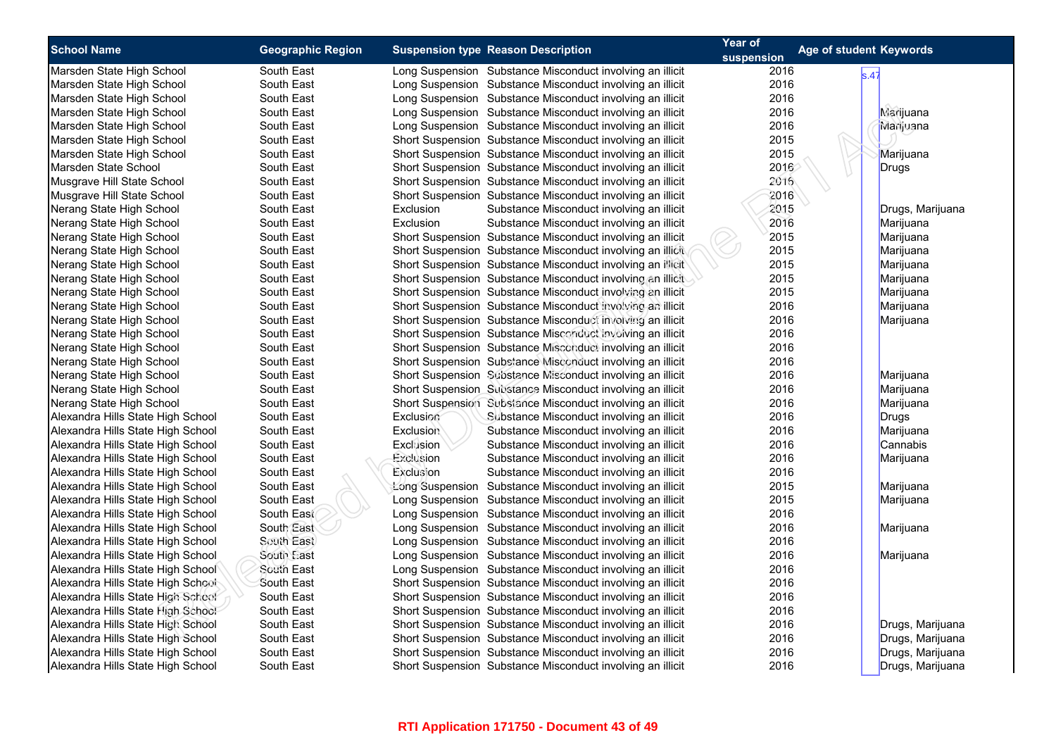| School Name | Geographic Region | Suspension type | Reason Description | Year of suspension | Age of student | Keywords |
|---|---|---|---|---|---|---|
| Marsden State High School | South East | Long Suspension | Substance Misconduct involving an illicit | 2016 | s.47 | |
| Marsden State High School | South East | Long Suspension | Substance Misconduct involving an illicit | 2016 | | |
| Marsden State High School | South East | Long Suspension | Substance Misconduct involving an illicit | 2016 | | |
| Marsden State High School | South East | Long Suspension | Substance Misconduct involving an illicit | 2016 | | Marijuana |
| Marsden State High School | South East | Long Suspension | Substance Misconduct involving an illicit | 2016 | | Marijuana |
| Marsden State High School | South East | Short Suspension | Substance Misconduct involving an illicit | 2015 | | |
| Marsden State High School | South East | Short Suspension | Substance Misconduct involving an illicit | 2015 | | Marijuana |
| Marsden State School | South East | Short Suspension | Substance Misconduct involving an illicit | 2016 | | Drugs |
| Musgrave Hill State School | South East | Short Suspension | Substance Misconduct involving an illicit | 2016 | | |
| Musgrave Hill State School | South East | Short Suspension | Substance Misconduct involving an illicit | 2016 | | |
| Nerang State High School | South East | Exclusion | Substance Misconduct involving an illicit | 2015 | | Drugs, Marijuana |
| Nerang State High School | South East | Exclusion | Substance Misconduct involving an illicit | 2016 | | Marijuana |
| Nerang State High School | South East | Short Suspension | Substance Misconduct involving an illicit | 2015 | | Marijuana |
| Nerang State High School | South East | Short Suspension | Substance Misconduct involving an illicit | 2015 | | Marijuana |
| Nerang State High School | South East | Short Suspension | Substance Misconduct involving an illicit | 2015 | | Marijuana |
| Nerang State High School | South East | Short Suspension | Substance Misconduct involving an illicit | 2015 | | Marijuana |
| Nerang State High School | South East | Short Suspension | Substance Misconduct involving an illicit | 2015 | | Marijuana |
| Nerang State High School | South East | Short Suspension | Substance Misconduct involving an illicit | 2016 | | Marijuana |
| Nerang State High School | South East | Short Suspension | Substance Misconduct involving an illicit | 2016 | | Marijuana |
| Nerang State High School | South East | Short Suspension | Substance Misconduct involving an illicit | 2016 | | |
| Nerang State High School | South East | Short Suspension | Substance Misconduct involving an illicit | 2016 | | |
| Nerang State High School | South East | Short Suspension | Substance Misconduct involving an illicit | 2016 | | |
| Nerang State High School | South East | Short Suspension | Substance Misconduct involving an illicit | 2016 | | Marijuana |
| Nerang State High School | South East | Short Suspension | Substance Misconduct involving an illicit | 2016 | | Marijuana |
| Nerang State High School | South East | Short Suspension | Substance Misconduct involving an illicit | 2016 | | Marijuana |
| Alexandra Hills State High School | South East | Exclusion | Substance Misconduct involving an illicit | 2016 | | Drugs |
| Alexandra Hills State High School | South East | Exclusion | Substance Misconduct involving an illicit | 2016 | | Marijuana |
| Alexandra Hills State High School | South East | Exclusion | Substance Misconduct involving an illicit | 2016 | | Cannabis |
| Alexandra Hills State High School | South East | Exclusion | Substance Misconduct involving an illicit | 2016 | | Marijuana |
| Alexandra Hills State High School | South East | Exclusion | Substance Misconduct involving an illicit | 2016 | | |
| Alexandra Hills State High School | South East | Long Suspension | Substance Misconduct involving an illicit | 2015 | | Marijuana |
| Alexandra Hills State High School | South East | Long Suspension | Substance Misconduct involving an illicit | 2015 | | Marijuana |
| Alexandra Hills State High School | South East | Long Suspension | Substance Misconduct involving an illicit | 2016 | | |
| Alexandra Hills State High School | South East | Long Suspension | Substance Misconduct involving an illicit | 2016 | | Marijuana |
| Alexandra Hills State High School | South East | Long Suspension | Substance Misconduct involving an illicit | 2016 | | |
| Alexandra Hills State High School | South East | Long Suspension | Substance Misconduct involving an illicit | 2016 | | Marijuana |
| Alexandra Hills State High School | South East | Long Suspension | Substance Misconduct involving an illicit | 2016 | | |
| Alexandra Hills State High School | South East | Short Suspension | Substance Misconduct involving an illicit | 2016 | | |
| Alexandra Hills State High School | South East | Short Suspension | Substance Misconduct involving an illicit | 2016 | | |
| Alexandra Hills State High School | South East | Short Suspension | Substance Misconduct involving an illicit | 2016 | | |
| Alexandra Hills State High School | South East | Short Suspension | Substance Misconduct involving an illicit | 2016 | | Drugs, Marijuana |
| Alexandra Hills State High School | South East | Short Suspension | Substance Misconduct involving an illicit | 2016 | | Drugs, Marijuana |
| Alexandra Hills State High School | South East | Short Suspension | Substance Misconduct involving an illicit | 2016 | | Drugs, Marijuana |
| Alexandra Hills State High School | South East | Short Suspension | Substance Misconduct involving an illicit | 2016 | | Drugs, Marijuana |

RTI Application 171750 - Document 43 of 49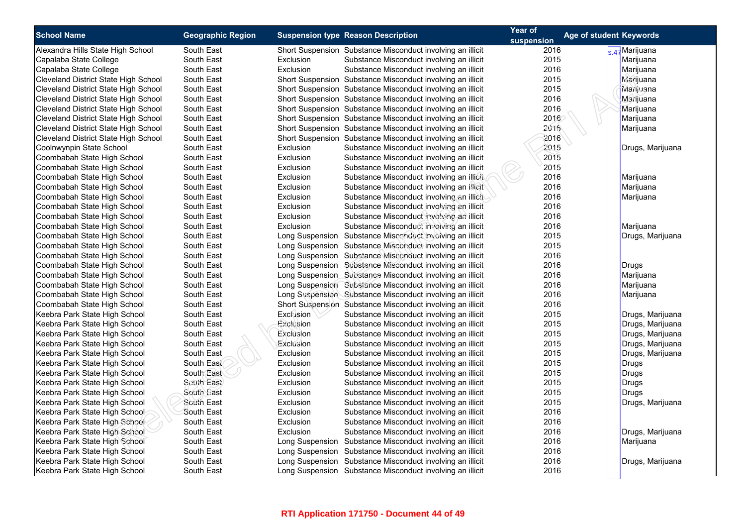| School Name | Geographic Region | Suspension type | Reason Description | Year of suspension | Age of student | Keywords |
|---|---|---|---|---|---|---|
| Alexandra Hills State High School | South East | Short Suspension | Substance Misconduct involving an illicit | 2016 | s.47 | Marijuana |
| Capalaba State College | South East | Exclusion | Substance Misconduct involving an illicit | 2015 | | Marijuana |
| Capalaba State College | South East | Exclusion | Substance Misconduct involving an illicit | 2016 | | Marijuana |
| Cleveland District State High School | South East | Short Suspension | Substance Misconduct involving an illicit | 2015 | | Marijuana |
| Cleveland District State High School | South East | Short Suspension | Substance Misconduct involving an illicit | 2015 | | Marijuana |
| Cleveland District State High School | South East | Short Suspension | Substance Misconduct involving an illicit | 2016 | | Marijuana |
| Cleveland District State High School | South East | Short Suspension | Substance Misconduct involving an illicit | 2016 | | Marijuana |
| Cleveland District State High School | South East | Short Suspension | Substance Misconduct involving an illicit | 2016 | | Marijuana |
| Cleveland District State High School | South East | Short Suspension | Substance Misconduct involving an illicit | 2016 | | Marijuana |
| Cleveland District State High School | South East | Short Suspension | Substance Misconduct involving an illicit | 2016 | | |
| Coolnwynpin State School | South East | Exclusion | Substance Misconduct involving an illicit | 2015 | | Drugs, Marijuana |
| Coombabah State High School | South East | Exclusion | Substance Misconduct involving an illicit | 2015 | | |
| Coombabah State High School | South East | Exclusion | Substance Misconduct involving an illicit | 2015 | | |
| Coombabah State High School | South East | Exclusion | Substance Misconduct involving an illicit | 2016 | | Marijuana |
| Coombabah State High School | South East | Exclusion | Substance Misconduct involving an illicit | 2016 | | Marijuana |
| Coombabah State High School | South East | Exclusion | Substance Misconduct involving an illicit | 2016 | | Marijuana |
| Coombabah State High School | South East | Exclusion | Substance Misconduct involving an illicit | 2016 | | |
| Coombabah State High School | South East | Exclusion | Substance Misconduct involving an illicit | 2016 | | |
| Coombabah State High School | South East | Exclusion | Substance Misconduct involving an illicit | 2016 | | Marijuana |
| Coombabah State High School | South East | Long Suspension | Substance Misconduct involving an illicit | 2015 | | Drugs, Marijuana |
| Coombabah State High School | South East | Long Suspension | Substance Misconduct involving an illicit | 2015 | | |
| Coombabah State High School | South East | Long Suspension | Substance Misconduct involving an illicit | 2016 | | |
| Coombabah State High School | South East | Long Suspension | Substance Misconduct involving an illicit | 2016 | | Drugs |
| Coombabah State High School | South East | Long Suspension | Substance Misconduct involving an illicit | 2016 | | Marijuana |
| Coombabah State High School | South East | Long Suspension | Substance Misconduct involving an illicit | 2016 | | Marijuana |
| Coombabah State High School | South East | Long Suspension | Substance Misconduct involving an illicit | 2016 | | Marijuana |
| Coombabah State High School | South East | Short Suspension | Substance Misconduct involving an illicit | 2016 | | |
| Keebra Park State High School | South East | Exclusion | Substance Misconduct involving an illicit | 2015 | | Drugs, Marijuana |
| Keebra Park State High School | South East | Exclusion | Substance Misconduct involving an illicit | 2015 | | Drugs, Marijuana |
| Keebra Park State High School | South East | Exclusion | Substance Misconduct involving an illicit | 2015 | | Drugs, Marijuana |
| Keebra Park State High School | South East | Exclusion | Substance Misconduct involving an illicit | 2015 | | Drugs, Marijuana |
| Keebra Park State High School | South East | Exclusion | Substance Misconduct involving an illicit | 2015 | | Drugs, Marijuana |
| Keebra Park State High School | South East | Exclusion | Substance Misconduct involving an illicit | 2015 | | Drugs |
| Keebra Park State High School | South East | Exclusion | Substance Misconduct involving an illicit | 2015 | | Drugs |
| Keebra Park State High School | South East | Exclusion | Substance Misconduct involving an illicit | 2015 | | Drugs |
| Keebra Park State High School | South East | Exclusion | Substance Misconduct involving an illicit | 2015 | | Drugs |
| Keebra Park State High School | South East | Exclusion | Substance Misconduct involving an illicit | 2015 | | Drugs, Marijuana |
| Keebra Park State High School | South East | Exclusion | Substance Misconduct involving an illicit | 2016 | | |
| Keebra Park State High School | South East | Exclusion | Substance Misconduct involving an illicit | 2016 | | |
| Keebra Park State High School | South East | Exclusion | Substance Misconduct involving an illicit | 2016 | | Drugs, Marijuana |
| Keebra Park State High School | South East | Long Suspension | Substance Misconduct involving an illicit | 2016 | | Marijuana |
| Keebra Park State High School | South East | Long Suspension | Substance Misconduct involving an illicit | 2016 | | |
| Keebra Park State High School | South East | Long Suspension | Substance Misconduct involving an illicit | 2016 | | Drugs, Marijuana |
| Keebra Park State High School | South East | Long Suspension | Substance Misconduct involving an illicit | 2016 | | |

RTI Application 171750 - Document 44 of 49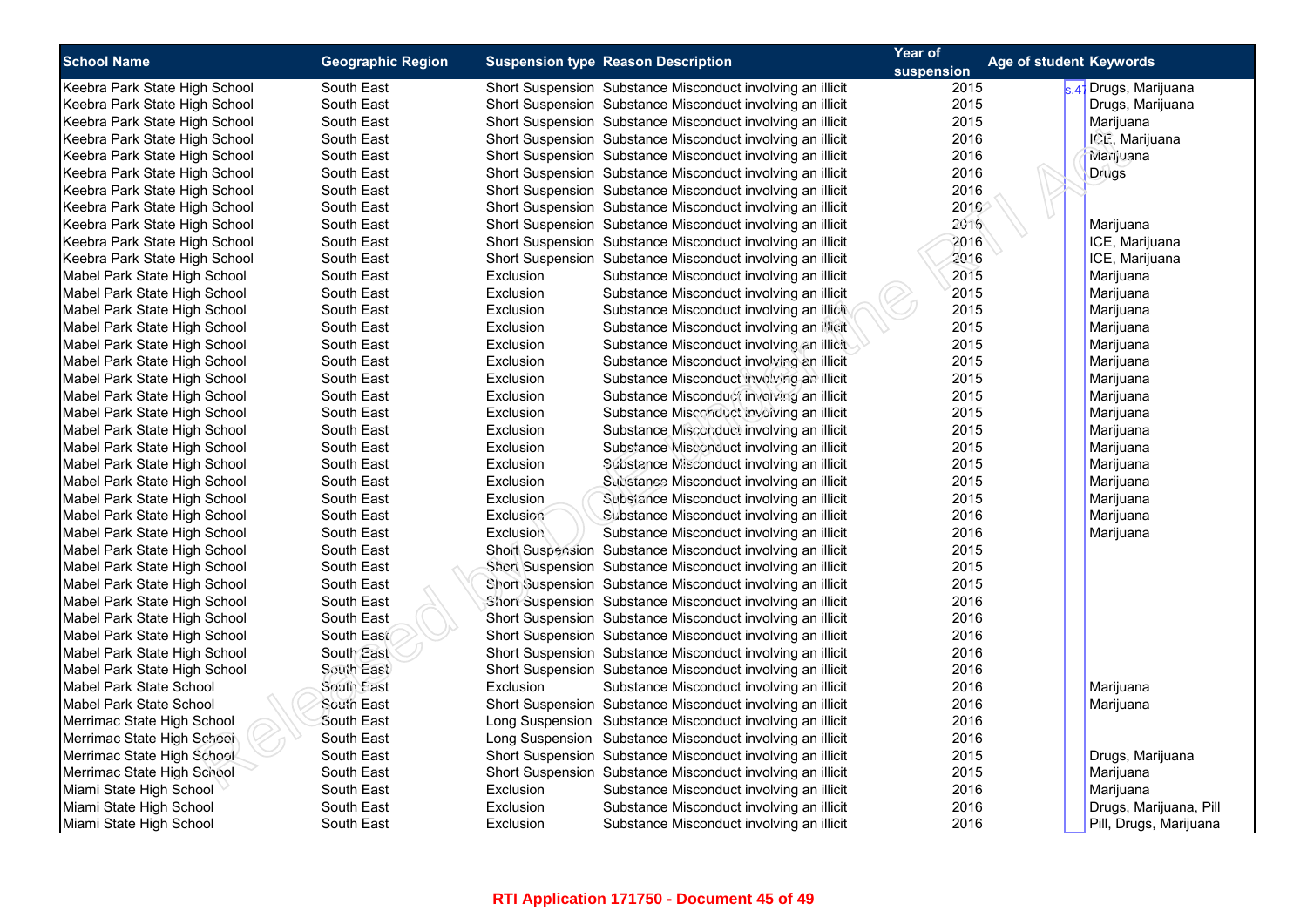| School Name | Geographic Region | Suspension type | Reason Description | Year of suspension | Age of student | Keywords |
|---|---|---|---|---|---|---|
| Keebra Park State High School | South East | Short Suspension | Substance Misconduct involving an illicit | 2015 | s.47 | Drugs, Marijuana |
| Keebra Park State High School | South East | Short Suspension | Substance Misconduct involving an illicit | 2015 | | Drugs, Marijuana |
| Keebra Park State High School | South East | Short Suspension | Substance Misconduct involving an illicit | 2015 | | Marijuana |
| Keebra Park State High School | South East | Short Suspension | Substance Misconduct involving an illicit | 2016 | | ICE, Marijuana |
| Keebra Park State High School | South East | Short Suspension | Substance Misconduct involving an illicit | 2016 | | Marijuana |
| Keebra Park State High School | South East | Short Suspension | Substance Misconduct involving an illicit | 2016 | | Drugs |
| Keebra Park State High School | South East | Short Suspension | Substance Misconduct involving an illicit | 2016 | | |
| Keebra Park State High School | South East | Short Suspension | Substance Misconduct involving an illicit | 2016 | | |
| Keebra Park State High School | South East | Short Suspension | Substance Misconduct involving an illicit | 2016 | | Marijuana |
| Keebra Park State High School | South East | Short Suspension | Substance Misconduct involving an illicit | 2016 | | ICE, Marijuana |
| Keebra Park State High School | South East | Short Suspension | Substance Misconduct involving an illicit | 2016 | | ICE, Marijuana |
| Mabel Park State High School | South East | Exclusion | Substance Misconduct involving an illicit | 2015 | | Marijuana |
| Mabel Park State High School | South East | Exclusion | Substance Misconduct involving an illicit | 2015 | | Marijuana |
| Mabel Park State High School | South East | Exclusion | Substance Misconduct involving an illicit | 2015 | | Marijuana |
| Mabel Park State High School | South East | Exclusion | Substance Misconduct involving an illicit | 2015 | | Marijuana |
| Mabel Park State High School | South East | Exclusion | Substance Misconduct involving an illicit | 2015 | | Marijuana |
| Mabel Park State High School | South East | Exclusion | Substance Misconduct involving an illicit | 2015 | | Marijuana |
| Mabel Park State High School | South East | Exclusion | Substance Misconduct involving an illicit | 2015 | | Marijuana |
| Mabel Park State High School | South East | Exclusion | Substance Misconduct involving an illicit | 2015 | | Marijuana |
| Mabel Park State High School | South East | Exclusion | Substance Misconduct involving an illicit | 2015 | | Marijuana |
| Mabel Park State High School | South East | Exclusion | Substance Misconduct involving an illicit | 2015 | | Marijuana |
| Mabel Park State High School | South East | Exclusion | Substance Misconduct involving an illicit | 2015 | | Marijuana |
| Mabel Park State High School | South East | Exclusion | Substance Misconduct involving an illicit | 2015 | | Marijuana |
| Mabel Park State High School | South East | Exclusion | Substance Misconduct involving an illicit | 2015 | | Marijuana |
| Mabel Park State High School | South East | Exclusion | Substance Misconduct involving an illicit | 2015 | | Marijuana |
| Mabel Park State High School | South East | Exclusion | Substance Misconduct involving an illicit | 2016 | | Marijuana |
| Mabel Park State High School | South East | Exclusion | Substance Misconduct involving an illicit | 2016 | | Marijuana |
| Mabel Park State High School | South East | Short Suspension | Substance Misconduct involving an illicit | 2015 | | |
| Mabel Park State High School | South East | Short Suspension | Substance Misconduct involving an illicit | 2015 | | |
| Mabel Park State High School | South East | Short Suspension | Substance Misconduct involving an illicit | 2015 | | |
| Mabel Park State High School | South East | Short Suspension | Substance Misconduct involving an illicit | 2016 | | |
| Mabel Park State High School | South East | Short Suspension | Substance Misconduct involving an illicit | 2016 | | |
| Mabel Park State High School | South East | Short Suspension | Substance Misconduct involving an illicit | 2016 | | |
| Mabel Park State High School | South East | Short Suspension | Substance Misconduct involving an illicit | 2016 | | |
| Mabel Park State High School | South East | Short Suspension | Substance Misconduct involving an illicit | 2016 | | |
| Mabel Park State School | South East | Exclusion | Substance Misconduct involving an illicit | 2016 | | Marijuana |
| Mabel Park State School | South East | Short Suspension | Substance Misconduct involving an illicit | 2016 | | Marijuana |
| Merrimac State High School | South East | Long Suspension | Substance Misconduct involving an illicit | 2016 | | |
| Merrimac State High School | South East | Long Suspension | Substance Misconduct involving an illicit | 2016 | | |
| Merrimac State High School | South East | Short Suspension | Substance Misconduct involving an illicit | 2015 | | Drugs, Marijuana |
| Merrimac State High School | South East | Short Suspension | Substance Misconduct involving an illicit | 2015 | | Marijuana |
| Miami State High School | South East | Exclusion | Substance Misconduct involving an illicit | 2016 | | Marijuana |
| Miami State High School | South East | Exclusion | Substance Misconduct involving an illicit | 2016 | | Drugs, Marijuana, Pill |
| Miami State High School | South East | Exclusion | Substance Misconduct involving an illicit | 2016 | | Pill, Drugs, Marijuana |

**RTI Application 171750 - Document 45 of 49**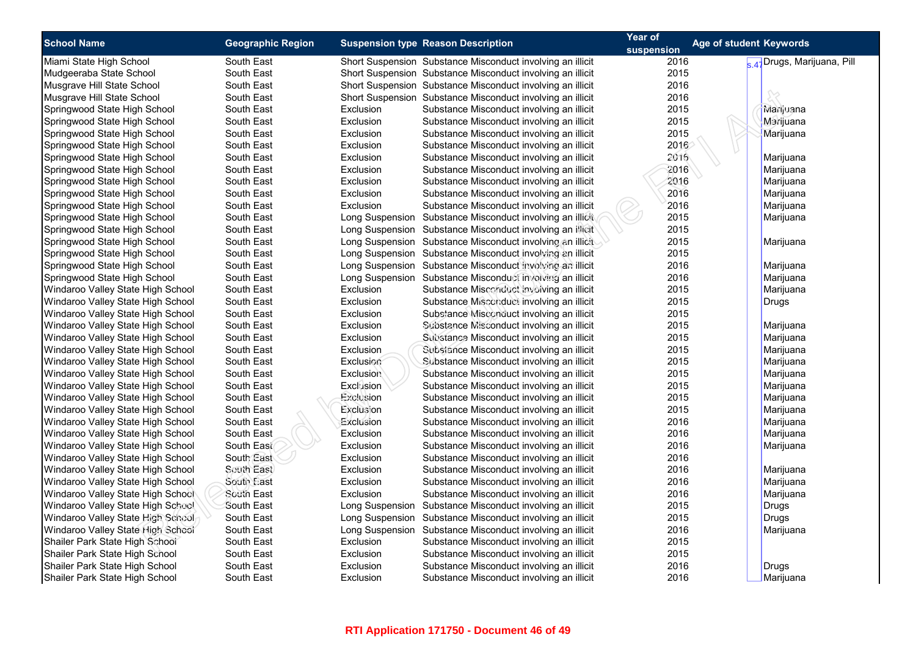| School Name | Geographic Region | Suspension type | Reason Description | Year of suspension | Age of student | Keywords |
|---|---|---|---|---|---|---|
| Miami State High School | South East | Short Suspension | Substance Misconduct involving an illicit | 2016 | s.47 | Drugs, Marijuana, Pill |
| Mudgeeraba State School | South East | Short Suspension | Substance Misconduct involving an illicit | 2015 | | |
| Musgrave Hill State School | South East | Short Suspension | Substance Misconduct involving an illicit | 2016 | | |
| Musgrave Hill State School | South East | Short Suspension | Substance Misconduct involving an illicit | 2016 | | |
| Springwood State High School | South East | Exclusion | Substance Misconduct involving an illicit | 2015 | | Marijuana |
| Springwood State High School | South East | Exclusion | Substance Misconduct involving an illicit | 2015 | | Marijuana |
| Springwood State High School | South East | Exclusion | Substance Misconduct involving an illicit | 2015 | | Marijuana |
| Springwood State High School | South East | Exclusion | Substance Misconduct involving an illicit | 2016 | | |
| Springwood State High School | South East | Exclusion | Substance Misconduct involving an illicit | 2016 | | Marijuana |
| Springwood State High School | South East | Exclusion | Substance Misconduct involving an illicit | 2016 | | Marijuana |
| Springwood State High School | South East | Exclusion | Substance Misconduct involving an illicit | 2016 | | Marijuana |
| Springwood State High School | South East | Exclusion | Substance Misconduct involving an illicit | 2016 | | Marijuana |
| Springwood State High School | South East | Exclusion | Substance Misconduct involving an illicit | 2016 | | Marijuana |
| Springwood State High School | South East | Long Suspension | Substance Misconduct involving an illicit | 2015 | | Marijuana |
| Springwood State High School | South East | Long Suspension | Substance Misconduct involving an illicit | 2015 | | |
| Springwood State High School | South East | Long Suspension | Substance Misconduct involving an illicit | 2015 | | Marijuana |
| Springwood State High School | South East | Long Suspension | Substance Misconduct involving an illicit | 2015 | | |
| Springwood State High School | South East | Long Suspension | Substance Misconduct involving an illicit | 2016 | | Marijuana |
| Springwood State High School | South East | Long Suspension | Substance Misconduct involving an illicit | 2016 | | Marijuana |
| Windaroo Valley State High School | South East | Exclusion | Substance Misconduct involving an illicit | 2015 | | Marijuana |
| Windaroo Valley State High School | South East | Exclusion | Substance Misconduct involving an illicit | 2015 | | Drugs |
| Windaroo Valley State High School | South East | Exclusion | Substance Misconduct involving an illicit | 2015 | | |
| Windaroo Valley State High School | South East | Exclusion | Substance Misconduct involving an illicit | 2015 | | Marijuana |
| Windaroo Valley State High School | South East | Exclusion | Substance Misconduct involving an illicit | 2015 | | Marijuana |
| Windaroo Valley State High School | South East | Exclusion | Substance Misconduct involving an illicit | 2015 | | Marijuana |
| Windaroo Valley State High School | South East | Exclusion | Substance Misconduct involving an illicit | 2015 | | Marijuana |
| Windaroo Valley State High School | South East | Exclusion | Substance Misconduct involving an illicit | 2015 | | Marijuana |
| Windaroo Valley State High School | South East | Exclusion | Substance Misconduct involving an illicit | 2015 | | Marijuana |
| Windaroo Valley State High School | South East | Exclusion | Substance Misconduct involving an illicit | 2015 | | Marijuana |
| Windaroo Valley State High School | South East | Exclusion | Substance Misconduct involving an illicit | 2015 | | Marijuana |
| Windaroo Valley State High School | South East | Exclusion | Substance Misconduct involving an illicit | 2016 | | Marijuana |
| Windaroo Valley State High School | South East | Exclusion | Substance Misconduct involving an illicit | 2016 | | Marijuana |
| Windaroo Valley State High School | South East | Exclusion | Substance Misconduct involving an illicit | 2016 | | Marijuana |
| Windaroo Valley State High School | South East | Exclusion | Substance Misconduct involving an illicit | 2016 | | |
| Windaroo Valley State High School | South East | Exclusion | Substance Misconduct involving an illicit | 2016 | | Marijuana |
| Windaroo Valley State High School | South East | Exclusion | Substance Misconduct involving an illicit | 2016 | | Marijuana |
| Windaroo Valley State High School | South East | Exclusion | Substance Misconduct involving an illicit | 2016 | | Marijuana |
| Windaroo Valley State High School | South East | Long Suspension | Substance Misconduct involving an illicit | 2015 | | Drugs |
| Windaroo Valley State High School | South East | Long Suspension | Substance Misconduct involving an illicit | 2015 | | Drugs |
| Windaroo Valley State High School | South East | Long Suspension | Substance Misconduct involving an illicit | 2016 | | Marijuana |
| Shailer Park State High School | South East | Exclusion | Substance Misconduct involving an illicit | 2015 | | |
| Shailer Park State High School | South East | Exclusion | Substance Misconduct involving an illicit | 2015 | | |
| Shailer Park State High School | South East | Exclusion | Substance Misconduct involving an illicit | 2016 | | Drugs |
| Shailer Park State High School | South East | Exclusion | Substance Misconduct involving an illicit | 2016 | | Marijuana |

RTI Application 171750 - Document 46 of 49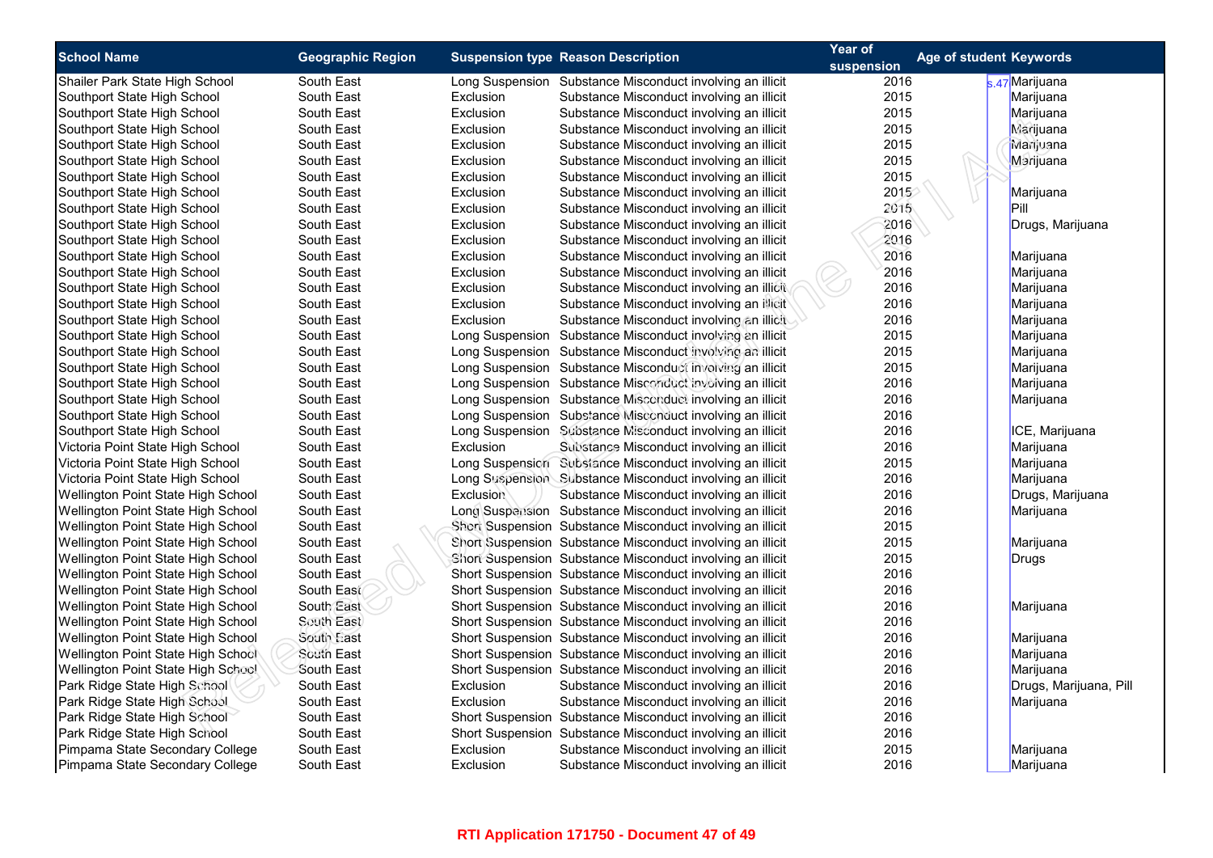| School Name | Geographic Region | Suspension type | Reason Description | Year of suspension | Age of student | Keywords |
| --- | --- | --- | --- | --- | --- | --- |
| Shailer Park State High School | South East | Long Suspension | Substance Misconduct involving an illicit | 2016 | s.47 | Marijuana |
| Southport State High School | South East | Exclusion | Substance Misconduct involving an illicit | 2015 | | Marijuana |
| Southport State High School | South East | Exclusion | Substance Misconduct involving an illicit | 2015 | | Marijuana |
| Southport State High School | South East | Exclusion | Substance Misconduct involving an illicit | 2015 | | Marijuana |
| Southport State High School | South East | Exclusion | Substance Misconduct involving an illicit | 2015 | | Marijuana |
| Southport State High School | South East | Exclusion | Substance Misconduct involving an illicit | 2015 | | Marijuana |
| Southport State High School | South East | Exclusion | Substance Misconduct involving an illicit | 2015 | | |
| Southport State High School | South East | Exclusion | Substance Misconduct involving an illicit | 2015 | | Marijuana |
| Southport State High School | South East | Exclusion | Substance Misconduct involving an illicit | 2015 | | Pill |
| Southport State High School | South East | Exclusion | Substance Misconduct involving an illicit | 2016 | | Drugs, Marijuana |
| Southport State High School | South East | Exclusion | Substance Misconduct involving an illicit | 2016 | | |
| Southport State High School | South East | Exclusion | Substance Misconduct involving an illicit | 2016 | | Marijuana |
| Southport State High School | South East | Exclusion | Substance Misconduct involving an illicit | 2016 | | Marijuana |
| Southport State High School | South East | Exclusion | Substance Misconduct involving an illicit | 2016 | | Marijuana |
| Southport State High School | South East | Exclusion | Substance Misconduct involving an illicit | 2016 | | Marijuana |
| Southport State High School | South East | Exclusion | Substance Misconduct involving an illicit | 2016 | | Marijuana |
| Southport State High School | South East | Long Suspension | Substance Misconduct involving an illicit | 2015 | | Marijuana |
| Southport State High School | South East | Long Suspension | Substance Misconduct involving an illicit | 2015 | | Marijuana |
| Southport State High School | South East | Long Suspension | Substance Misconduct involving an illicit | 2015 | | Marijuana |
| Southport State High School | South East | Long Suspension | Substance Misconduct involving an illicit | 2016 | | Marijuana |
| Southport State High School | South East | Long Suspension | Substance Misconduct involving an illicit | 2016 | | Marijuana |
| Southport State High School | South East | Long Suspension | Substance Misconduct involving an illicit | 2016 | | |
| Southport State High School | South East | Long Suspension | Substance Misconduct involving an illicit | 2016 | | ICE, Marijuana |
| Victoria Point State High School | South East | Exclusion | Substance Misconduct involving an illicit | 2016 | | Marijuana |
| Victoria Point State High School | South East | Long Suspension | Substance Misconduct involving an illicit | 2015 | | Marijuana |
| Victoria Point State High School | South East | Long Suspension | Substance Misconduct involving an illicit | 2016 | | Marijuana |
| Wellington Point State High School | South East | Exclusion | Substance Misconduct involving an illicit | 2016 | | Drugs, Marijuana |
| Wellington Point State High School | South East | Long Suspension | Substance Misconduct involving an illicit | 2016 | | Marijuana |
| Wellington Point State High School | South East | Short Suspension | Substance Misconduct involving an illicit | 2015 | | |
| Wellington Point State High School | South East | Short Suspension | Substance Misconduct involving an illicit | 2015 | | Marijuana |
| Wellington Point State High School | South East | Short Suspension | Substance Misconduct involving an illicit | 2015 | | Drugs |
| Wellington Point State High School | South East | Short Suspension | Substance Misconduct involving an illicit | 2016 | | |
| Wellington Point State High School | South East | Short Suspension | Substance Misconduct involving an illicit | 2016 | | |
| Wellington Point State High School | South East | Short Suspension | Substance Misconduct involving an illicit | 2016 | | Marijuana |
| Wellington Point State High School | South East | Short Suspension | Substance Misconduct involving an illicit | 2016 | | |
| Wellington Point State High School | South East | Short Suspension | Substance Misconduct involving an illicit | 2016 | | Marijuana |
| Wellington Point State High School | South East | Short Suspension | Substance Misconduct involving an illicit | 2016 | | Marijuana |
| Wellington Point State High School | South East | Short Suspension | Substance Misconduct involving an illicit | 2016 | | Marijuana |
| Park Ridge State High School | South East | Exclusion | Substance Misconduct involving an illicit | 2016 | | Drugs, Marijuana, Pill |
| Park Ridge State High School | South East | Exclusion | Substance Misconduct involving an illicit | 2016 | | Marijuana |
| Park Ridge State High School | South East | Short Suspension | Substance Misconduct involving an illicit | 2016 | | |
| Park Ridge State High School | South East | Short Suspension | Substance Misconduct involving an illicit | 2016 | | |
| Pimpama State Secondary College | South East | Exclusion | Substance Misconduct involving an illicit | 2015 | | Marijuana |
| Pimpama State Secondary College | South East | Exclusion | Substance Misconduct involving an illicit | 2016 | | Marijuana |

RTI Application 171750 - Document 47 of 49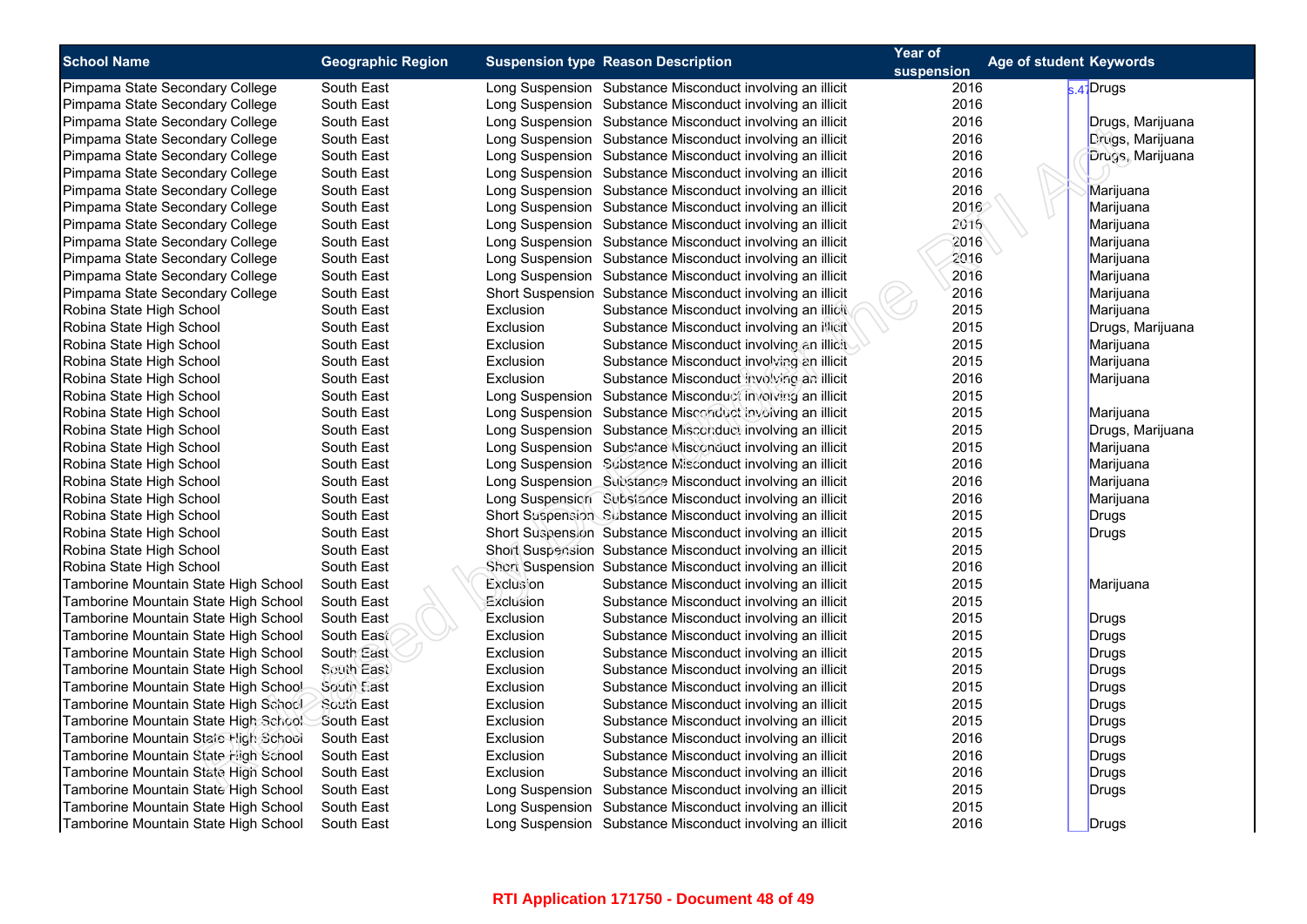| School Name | Geographic Region | Suspension type | Reason Description | Year of suspension | Age of student | Keywords |
|---|---|---|---|---|---|---|
| Pimpama State Secondary College | South East | Long Suspension | Substance Misconduct involving an illicit | 2016 | s.47 | Drugs |
| Pimpama State Secondary College | South East | Long Suspension | Substance Misconduct involving an illicit | 2016 | | |
| Pimpama State Secondary College | South East | Long Suspension | Substance Misconduct involving an illicit | 2016 | | Drugs, Marijuana |
| Pimpama State Secondary College | South East | Long Suspension | Substance Misconduct involving an illicit | 2016 | | Drugs, Marijuana |
| Pimpama State Secondary College | South East | Long Suspension | Substance Misconduct involving an illicit | 2016 | | Drugs, Marijuana |
| Pimpama State Secondary College | South East | Long Suspension | Substance Misconduct involving an illicit | 2016 | | |
| Pimpama State Secondary College | South East | Long Suspension | Substance Misconduct involving an illicit | 2016 | | Marijuana |
| Pimpama State Secondary College | South East | Long Suspension | Substance Misconduct involving an illicit | 2016 | | Marijuana |
| Pimpama State Secondary College | South East | Long Suspension | Substance Misconduct involving an illicit | 2016 | | Marijuana |
| Pimpama State Secondary College | South East | Long Suspension | Substance Misconduct involving an illicit | 2016 | | Marijuana |
| Pimpama State Secondary College | South East | Long Suspension | Substance Misconduct involving an illicit | 2016 | | Marijuana |
| Pimpama State Secondary College | South East | Long Suspension | Substance Misconduct involving an illicit | 2016 | | Marijuana |
| Pimpama State Secondary College | South East | Short Suspension | Substance Misconduct involving an illicit | 2016 | | Marijuana |
| Robina State High School | South East | Exclusion | Substance Misconduct involving an illicit | 2015 | | Marijuana |
| Robina State High School | South East | Exclusion | Substance Misconduct involving an illicit | 2015 | | Drugs, Marijuana |
| Robina State High School | South East | Exclusion | Substance Misconduct involving an illicit | 2015 | | Marijuana |
| Robina State High School | South East | Exclusion | Substance Misconduct involving an illicit | 2015 | | Marijuana |
| Robina State High School | South East | Exclusion | Substance Misconduct involving an illicit | 2016 | | Marijuana |
| Robina State High School | South East | Long Suspension | Substance Misconduct involving an illicit | 2015 | | |
| Robina State High School | South East | Long Suspension | Substance Misconduct involving an illicit | 2015 | | Marijuana |
| Robina State High School | South East | Long Suspension | Substance Misconduct involving an illicit | 2015 | | Drugs, Marijuana |
| Robina State High School | South East | Long Suspension | Substance Misconduct involving an illicit | 2015 | | Marijuana |
| Robina State High School | South East | Long Suspension | Substance Misconduct involving an illicit | 2016 | | Marijuana |
| Robina State High School | South East | Long Suspension | Substance Misconduct involving an illicit | 2016 | | Marijuana |
| Robina State High School | South East | Long Suspension | Substance Misconduct involving an illicit | 2016 | | Marijuana |
| Robina State High School | South East | Short Suspension | Substance Misconduct involving an illicit | 2015 | | Drugs |
| Robina State High School | South East | Short Suspension | Substance Misconduct involving an illicit | 2015 | | Drugs |
| Robina State High School | South East | Short Suspension | Substance Misconduct involving an illicit | 2015 | | |
| Robina State High School | South East | Short Suspension | Substance Misconduct involving an illicit | 2016 | | |
| Tamborine Mountain State High School | South East | Exclusion | Substance Misconduct involving an illicit | 2015 | | Marijuana |
| Tamborine Mountain State High School | South East | Exclusion | Substance Misconduct involving an illicit | 2015 | | |
| Tamborine Mountain State High School | South East | Exclusion | Substance Misconduct involving an illicit | 2015 | | Drugs |
| Tamborine Mountain State High School | South East | Exclusion | Substance Misconduct involving an illicit | 2015 | | Drugs |
| Tamborine Mountain State High School | South East | Exclusion | Substance Misconduct involving an illicit | 2015 | | Drugs |
| Tamborine Mountain State High School | South East | Exclusion | Substance Misconduct involving an illicit | 2015 | | Drugs |
| Tamborine Mountain State High School | South East | Exclusion | Substance Misconduct involving an illicit | 2015 | | Drugs |
| Tamborine Mountain State High School | South East | Exclusion | Substance Misconduct involving an illicit | 2015 | | Drugs |
| Tamborine Mountain State High School | South East | Exclusion | Substance Misconduct involving an illicit | 2015 | | Drugs |
| Tamborine Mountain State High School | South East | Exclusion | Substance Misconduct involving an illicit | 2016 | | Drugs |
| Tamborine Mountain State High School | South East | Exclusion | Substance Misconduct involving an illicit | 2016 | | Drugs |
| Tamborine Mountain State High School | South East | Exclusion | Substance Misconduct involving an illicit | 2016 | | Drugs |
| Tamborine Mountain State High School | South East | Long Suspension | Substance Misconduct involving an illicit | 2015 | | Drugs |
| Tamborine Mountain State High School | South East | Long Suspension | Substance Misconduct involving an illicit | 2015 | | |
| Tamborine Mountain State High School | South East | Long Suspension | Substance Misconduct involving an illicit | 2016 | | Drugs |

**RTI Application 171750 - Document 48 of 49**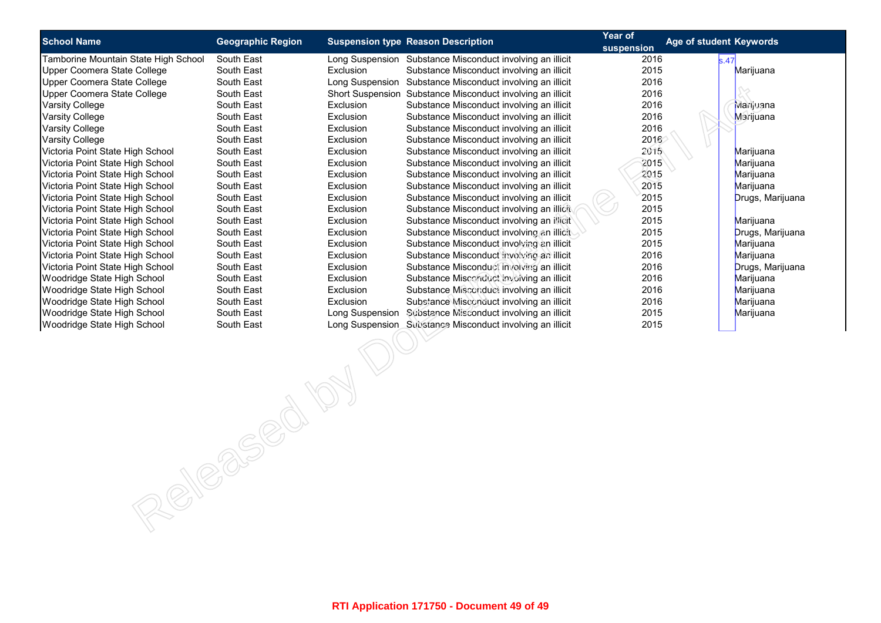| School Name | Geographic Region | Suspension type | Reason Description | Year of suspension | Age of student | Keywords |
|---|---|---|---|---|---|---|
| Tamborine Mountain State High School | South East | Long Suspension | Substance Misconduct involving an illicit | 2016 | s.47 | |
| Upper Coomera State College | South East | Exclusion | Substance Misconduct involving an illicit | 2015 | | Marijuana |
| Upper Coomera State College | South East | Long Suspension | Substance Misconduct involving an illicit | 2016 | | |
| Upper Coomera State College | South East | Short Suspension | Substance Misconduct involving an illicit | 2016 | | |
| Varsity College | South East | Exclusion | Substance Misconduct involving an illicit | 2016 | | Marijuana |
| Varsity College | South East | Exclusion | Substance Misconduct involving an illicit | 2016 | | Marijuana |
| Varsity College | South East | Exclusion | Substance Misconduct involving an illicit | 2016 | | |
| Varsity College | South East | Exclusion | Substance Misconduct involving an illicit | 2016 | | |
| Victoria Point State High School | South East | Exclusion | Substance Misconduct involving an illicit | 2015 | | Marijuana |
| Victoria Point State High School | South East | Exclusion | Substance Misconduct involving an illicit | 2015 | | Marijuana |
| Victoria Point State High School | South East | Exclusion | Substance Misconduct involving an illicit | 2015 | | Marijuana |
| Victoria Point State High School | South East | Exclusion | Substance Misconduct involving an illicit | 2015 | | Marijuana |
| Victoria Point State High School | South East | Exclusion | Substance Misconduct involving an illicit | 2015 | | Drugs, Marijuana |
| Victoria Point State High School | South East | Exclusion | Substance Misconduct involving an illicit | 2015 | | |
| Victoria Point State High School | South East | Exclusion | Substance Misconduct involving an illicit | 2015 | | Marijuana |
| Victoria Point State High School | South East | Exclusion | Substance Misconduct involving an illicit | 2015 | | Drugs, Marijuana |
| Victoria Point State High School | South East | Exclusion | Substance Misconduct involving an illicit | 2015 | | Marijuana |
| Victoria Point State High School | South East | Exclusion | Substance Misconduct involving an illicit | 2016 | | Marijuana |
| Victoria Point State High School | South East | Exclusion | Substance Misconduct involving an illicit | 2016 | | Drugs, Marijuana |
| Woodridge State High School | South East | Exclusion | Substance Misconduct involving an illicit | 2016 | | Marijuana |
| Woodridge State High School | South East | Exclusion | Substance Misconduct involving an illicit | 2016 | | Marijuana |
| Woodridge State High School | South East | Exclusion | Substance Misconduct involving an illicit | 2016 | | Marijuana |
| Woodridge State High School | South East | Long Suspension | Substance Misconduct involving an illicit | 2015 | | Marijuana |
| Woodridge State High School | South East | Long Suspension | Substance Misconduct involving an illicit | 2015 | | |

Released by DoE under the RTI Act

RTI Application 171750 - Document 49 of 49